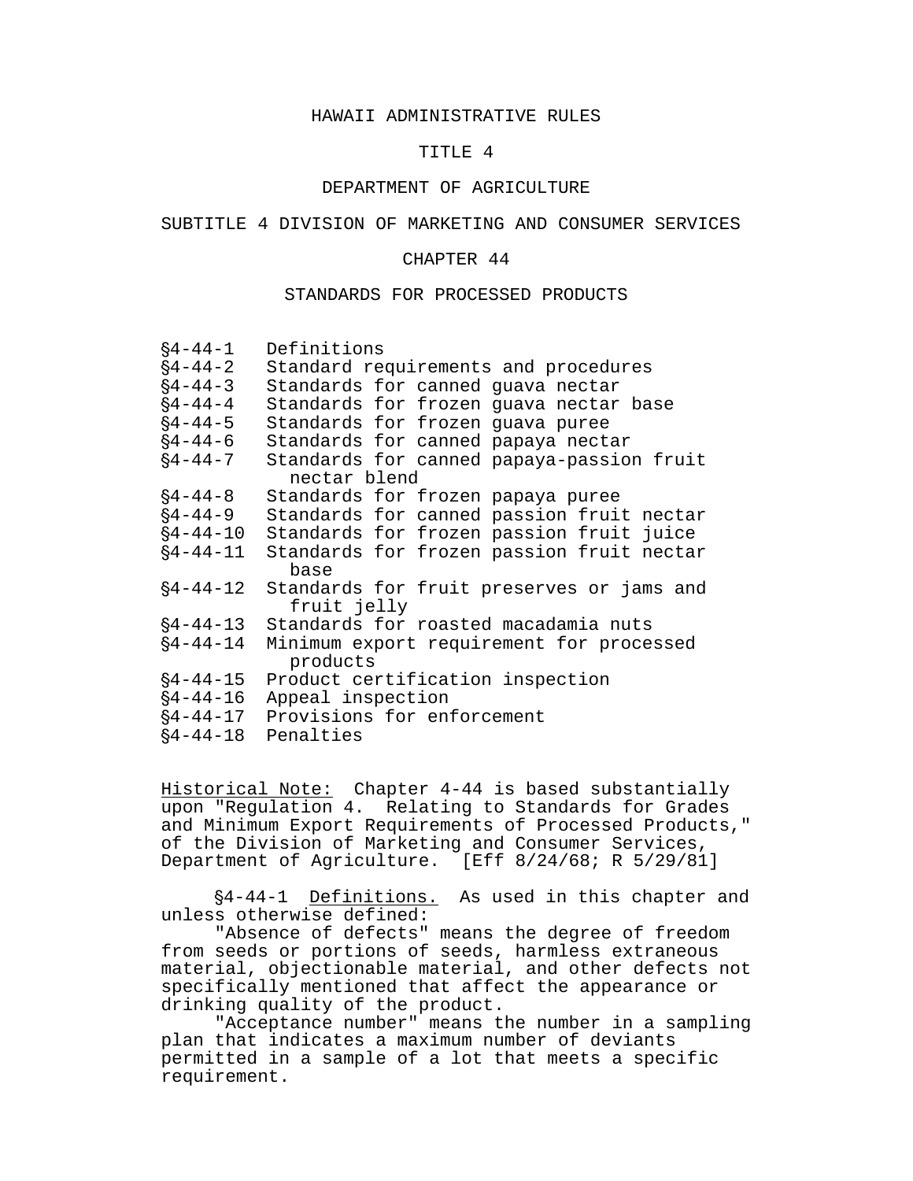# HAWAII ADMINISTRATIVE RULES

## TITLE 4

## DEPARTMENT OF AGRICULTURE

## SUBTITLE 4 DIVISION OF MARKETING AND CONSUMER SERVICES

## CHAPTER 44

## STANDARDS FOR PROCESSED PRODUCTS

| | |
|---|---|
| §4-44-1 | Definitions |
| §4-44-2 | Standard requirements and procedures |
| §4-44-3 | Standards for canned guava nectar |
| §4-44-4 | Standards for frozen guava nectar base |
| §4-44-5 | Standards for frozen guava puree |
| §4-44-6 | Standards for canned papaya nectar |
| §4-44-7 | Standards for canned papaya-passion fruit nectar blend |
| §4-44-8 | Standards for frozen papaya puree |
| §4-44-9 | Standards for canned passion fruit nectar |
| §4-44-10 | Standards for frozen passion fruit juice |
| §4-44-11 | Standards for frozen passion fruit nectar base |
| §4-44-12 | Standards for fruit preserves or jams and fruit jelly |
| §4-44-13 | Standards for roasted macadamia nuts |
| §4-44-14 | Minimum export requirement for processed products |
| §4-44-15 | Product certification inspection |
| §4-44-16 | Appeal inspection |
| §4-44-17 | Provisions for enforcement |
| §4-44-18 | Penalties |

Historical Note: Chapter 4-44 is based substantially upon "Regulation 4. Relating to Standards for Grades and Minimum Export Requirements of Processed Products," of the Division of Marketing and Consumer Services, Department of Agriculture. [Eff 8/24/68; R 5/29/81]

§4-44-1 Definitions. As used in this chapter and unless otherwise defined:

"Absence of defects" means the degree of freedom from seeds or portions of seeds, harmless extraneous material, objectionable material, and other defects not specifically mentioned that affect the appearance or drinking quality of the product.

"Acceptance number" means the number in a sampling plan that indicates a maximum number of deviants permitted in a sample of a lot that meets a specific requirement.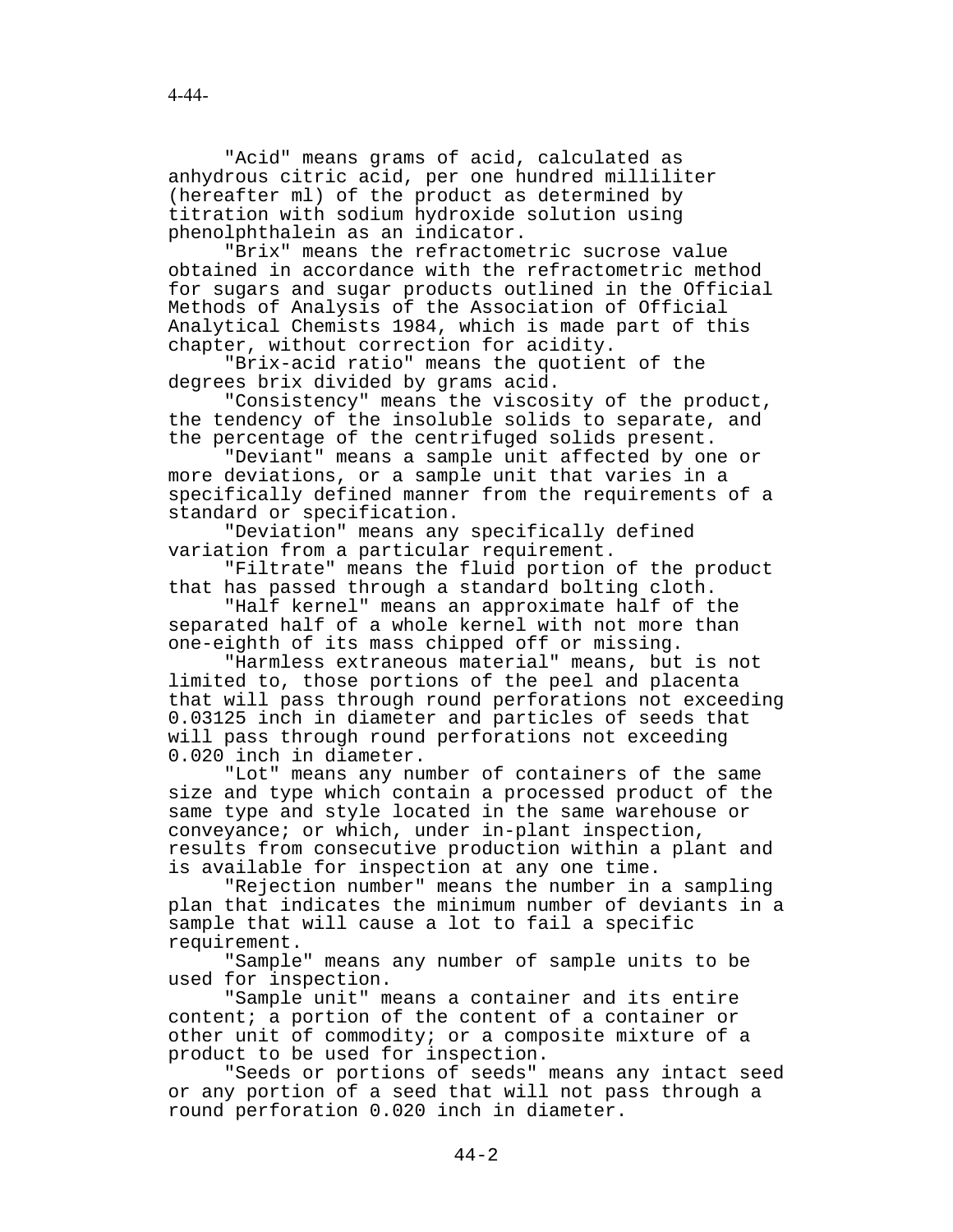"Acid" means grams of acid, calculated as anhydrous citric acid, per one hundred milliliter (hereafter ml) of the product as determined by titration with sodium hydroxide solution using phenolphthalein as an indicator.

"Brix" means the refractometric sucrose value obtained in accordance with the refractometric method for sugars and sugar products outlined in the Official Methods of Analysis of the Association of Official Analytical Chemists 1984, which is made part of this chapter, without correction for acidity.

"Brix-acid ratio" means the quotient of the degrees brix divided by grams acid.

"Consistency" means the viscosity of the product, the tendency of the insoluble solids to separate, and the percentage of the centrifuged solids present.

"Deviant" means a sample unit affected by one or more deviations, or a sample unit that varies in a specifically defined manner from the requirements of a standard or specification.

"Deviation" means any specifically defined variation from a particular requirement.

"Filtrate" means the fluid portion of the product that has passed through a standard bolting cloth.

"Half kernel" means an approximate half of the separated half of a whole kernel with not more than one-eighth of its mass chipped off or missing.

"Harmless extraneous material" means, but is not limited to, those portions of the peel and placenta that will pass through round perforations not exceeding 0.03125 inch in diameter and particles of seeds that will pass through round perforations not exceeding 0.020 inch in diameter.

"Lot" means any number of containers of the same size and type which contain a processed product of the same type and style located in the same warehouse or conveyance; or which, under in-plant inspection, results from consecutive production within a plant and is available for inspection at any one time.

"Rejection number" means the number in a sampling plan that indicates the minimum number of deviants in a sample that will cause a lot to fail a specific requirement.

"Sample" means any number of sample units to be used for inspection.

"Sample unit" means a container and its entire content; a portion of the content of a container or other unit of commodity; or a composite mixture of a product to be used for inspection.

"Seeds or portions of seeds" means any intact seed or any portion of a seed that will not pass through a round perforation 0.020 inch in diameter.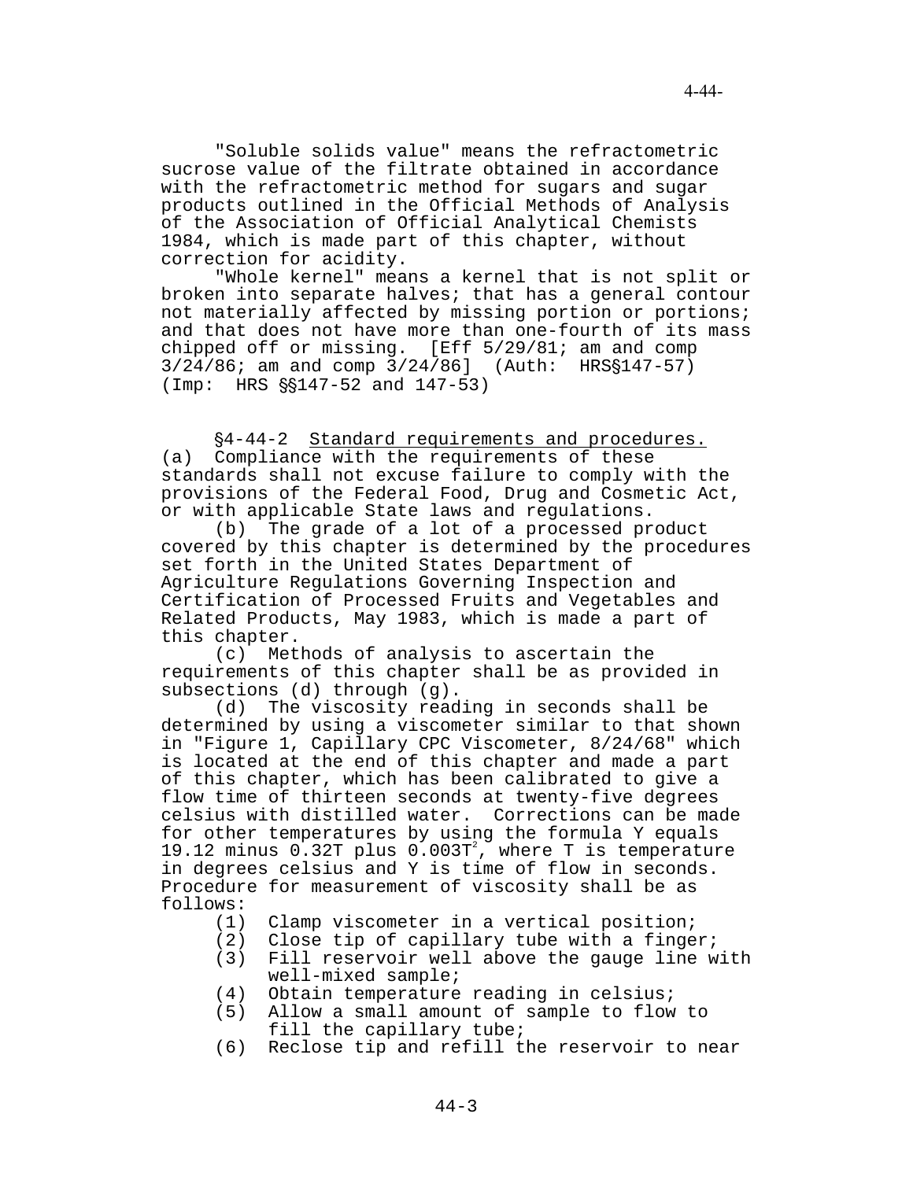"Soluble solids value" means the refractometric sucrose value of the filtrate obtained in accordance with the refractometric method for sugars and sugar products outlined in the Official Methods of Analysis of the Association of Official Analytical Chemists 1984, which is made part of this chapter, without correction for acidity.

"Whole kernel" means a kernel that is not split or broken into separate halves; that has a general contour not materially affected by missing portion or portions; and that does not have more than one-fourth of its mass chipped off or missing. [Eff 5/29/81; am and comp 3/24/86; am and comp 3/24/86] (Auth: HRS§147-57) (Imp: HRS §§147-52 and 147-53)

§4-44-2 Standard requirements and procedures. (a) Compliance with the requirements of these standards shall not excuse failure to comply with the provisions of the Federal Food, Drug and Cosmetic Act, or with applicable State laws and regulations.

(b) The grade of a lot of a processed product covered by this chapter is determined by the procedures set forth in the United States Department of Agriculture Regulations Governing Inspection and Certification of Processed Fruits and Vegetables and Related Products, May 1983, which is made a part of this chapter.

(c) Methods of analysis to ascertain the requirements of this chapter shall be as provided in subsections (d) through (g).

(d) The viscosity reading in seconds shall be determined by using a viscometer similar to that shown in "Figure 1, Capillary CPC Viscometer, 8/24/68" which is located at the end of this chapter and made a part of this chapter, which has been calibrated to give a flow time of thirteen seconds at twenty-five degrees celsius with distilled water. Corrections can be made for other temperatures by using the formula Y equals 19.12 minus 0.32T plus $0.003T^2$, where T is temperature in degrees celsius and Y is time of flow in seconds. Procedure for measurement of viscosity shall be as follows:

(1) Clamp viscometer in a vertical position;
(2) Close tip of capillary tube with a finger;
(3) Fill reservoir well above the gauge line with well-mixed sample;
(4) Obtain temperature reading in celsius;
(5) Allow a small amount of sample to flow to fill the capillary tube;
(6) Reclose tip and refill the reservoir to near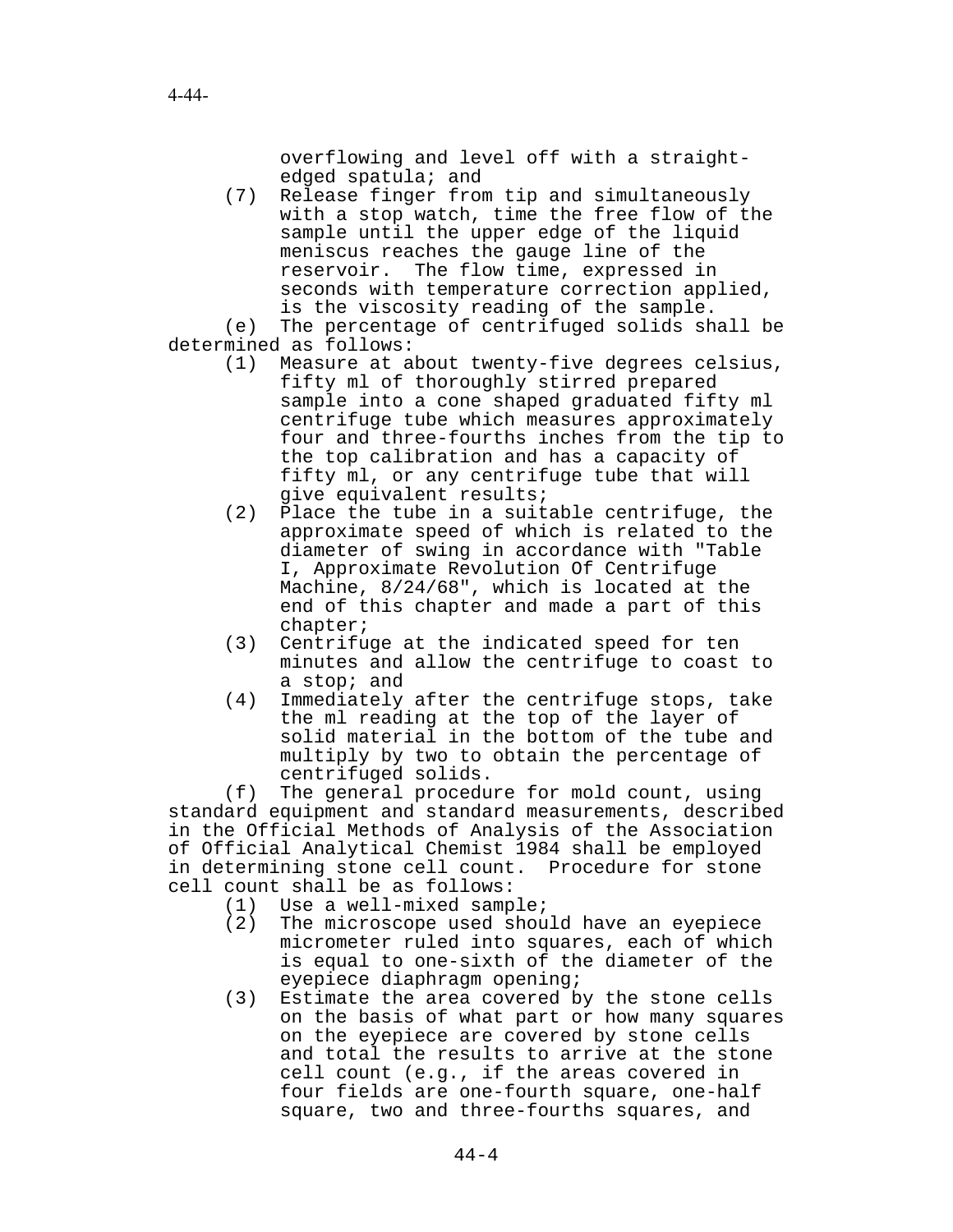overflowing and level off with a straight-edged spatula; and

(7) Release finger from tip and simultaneously with a stop watch, time the free flow of the sample until the upper edge of the liquid meniscus reaches the gauge line of the reservoir. The flow time, expressed in seconds with temperature correction applied, is the viscosity reading of the sample.

(e) The percentage of centrifuged solids shall be determined as follows:

(1) Measure at about twenty-five degrees celsius, fifty ml of thoroughly stirred prepared sample into a cone shaped graduated fifty ml centrifuge tube which measures approximately four and three-fourths inches from the tip to the top calibration and has a capacity of fifty ml, or any centrifuge tube that will give equivalent results;

(2) Place the tube in a suitable centrifuge, the approximate speed of which is related to the diameter of swing in accordance with "Table I, Approximate Revolution Of Centrifuge Machine, 8/24/68", which is located at the end of this chapter and made a part of this chapter;

(3) Centrifuge at the indicated speed for ten minutes and allow the centrifuge to coast to a stop; and

(4) Immediately after the centrifuge stops, take the ml reading at the top of the layer of solid material in the bottom of the tube and multiply by two to obtain the percentage of centrifuged solids.

(f) The general procedure for mold count, using standard equipment and standard measurements, described in the Official Methods of Analysis of the Association of Official Analytical Chemist 1984 shall be employed in determining stone cell count. Procedure for stone cell count shall be as follows:

(1) Use a well-mixed sample;

(2) The microscope used should have an eyepiece micrometer ruled into squares, each of which is equal to one-sixth of the diameter of the eyepiece diaphragm opening;

(3) Estimate the area covered by the stone cells on the basis of what part or how many squares on the eyepiece are covered by stone cells and total the results to arrive at the stone cell count (e.g., if the areas covered in four fields are one-fourth square, one-half square, two and three-fourths squares, and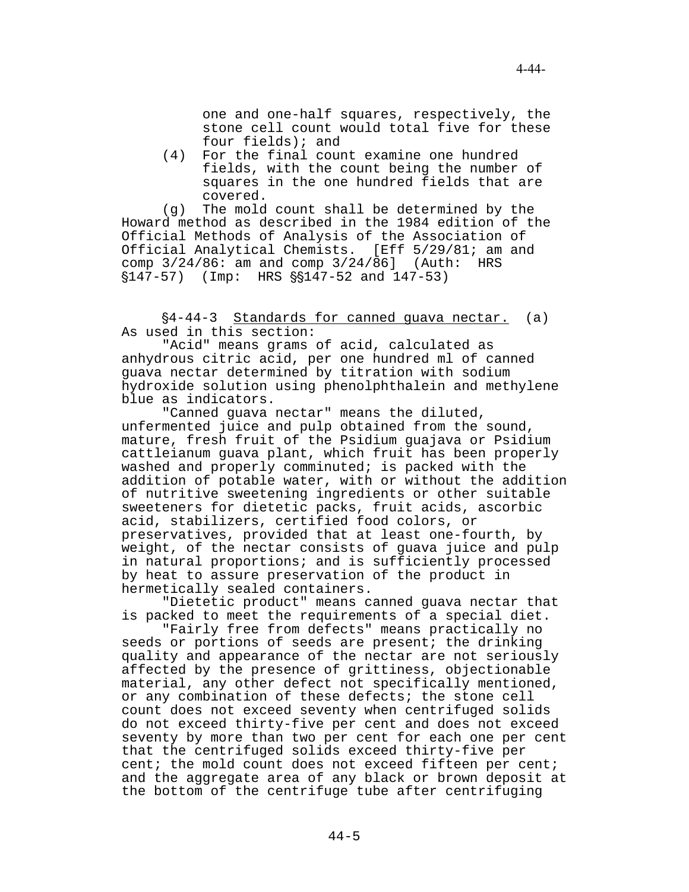one and one-half squares, respectively, the stone cell count would total five for these four fields); and

(4) For the final count examine one hundred fields, with the count being the number of squares in the one hundred fields that are covered.

(g) The mold count shall be determined by the Howard method as described in the 1984 edition of the Official Methods of Analysis of the Association of Official Analytical Chemists. [Eff 5/29/81; am and comp 3/24/86: am and comp 3/24/86] (Auth: HRS §147-57) (Imp: HRS §§147-52 and 147-53)

§4-44-3 Standards for canned guava nectar. (a) As used in this section:

"Acid" means grams of acid, calculated as anhydrous citric acid, per one hundred ml of canned guava nectar determined by titration with sodium hydroxide solution using phenolphthalein and methylene blue as indicators.

"Canned guava nectar" means the diluted, unfermented juice and pulp obtained from the sound, mature, fresh fruit of the Psidium guajava or Psidium cattleianum guava plant, which fruit has been properly washed and properly comminuted; is packed with the addition of potable water, with or without the addition of nutritive sweetening ingredients or other suitable sweeteners for dietetic packs, fruit acids, ascorbic acid, stabilizers, certified food colors, or preservatives, provided that at least one-fourth, by weight, of the nectar consists of guava juice and pulp in natural proportions; and is sufficiently processed by heat to assure preservation of the product in hermetically sealed containers.

"Dietetic product" means canned guava nectar that is packed to meet the requirements of a special diet.

"Fairly free from defects" means practically no seeds or portions of seeds are present; the drinking quality and appearance of the nectar are not seriously affected by the presence of grittiness, objectionable material, any other defect not specifically mentioned, or any combination of these defects; the stone cell count does not exceed seventy when centrifuged solids do not exceed thirty-five per cent and does not exceed seventy by more than two per cent for each one per cent that the centrifuged solids exceed thirty-five per cent; the mold count does not exceed fifteen per cent; and the aggregate area of any black or brown deposit at the bottom of the centrifuge tube after centrifuging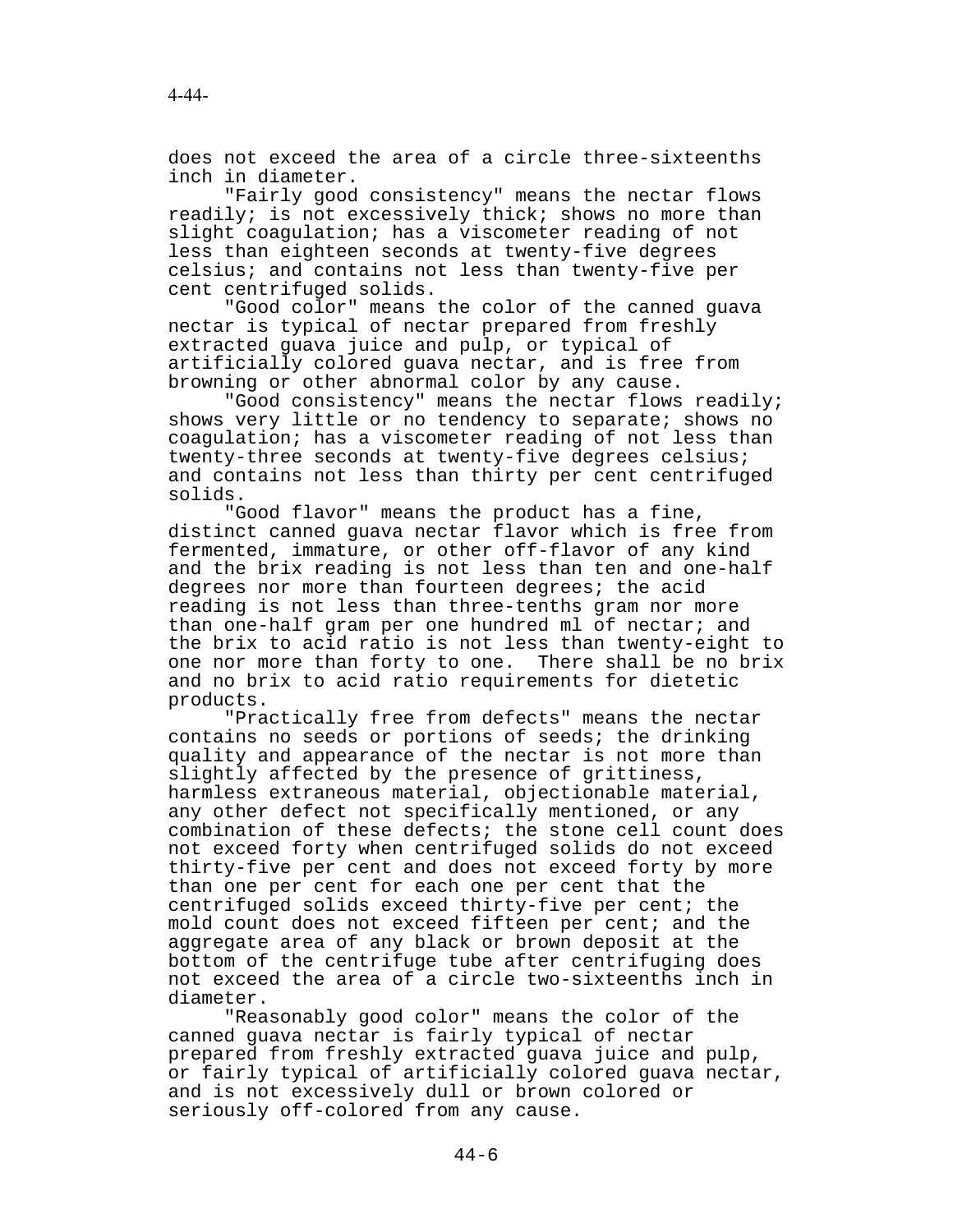does not exceed the area of a circle three-sixteenths inch in diameter.

"Fairly good consistency" means the nectar flows readily; is not excessively thick; shows no more than slight coagulation; has a viscometer reading of not less than eighteen seconds at twenty-five degrees celsius; and contains not less than twenty-five per cent centrifuged solids.

"Good color" means the color of the canned guava nectar is typical of nectar prepared from freshly extracted guava juice and pulp, or typical of artificially colored guava nectar, and is free from browning or other abnormal color by any cause.

"Good consistency" means the nectar flows readily; shows very little or no tendency to separate; shows no coagulation; has a viscometer reading of not less than twenty-three seconds at twenty-five degrees celsius; and contains not less than thirty per cent centrifuged solids.

"Good flavor" means the product has a fine, distinct canned guava nectar flavor which is free from fermented, immature, or other off-flavor of any kind and the brix reading is not less than ten and one-half degrees nor more than fourteen degrees; the acid reading is not less than three-tenths gram nor more than one-half gram per one hundred ml of nectar; and the brix to acid ratio is not less than twenty-eight to one nor more than forty to one. There shall be no brix and no brix to acid ratio requirements for dietetic products.

"Practically free from defects" means the nectar contains no seeds or portions of seeds; the drinking quality and appearance of the nectar is not more than slightly affected by the presence of grittiness, harmless extraneous material, objectionable material, any other defect not specifically mentioned, or any combination of these defects; the stone cell count does not exceed forty when centrifuged solids do not exceed thirty-five per cent and does not exceed forty by more than one per cent for each one per cent that the centrifuged solids exceed thirty-five per cent; the mold count does not exceed fifteen per cent; and the aggregate area of any black or brown deposit at the bottom of the centrifuge tube after centrifuging does not exceed the area of a circle two-sixteenths inch in diameter.

"Reasonably good color" means the color of the canned guava nectar is fairly typical of nectar prepared from freshly extracted guava juice and pulp, or fairly typical of artificially colored guava nectar, and is not excessively dull or brown colored or seriously off-colored from any cause.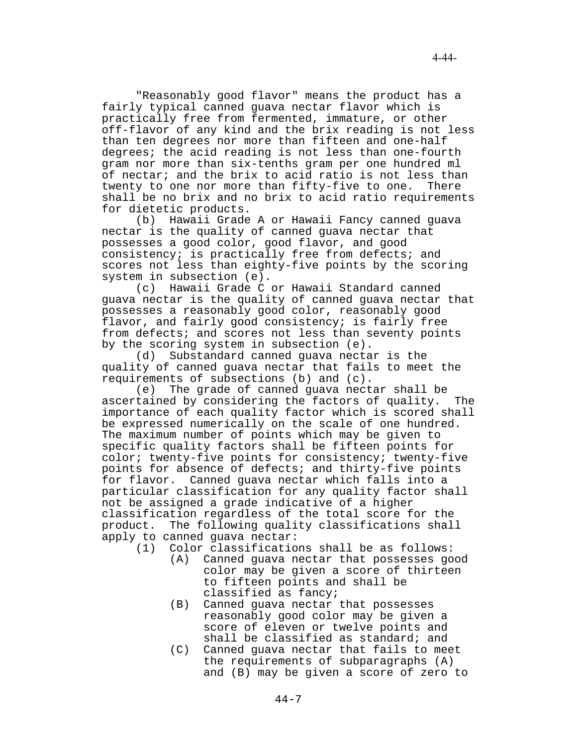"Reasonably good flavor" means the product has a fairly typical canned guava nectar flavor which is practically free from fermented, immature, or other off-flavor of any kind and the brix reading is not less than ten degrees nor more than fifteen and one-half degrees; the acid reading is not less than one-fourth gram nor more than six-tenths gram per one hundred ml of nectar; and the brix to acid ratio is not less than twenty to one nor more than fifty-five to one. There shall be no brix and no brix to acid ratio requirements for dietetic products.

(b) Hawaii Grade A or Hawaii Fancy canned guava nectar is the quality of canned guava nectar that possesses a good color, good flavor, and good consistency; is practically free from defects; and scores not less than eighty-five points by the scoring system in subsection (e).

(c) Hawaii Grade C or Hawaii Standard canned guava nectar is the quality of canned guava nectar that possesses a reasonably good color, reasonably good flavor, and fairly good consistency; is fairly free from defects; and scores not less than seventy points by the scoring system in subsection (e).

(d) Substandard canned guava nectar is the quality of canned guava nectar that fails to meet the requirements of subsections (b) and (c).

(e) The grade of canned guava nectar shall be ascertained by considering the factors of quality. The importance of each quality factor which is scored shall be expressed numerically on the scale of one hundred. The maximum number of points which may be given to specific quality factors shall be fifteen points for color; twenty-five points for consistency; twenty-five points for absence of defects; and thirty-five points for flavor. Canned guava nectar which falls into a particular classification for any quality factor shall not be assigned a grade indicative of a higher classification regardless of the total score for the product. The following quality classifications shall apply to canned guava nectar:

(1) Color classifications shall be as follows:

(A) Canned guava nectar that possesses good color may be given a score of thirteen to fifteen points and shall be classified as fancy;

(B) Canned guava nectar that possesses reasonably good color may be given a score of eleven or twelve points and shall be classified as standard; and

(C) Canned guava nectar that fails to meet the requirements of subparagraphs (A) and (B) may be given a score of zero to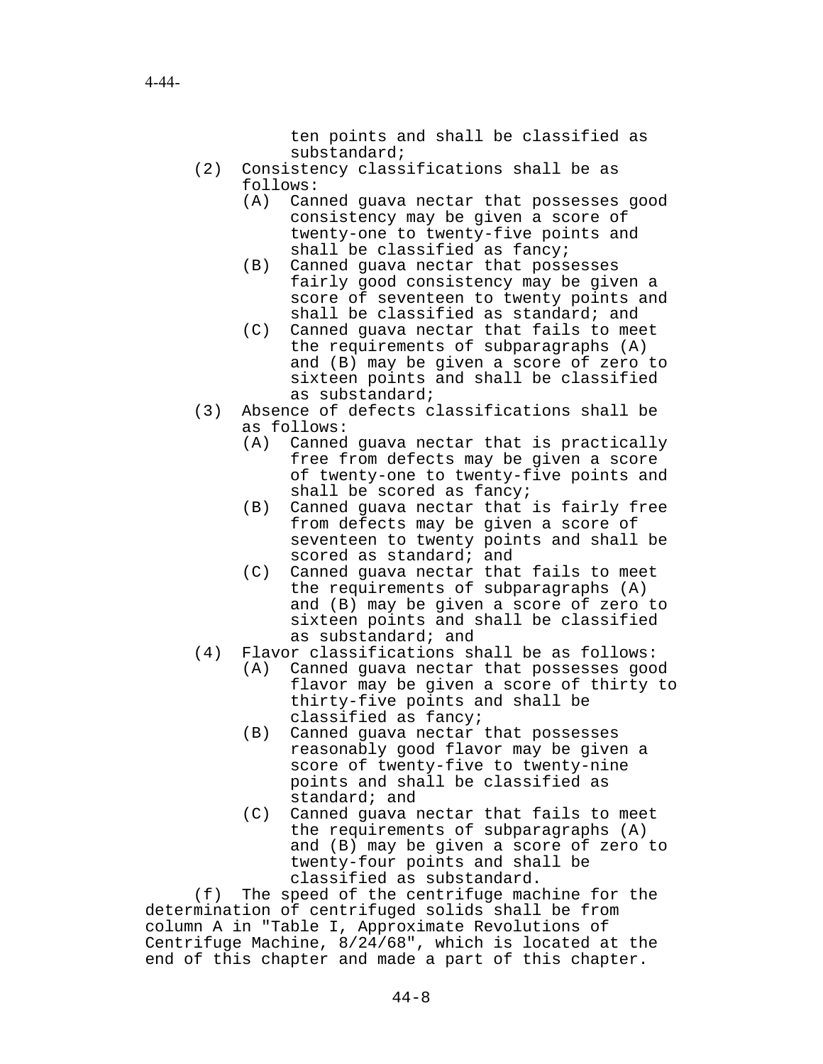ten points and shall be classified as substandard;

(2) Consistency classifications shall be as follows:

(A) Canned guava nectar that possesses good consistency may be given a score of twenty-one to twenty-five points and shall be classified as fancy;

(B) Canned guava nectar that possesses fairly good consistency may be given a score of seventeen to twenty points and shall be classified as standard; and

(C) Canned guava nectar that fails to meet the requirements of subparagraphs (A) and (B) may be given a score of zero to sixteen points and shall be classified as substandard;

(3) Absence of defects classifications shall be as follows:

(A) Canned guava nectar that is practically free from defects may be given a score of twenty-one to twenty-five points and shall be scored as fancy;

(B) Canned guava nectar that is fairly free from defects may be given a score of seventeen to twenty points and shall be scored as standard; and

(C) Canned guava nectar that fails to meet the requirements of subparagraphs (A) and (B) may be given a score of zero to sixteen points and shall be classified as substandard; and

(4) Flavor classifications shall be as follows:

(A) Canned guava nectar that possesses good flavor may be given a score of thirty to thirty-five points and shall be classified as fancy;

(B) Canned guava nectar that possesses reasonably good flavor may be given a score of twenty-five to twenty-nine points and shall be classified as standard; and

(C) Canned guava nectar that fails to meet the requirements of subparagraphs (A) and (B) may be given a score of zero to twenty-four points and shall be classified as substandard.

(f) The speed of the centrifuge machine for the determination of centrifuged solids shall be from column A in "Table I, Approximate Revolutions of Centrifuge Machine, 8/24/68", which is located at the end of this chapter and made a part of this chapter.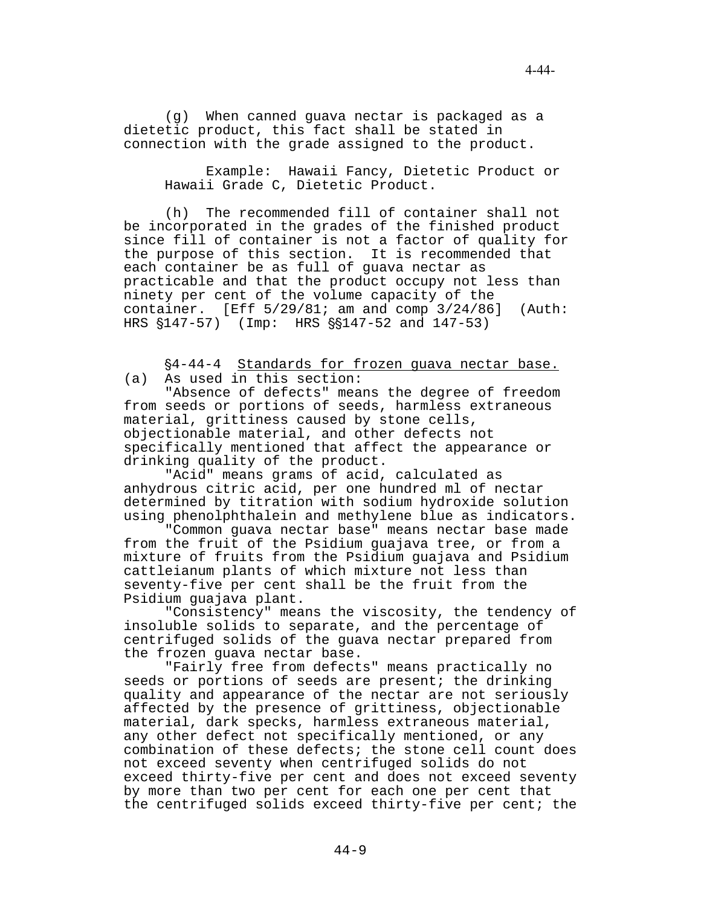(g) When canned guava nectar is packaged as a dietetic product, this fact shall be stated in connection with the grade assigned to the product.

Example: Hawaii Fancy, Dietetic Product or Hawaii Grade C, Dietetic Product.

(h) The recommended fill of container shall not be incorporated in the grades of the finished product since fill of container is not a factor of quality for the purpose of this section. It is recommended that each container be as full of guava nectar as practicable and that the product occupy not less than ninety per cent of the volume capacity of the container. [Eff 5/29/81; am and comp 3/24/86] (Auth: HRS §147-57) (Imp: HRS §§147-52 and 147-53)

§4-44-4 Standards for frozen guava nectar base. (a) As used in this section:

"Absence of defects" means the degree of freedom from seeds or portions of seeds, harmless extraneous material, grittiness caused by stone cells, objectionable material, and other defects not specifically mentioned that affect the appearance or drinking quality of the product.

"Acid" means grams of acid, calculated as anhydrous citric acid, per one hundred ml of nectar determined by titration with sodium hydroxide solution using phenolphthalein and methylene blue as indicators.

"Common guava nectar base" means nectar base made from the fruit of the Psidium guajava tree, or from a mixture of fruits from the Psidium guajava and Psidium cattleianum plants of which mixture not less than seventy-five per cent shall be the fruit from the Psidium guajava plant.

"Consistency" means the viscosity, the tendency of insoluble solids to separate, and the percentage of centrifuged solids of the guava nectar prepared from the frozen guava nectar base.

"Fairly free from defects" means practically no seeds or portions of seeds are present; the drinking quality and appearance of the nectar are not seriously affected by the presence of grittiness, objectionable material, dark specks, harmless extraneous material, any other defect not specifically mentioned, or any combination of these defects; the stone cell count does not exceed seventy when centrifuged solids do not exceed thirty-five per cent and does not exceed seventy by more than two per cent for each one per cent that the centrifuged solids exceed thirty-five per cent; the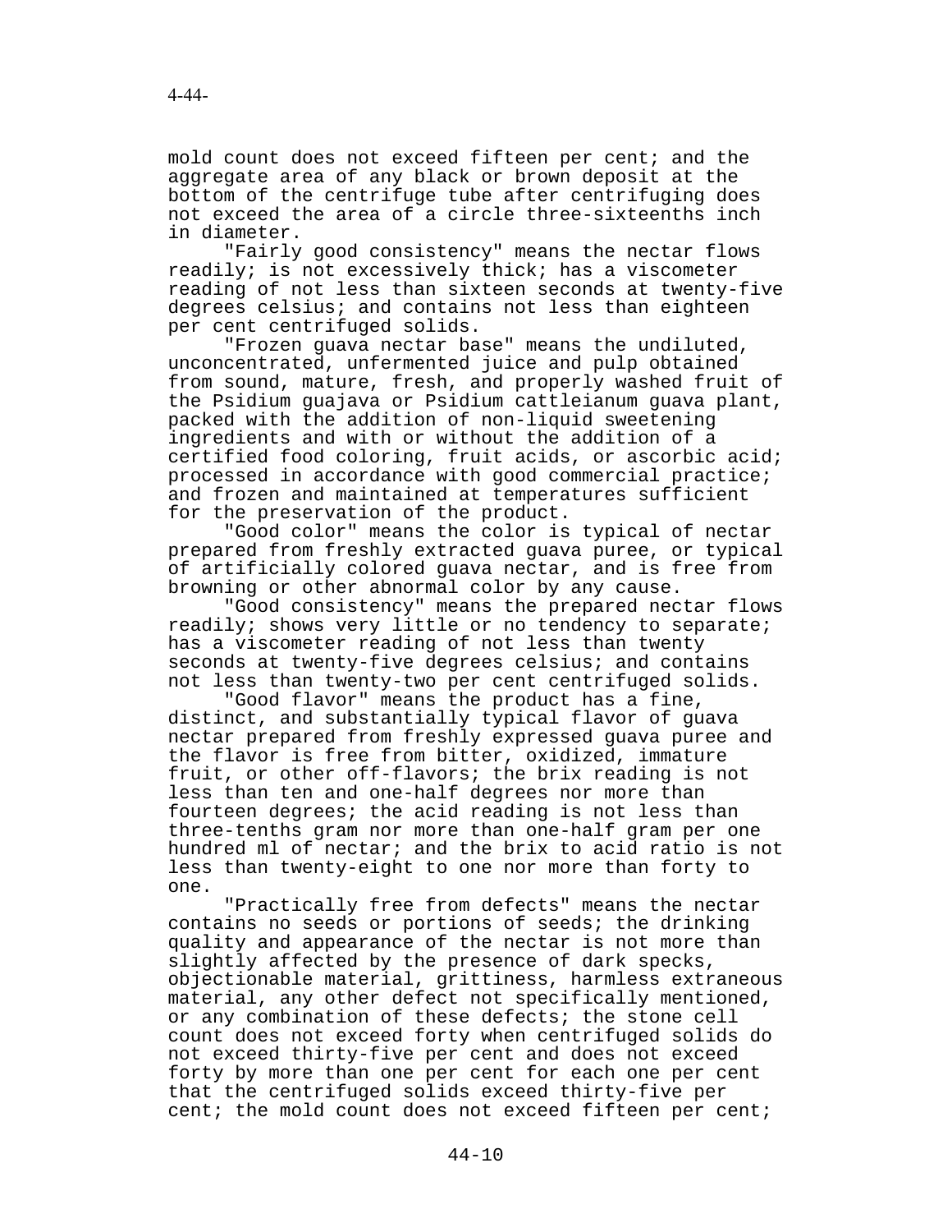mold count does not exceed fifteen per cent; and the aggregate area of any black or brown deposit at the bottom of the centrifuge tube after centrifuging does not exceed the area of a circle three-sixteenths inch in diameter.

"Fairly good consistency" means the nectar flows readily; is not excessively thick; has a viscometer reading of not less than sixteen seconds at twenty-five degrees celsius; and contains not less than eighteen per cent centrifuged solids.

"Frozen guava nectar base" means the undiluted, unconcentrated, unfermented juice and pulp obtained from sound, mature, fresh, and properly washed fruit of the Psidium guajava or Psidium cattleianum guava plant, packed with the addition of non-liquid sweetening ingredients and with or without the addition of a certified food coloring, fruit acids, or ascorbic acid; processed in accordance with good commercial practice; and frozen and maintained at temperatures sufficient for the preservation of the product.

"Good color" means the color is typical of nectar prepared from freshly extracted guava puree, or typical of artificially colored guava nectar, and is free from browning or other abnormal color by any cause.

"Good consistency" means the prepared nectar flows readily; shows very little or no tendency to separate; has a viscometer reading of not less than twenty seconds at twenty-five degrees celsius; and contains not less than twenty-two per cent centrifuged solids.

"Good flavor" means the product has a fine, distinct, and substantially typical flavor of guava nectar prepared from freshly expressed guava puree and the flavor is free from bitter, oxidized, immature fruit, or other off-flavors; the brix reading is not less than ten and one-half degrees nor more than fourteen degrees; the acid reading is not less than three-tenths gram nor more than one-half gram per one hundred ml of nectar; and the brix to acid ratio is not less than twenty-eight to one nor more than forty to one.

"Practically free from defects" means the nectar contains no seeds or portions of seeds; the drinking quality and appearance of the nectar is not more than slightly affected by the presence of dark specks, objectionable material, grittiness, harmless extraneous material, any other defect not specifically mentioned, or any combination of these defects; the stone cell count does not exceed forty when centrifuged solids do not exceed thirty-five per cent and does not exceed forty by more than one per cent for each one per cent that the centrifuged solids exceed thirty-five per cent; the mold count does not exceed fifteen per cent;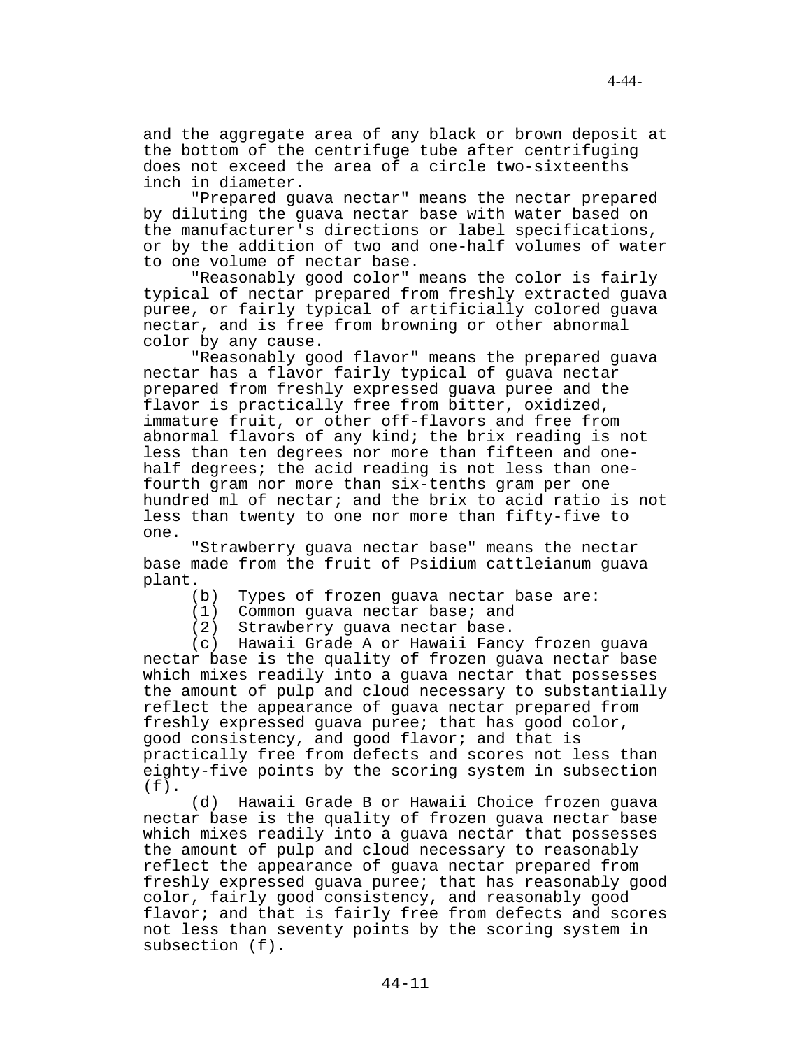and the aggregate area of any black or brown deposit at the bottom of the centrifuge tube after centrifuging does not exceed the area of a circle two-sixteenths inch in diameter.

"Prepared guava nectar" means the nectar prepared by diluting the guava nectar base with water based on the manufacturer's directions or label specifications, or by the addition of two and one-half volumes of water to one volume of nectar base.

"Reasonably good color" means the color is fairly typical of nectar prepared from freshly extracted guava puree, or fairly typical of artificially colored guava nectar, and is free from browning or other abnormal color by any cause.

"Reasonably good flavor" means the prepared guava nectar has a flavor fairly typical of guava nectar prepared from freshly expressed guava puree and the flavor is practically free from bitter, oxidized, immature fruit, or other off-flavors and free from abnormal flavors of any kind; the brix reading is not less than ten degrees nor more than fifteen and one-half degrees; the acid reading is not less than one-fourth gram nor more than six-tenths gram per one hundred ml of nectar; and the brix to acid ratio is not less than twenty to one nor more than fifty-five to one.

"Strawberry guava nectar base" means the nectar base made from the fruit of Psidium cattleianum guava plant.

(b) Types of frozen guava nectar base are:

(1) Common guava nectar base; and

(2) Strawberry guava nectar base.

(c) Hawaii Grade A or Hawaii Fancy frozen guava nectar base is the quality of frozen guava nectar base which mixes readily into a guava nectar that possesses the amount of pulp and cloud necessary to substantially reflect the appearance of guava nectar prepared from freshly expressed guava puree; that has good color, good consistency, and good flavor; and that is practically free from defects and scores not less than eighty-five points by the scoring system in subsection (f).

(d) Hawaii Grade B or Hawaii Choice frozen guava nectar base is the quality of frozen guava nectar base which mixes readily into a guava nectar that possesses the amount of pulp and cloud necessary to reasonably reflect the appearance of guava nectar prepared from freshly expressed guava puree; that has reasonably good color, fairly good consistency, and reasonably good flavor; and that is fairly free from defects and scores not less than seventy points by the scoring system in subsection (f).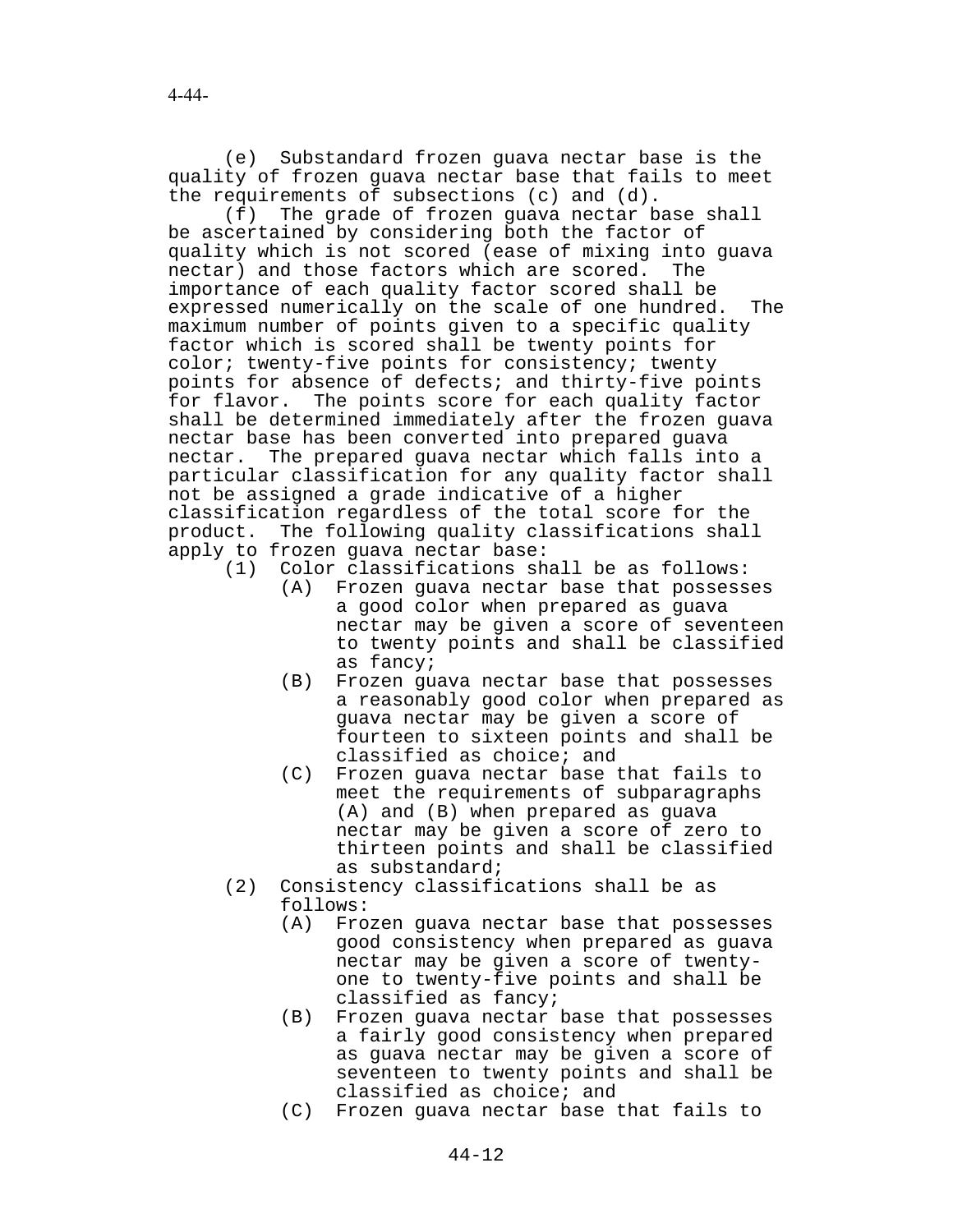(e) Substandard frozen guava nectar base is the quality of frozen guava nectar base that fails to meet the requirements of subsections (c) and (d).

(f) The grade of frozen guava nectar base shall be ascertained by considering both the factor of quality which is not scored (ease of mixing into guava nectar) and those factors which are scored. The importance of each quality factor scored shall be expressed numerically on the scale of one hundred. The maximum number of points given to a specific quality factor which is scored shall be twenty points for color; twenty-five points for consistency; twenty points for absence of defects; and thirty-five points for flavor. The points score for each quality factor shall be determined immediately after the frozen guava nectar base has been converted into prepared guava nectar. The prepared guava nectar which falls into a particular classification for any quality factor shall not be assigned a grade indicative of a higher classification regardless of the total score for the product. The following quality classifications shall apply to frozen guava nectar base:

- (1) Color classifications shall be as follows:
  - (A) Frozen guava nectar base that possesses a good color when prepared as guava nectar may be given a score of seventeen to twenty points and shall be classified as fancy;
  - (B) Frozen guava nectar base that possesses a reasonably good color when prepared as guava nectar may be given a score of fourteen to sixteen points and shall be classified as choice; and
  - (C) Frozen guava nectar base that fails to meet the requirements of subparagraphs (A) and (B) when prepared as guava nectar may be given a score of zero to thirteen points and shall be classified as substandard;
- (2) Consistency classifications shall be as follows:
  - (A) Frozen guava nectar base that possesses good consistency when prepared as guava nectar may be given a score of twenty-one to twenty-five points and shall be classified as fancy;
  - (B) Frozen guava nectar base that possesses a fairly good consistency when prepared as guava nectar may be given a score of seventeen to twenty points and shall be classified as choice; and
  - (C) Frozen guava nectar base that fails to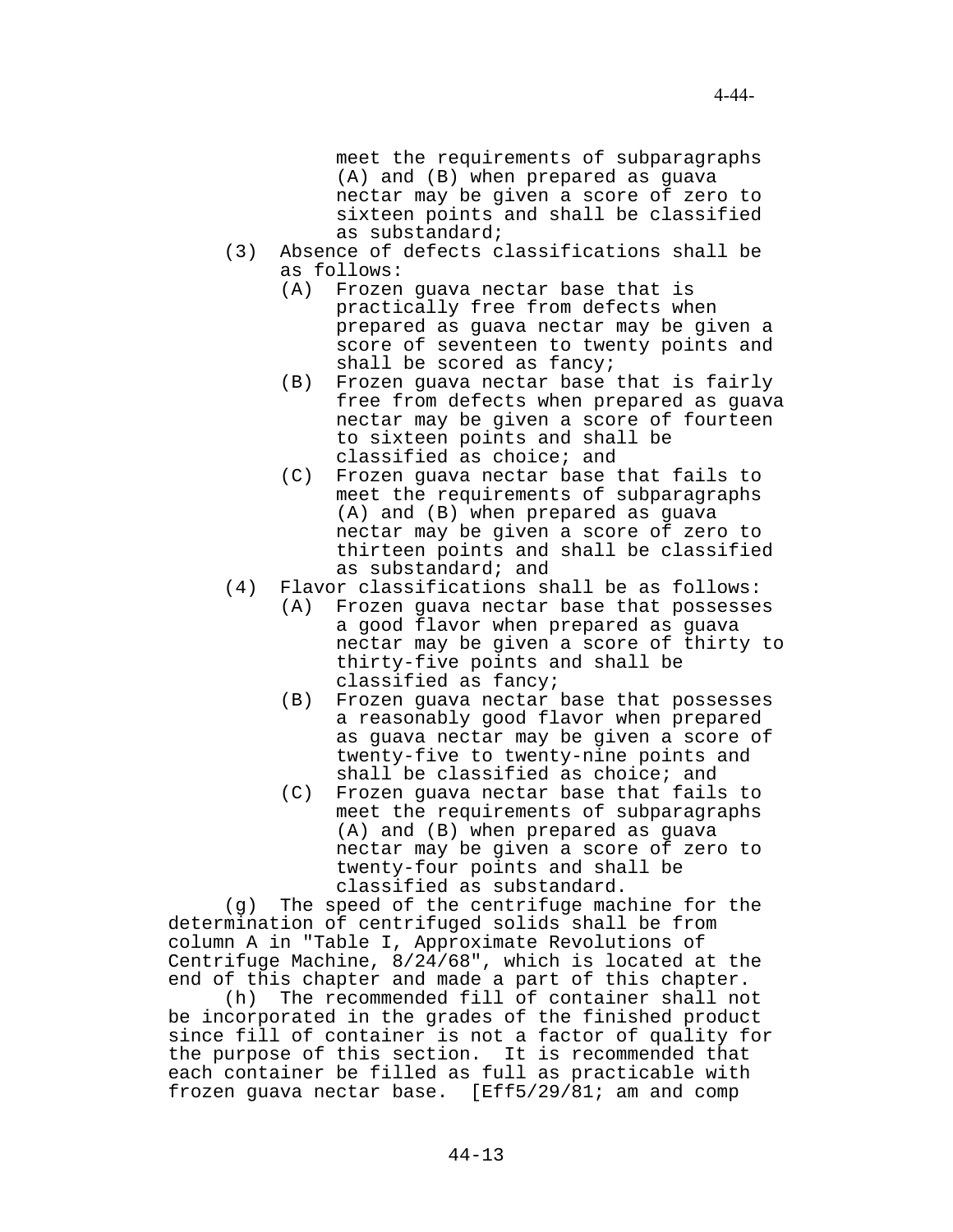meet the requirements of subparagraphs (A) and (B) when prepared as guava nectar may be given a score of zero to sixteen points and shall be classified as substandard;

(3) Absence of defects classifications shall be as follows:

(A) Frozen guava nectar base that is practically free from defects when prepared as guava nectar may be given a score of seventeen to twenty points and shall be scored as fancy;

(B) Frozen guava nectar base that is fairly free from defects when prepared as guava nectar may be given a score of fourteen to sixteen points and shall be classified as choice; and

(C) Frozen guava nectar base that fails to meet the requirements of subparagraphs (A) and (B) when prepared as guava nectar may be given a score of zero to thirteen points and shall be classified as substandard; and

(4) Flavor classifications shall be as follows:

(A) Frozen guava nectar base that possesses a good flavor when prepared as guava nectar may be given a score of thirty to thirty-five points and shall be classified as fancy;

(B) Frozen guava nectar base that possesses a reasonably good flavor when prepared as guava nectar may be given a score of twenty-five to twenty-nine points and shall be classified as choice; and

(C) Frozen guava nectar base that fails to meet the requirements of subparagraphs (A) and (B) when prepared as guava nectar may be given a score of zero to twenty-four points and shall be classified as substandard.

(g) The speed of the centrifuge machine for the determination of centrifuged solids shall be from column A in "Table I, Approximate Revolutions of Centrifuge Machine, 8/24/68", which is located at the end of this chapter and made a part of this chapter.

(h) The recommended fill of container shall not be incorporated in the grades of the finished product since fill of container is not a factor of quality for the purpose of this section. It is recommended that each container be filled as full as practicable with frozen guava nectar base. [Eff5/29/81; am and comp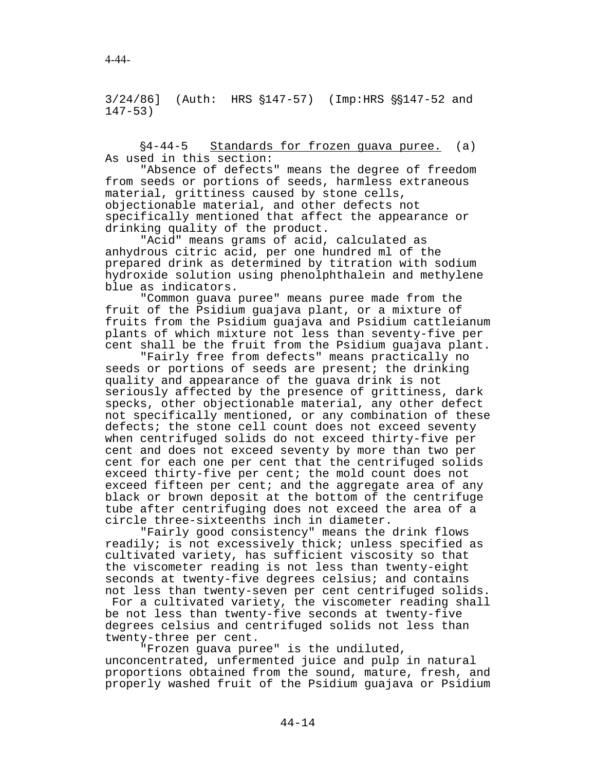3/24/86] (Auth: HRS §147-57) (Imp:HRS §§147-52 and 147-53)

§4-44-5 Standards for frozen guava puree. (a) As used in this section:

"Absence of defects" means the degree of freedom from seeds or portions of seeds, harmless extraneous material, grittiness caused by stone cells, objectionable material, and other defects not specifically mentioned that affect the appearance or drinking quality of the product.

"Acid" means grams of acid, calculated as anhydrous citric acid, per one hundred ml of the prepared drink as determined by titration with sodium hydroxide solution using phenolphthalein and methylene blue as indicators.

"Common guava puree" means puree made from the fruit of the Psidium guajava plant, or a mixture of fruits from the Psidium guajava and Psidium cattleianum plants of which mixture not less than seventy-five per cent shall be the fruit from the Psidium guajava plant.

"Fairly free from defects" means practically no seeds or portions of seeds are present; the drinking quality and appearance of the guava drink is not seriously affected by the presence of grittiness, dark specks, other objectionable material, any other defect not specifically mentioned, or any combination of these defects; the stone cell count does not exceed seventy when centrifuged solids do not exceed thirty-five per cent and does not exceed seventy by more than two per cent for each one per cent that the centrifuged solids exceed thirty-five per cent; the mold count does not exceed fifteen per cent; and the aggregate area of any black or brown deposit at the bottom of the centrifuge tube after centrifuging does not exceed the area of a circle three-sixteenths inch in diameter.

"Fairly good consistency" means the drink flows readily; is not excessively thick; unless specified as cultivated variety, has sufficient viscosity so that the viscometer reading is not less than twenty-eight seconds at twenty-five degrees celsius; and contains not less than twenty-seven per cent centrifuged solids. For a cultivated variety, the viscometer reading shall be not less than twenty-five seconds at twenty-five degrees celsius and centrifuged solids not less than twenty-three per cent.

"Frozen guava puree" is the undiluted, unconcentrated, unfermented juice and pulp in natural proportions obtained from the sound, mature, fresh, and properly washed fruit of the Psidium guajava or Psidium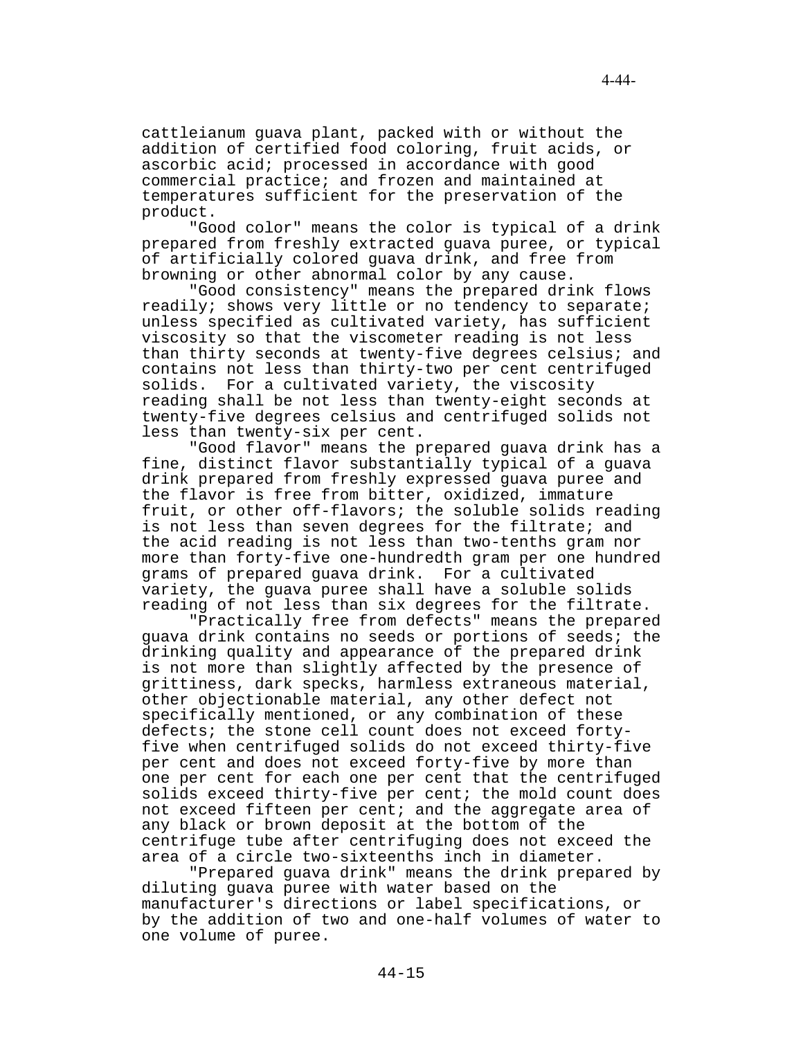cattleianum guava plant, packed with or without the addition of certified food coloring, fruit acids, or ascorbic acid; processed in accordance with good commercial practice; and frozen and maintained at temperatures sufficient for the preservation of the product.

"Good color" means the color is typical of a drink prepared from freshly extracted guava puree, or typical of artificially colored guava drink, and free from browning or other abnormal color by any cause.

"Good consistency" means the prepared drink flows readily; shows very little or no tendency to separate; unless specified as cultivated variety, has sufficient viscosity so that the viscometer reading is not less than thirty seconds at twenty-five degrees celsius; and contains not less than thirty-two per cent centrifuged solids. For a cultivated variety, the viscosity reading shall be not less than twenty-eight seconds at twenty-five degrees celsius and centrifuged solids not less than twenty-six per cent.

"Good flavor" means the prepared guava drink has a fine, distinct flavor substantially typical of a guava drink prepared from freshly expressed guava puree and the flavor is free from bitter, oxidized, immature fruit, or other off-flavors; the soluble solids reading is not less than seven degrees for the filtrate; and the acid reading is not less than two-tenths gram nor more than forty-five one-hundredth gram per one hundred grams of prepared guava drink. For a cultivated variety, the guava puree shall have a soluble solids reading of not less than six degrees for the filtrate.

"Practically free from defects" means the prepared guava drink contains no seeds or portions of seeds; the drinking quality and appearance of the prepared drink is not more than slightly affected by the presence of grittiness, dark specks, harmless extraneous material, other objectionable material, any other defect not specifically mentioned, or any combination of these defects; the stone cell count does not exceed forty-five when centrifuged solids do not exceed thirty-five per cent and does not exceed forty-five by more than one per cent for each one per cent that the centrifuged solids exceed thirty-five per cent; the mold count does not exceed fifteen per cent; and the aggregate area of any black or brown deposit at the bottom of the centrifuge tube after centrifuging does not exceed the area of a circle two-sixteenths inch in diameter.

"Prepared guava drink" means the drink prepared by diluting guava puree with water based on the manufacturer's directions or label specifications, or by the addition of two and one-half volumes of water to one volume of puree.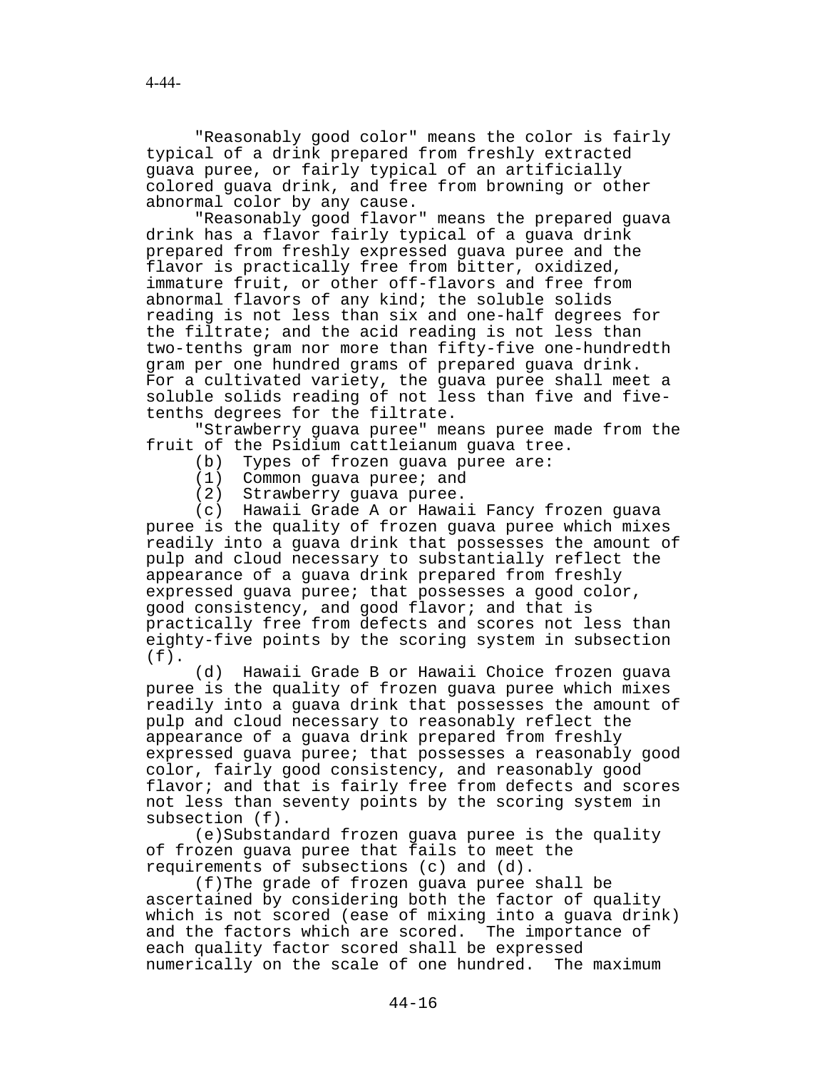"Reasonably good color" means the color is fairly typical of a drink prepared from freshly extracted guava puree, or fairly typical of an artificially colored guava drink, and free from browning or other abnormal color by any cause.

"Reasonably good flavor" means the prepared guava drink has a flavor fairly typical of a guava drink prepared from freshly expressed guava puree and the flavor is practically free from bitter, oxidized, immature fruit, or other off-flavors and free from abnormal flavors of any kind; the soluble solids reading is not less than six and one-half degrees for the filtrate; and the acid reading is not less than two-tenths gram nor more than fifty-five one-hundredth gram per one hundred grams of prepared guava drink. For a cultivated variety, the guava puree shall meet a soluble solids reading of not less than five and five-tenths degrees for the filtrate.

"Strawberry guava puree" means puree made from the fruit of the Psidium cattleianum guava tree.

(b) Types of frozen guava puree are:

(1) Common guava puree; and

(2) Strawberry guava puree.

(c) Hawaii Grade A or Hawaii Fancy frozen guava puree is the quality of frozen guava puree which mixes readily into a guava drink that possesses the amount of pulp and cloud necessary to substantially reflect the appearance of a guava drink prepared from freshly expressed guava puree; that possesses a good color, good consistency, and good flavor; and that is practically free from defects and scores not less than eighty-five points by the scoring system in subsection (f).

(d) Hawaii Grade B or Hawaii Choice frozen guava puree is the quality of frozen guava puree which mixes readily into a guava drink that possesses the amount of pulp and cloud necessary to reasonably reflect the appearance of a guava drink prepared from freshly expressed guava puree; that possesses a reasonably good color, fairly good consistency, and reasonably good flavor; and that is fairly free from defects and scores not less than seventy points by the scoring system in subsection (f).

(e)Substandard frozen guava puree is the quality of frozen guava puree that fails to meet the requirements of subsections (c) and (d).

(f)The grade of frozen guava puree shall be ascertained by considering both the factor of quality which is not scored (ease of mixing into a guava drink) and the factors which are scored. The importance of each quality factor scored shall be expressed numerically on the scale of one hundred. The maximum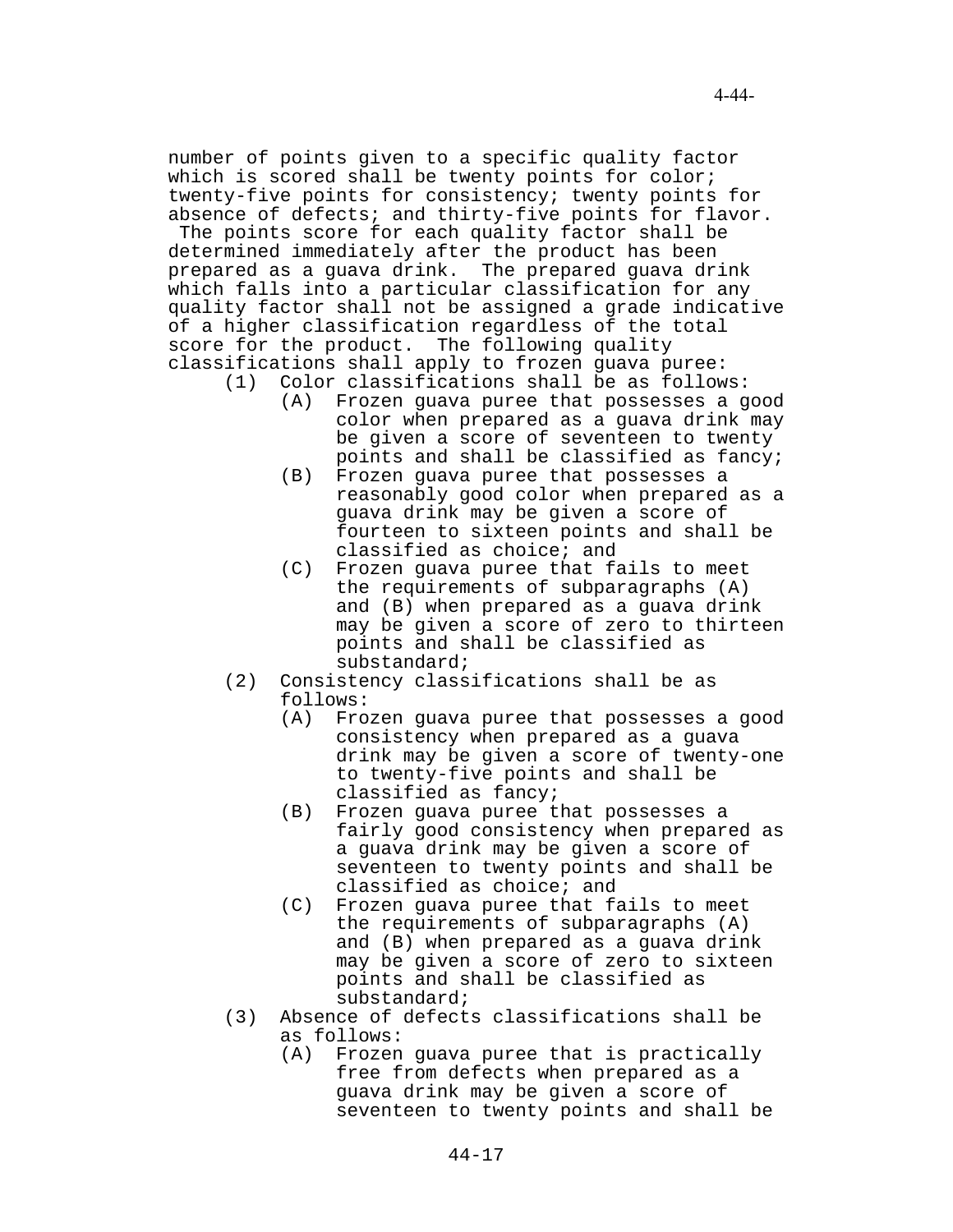number of points given to a specific quality factor which is scored shall be twenty points for color; twenty-five points for consistency; twenty points for absence of defects; and thirty-five points for flavor. The points score for each quality factor shall be determined immediately after the product has been prepared as a guava drink. The prepared guava drink which falls into a particular classification for any quality factor shall not be assigned a grade indicative of a higher classification regardless of the total score for the product. The following quality classifications shall apply to frozen guava puree:

(1) Color classifications shall be as follows:

- (A) Frozen guava puree that possesses a good color when prepared as a guava drink may be given a score of seventeen to twenty points and shall be classified as fancy;
- (B) Frozen guava puree that possesses a reasonably good color when prepared as a guava drink may be given a score of fourteen to sixteen points and shall be classified as choice; and
- (C) Frozen guava puree that fails to meet the requirements of subparagraphs (A) and (B) when prepared as a guava drink may be given a score of zero to thirteen points and shall be classified as substandard;

(2) Consistency classifications shall be as follows:

- (A) Frozen guava puree that possesses a good consistency when prepared as a guava drink may be given a score of twenty-one to twenty-five points and shall be classified as fancy;
- (B) Frozen guava puree that possesses a fairly good consistency when prepared as a guava drink may be given a score of seventeen to twenty points and shall be classified as choice; and
- (C) Frozen guava puree that fails to meet the requirements of subparagraphs (A) and (B) when prepared as a guava drink may be given a score of zero to sixteen points and shall be classified as substandard;

(3) Absence of defects classifications shall be as follows:

- (A) Frozen guava puree that is practically free from defects when prepared as a guava drink may be given a score of seventeen to twenty points and shall be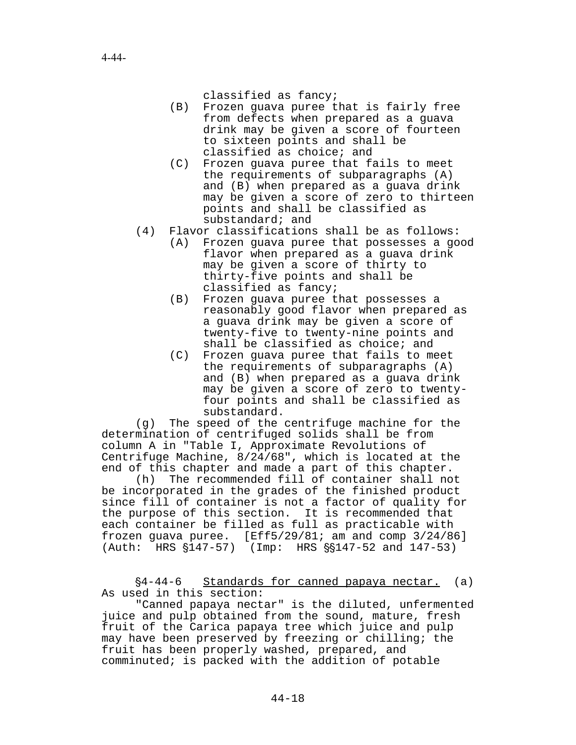classified as fancy;

   (B) Frozen guava puree that is fairly free from defects when prepared as a guava drink may be given a score of fourteen to sixteen points and shall be classified as choice; and

   (C) Frozen guava puree that fails to meet the requirements of subparagraphs (A) and (B) when prepared as a guava drink may be given a score of zero to thirteen points and shall be classified as substandard; and

(4) Flavor classifications shall be as follows:

   (A) Frozen guava puree that possesses a good flavor when prepared as a guava drink may be given a score of thirty to thirty-five points and shall be classified as fancy;

   (B) Frozen guava puree that possesses a reasonably good flavor when prepared as a guava drink may be given a score of twenty-five to twenty-nine points and shall be classified as choice; and

   (C) Frozen guava puree that fails to meet the requirements of subparagraphs (A) and (B) when prepared as a guava drink may be given a score of zero to twenty-four points and shall be classified as substandard.

(g) The speed of the centrifuge machine for the determination of centrifuged solids shall be from column A in "Table I, Approximate Revolutions of Centrifuge Machine, 8/24/68", which is located at the end of this chapter and made a part of this chapter.

(h) The recommended fill of container shall not be incorporated in the grades of the finished product since fill of container is not a factor of quality for the purpose of this section. It is recommended that each container be filled as full as practicable with frozen guava puree. [Eff5/29/81; am and comp 3/24/86] (Auth: HRS §147-57) (Imp: HRS §§147-52 and 147-53)

§4-44-6 Standards for canned papaya nectar. (a) As used in this section:

"Canned papaya nectar" is the diluted, unfermented juice and pulp obtained from the sound, mature, fresh fruit of the Carica papaya tree which juice and pulp may have been preserved by freezing or chilling; the fruit has been properly washed, prepared, and comminuted; is packed with the addition of potable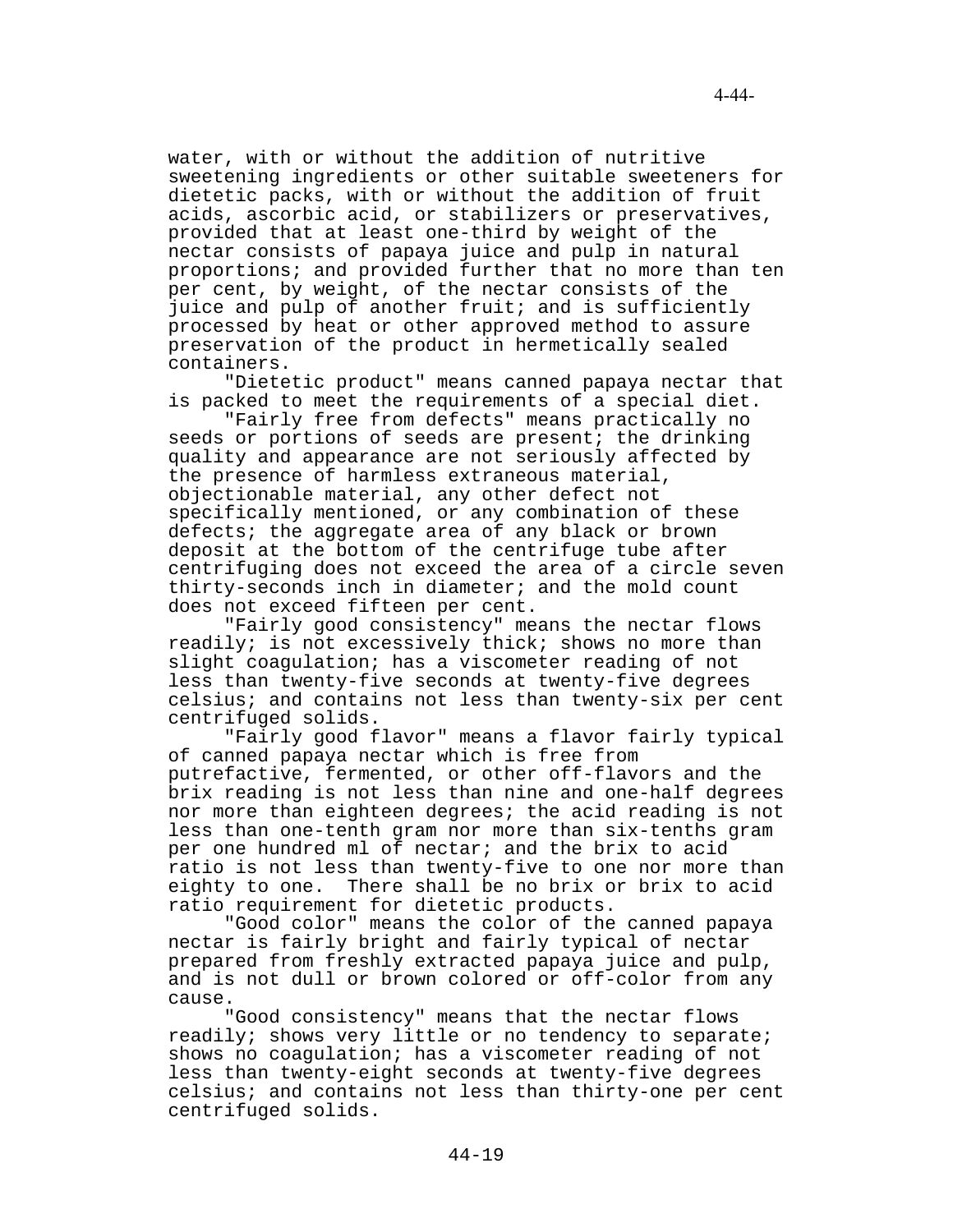water, with or without the addition of nutritive sweetening ingredients or other suitable sweeteners for dietetic packs, with or without the addition of fruit acids, ascorbic acid, or stabilizers or preservatives, provided that at least one-third by weight of the nectar consists of papaya juice and pulp in natural proportions; and provided further that no more than ten per cent, by weight, of the nectar consists of the juice and pulp of another fruit; and is sufficiently processed by heat or other approved method to assure preservation of the product in hermetically sealed containers.

"Dietetic product" means canned papaya nectar that is packed to meet the requirements of a special diet.

"Fairly free from defects" means practically no seeds or portions of seeds are present; the drinking quality and appearance are not seriously affected by the presence of harmless extraneous material, objectionable material, any other defect not specifically mentioned, or any combination of these defects; the aggregate area of any black or brown deposit at the bottom of the centrifuge tube after centrifuging does not exceed the area of a circle seven thirty-seconds inch in diameter; and the mold count does not exceed fifteen per cent.

"Fairly good consistency" means the nectar flows readily; is not excessively thick; shows no more than slight coagulation; has a viscometer reading of not less than twenty-five seconds at twenty-five degrees celsius; and contains not less than twenty-six per cent centrifuged solids.

"Fairly good flavor" means a flavor fairly typical of canned papaya nectar which is free from putrefactive, fermented, or other off-flavors and the brix reading is not less than nine and one-half degrees nor more than eighteen degrees; the acid reading is not less than one-tenth gram nor more than six-tenths gram per one hundred ml of nectar; and the brix to acid ratio is not less than twenty-five to one nor more than eighty to one. There shall be no brix or brix to acid ratio requirement for dietetic products.

"Good color" means the color of the canned papaya nectar is fairly bright and fairly typical of nectar prepared from freshly extracted papaya juice and pulp, and is not dull or brown colored or off-color from any cause.

"Good consistency" means that the nectar flows readily; shows very little or no tendency to separate; shows no coagulation; has a viscometer reading of not less than twenty-eight seconds at twenty-five degrees celsius; and contains not less than thirty-one per cent centrifuged solids.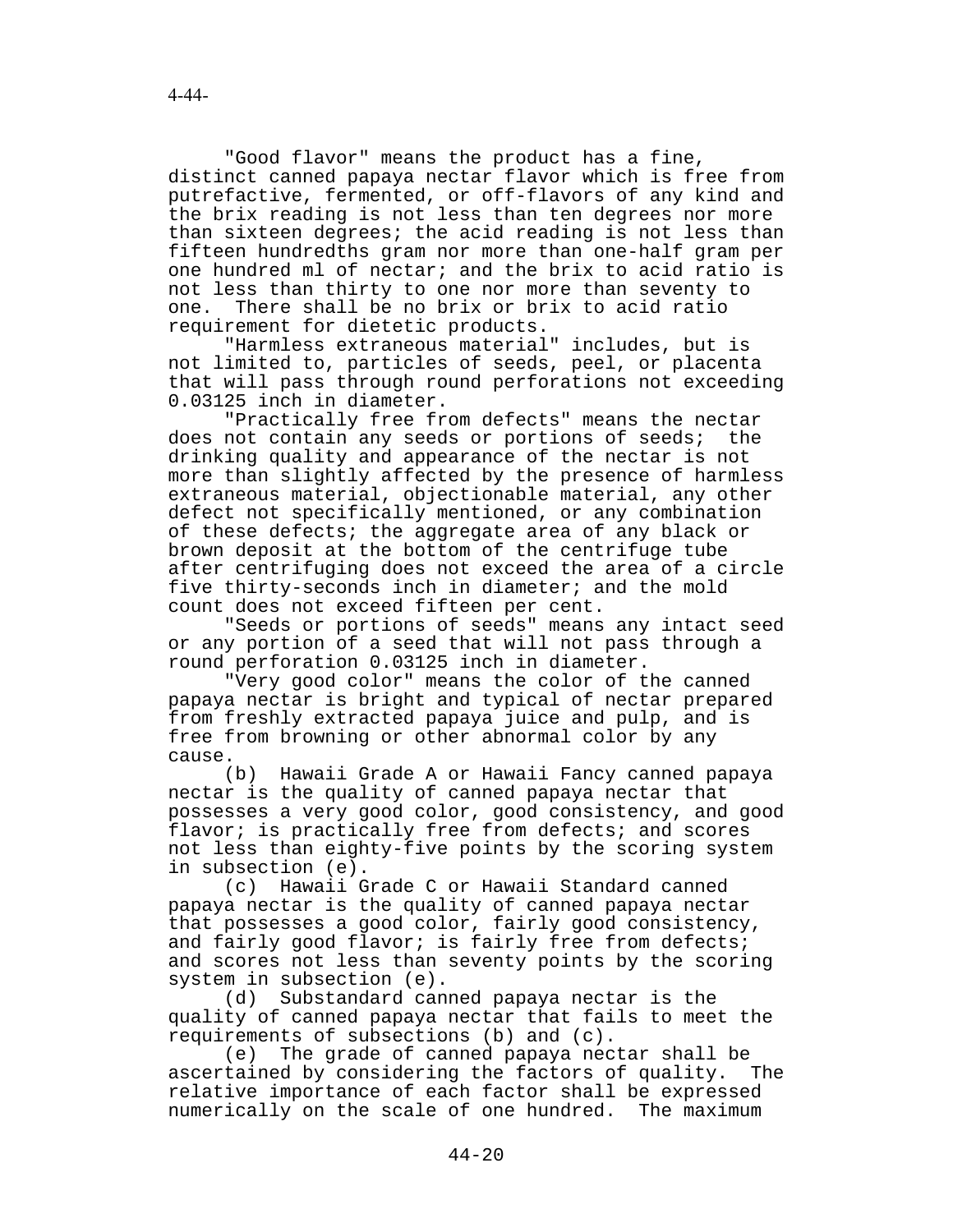"Good flavor" means the product has a fine, distinct canned papaya nectar flavor which is free from putrefactive, fermented, or off-flavors of any kind and the brix reading is not less than ten degrees nor more than sixteen degrees; the acid reading is not less than fifteen hundredths gram nor more than one-half gram per one hundred ml of nectar; and the brix to acid ratio is not less than thirty to one nor more than seventy to one. There shall be no brix or brix to acid ratio requirement for dietetic products.

"Harmless extraneous material" includes, but is not limited to, particles of seeds, peel, or placenta that will pass through round perforations not exceeding 0.03125 inch in diameter.

"Practically free from defects" means the nectar does not contain any seeds or portions of seeds; the drinking quality and appearance of the nectar is not more than slightly affected by the presence of harmless extraneous material, objectionable material, any other defect not specifically mentioned, or any combination of these defects; the aggregate area of any black or brown deposit at the bottom of the centrifuge tube after centrifuging does not exceed the area of a circle five thirty-seconds inch in diameter; and the mold count does not exceed fifteen per cent.

"Seeds or portions of seeds" means any intact seed or any portion of a seed that will not pass through a round perforation 0.03125 inch in diameter.

"Very good color" means the color of the canned papaya nectar is bright and typical of nectar prepared from freshly extracted papaya juice and pulp, and is free from browning or other abnormal color by any cause.

(b) Hawaii Grade A or Hawaii Fancy canned papaya nectar is the quality of canned papaya nectar that possesses a very good color, good consistency, and good flavor; is practically free from defects; and scores not less than eighty-five points by the scoring system in subsection (e).

(c) Hawaii Grade C or Hawaii Standard canned papaya nectar is the quality of canned papaya nectar that possesses a good color, fairly good consistency, and fairly good flavor; is fairly free from defects; and scores not less than seventy points by the scoring system in subsection (e).

(d) Substandard canned papaya nectar is the quality of canned papaya nectar that fails to meet the requirements of subsections (b) and (c).

(e) The grade of canned papaya nectar shall be ascertained by considering the factors of quality. The relative importance of each factor shall be expressed numerically on the scale of one hundred. The maximum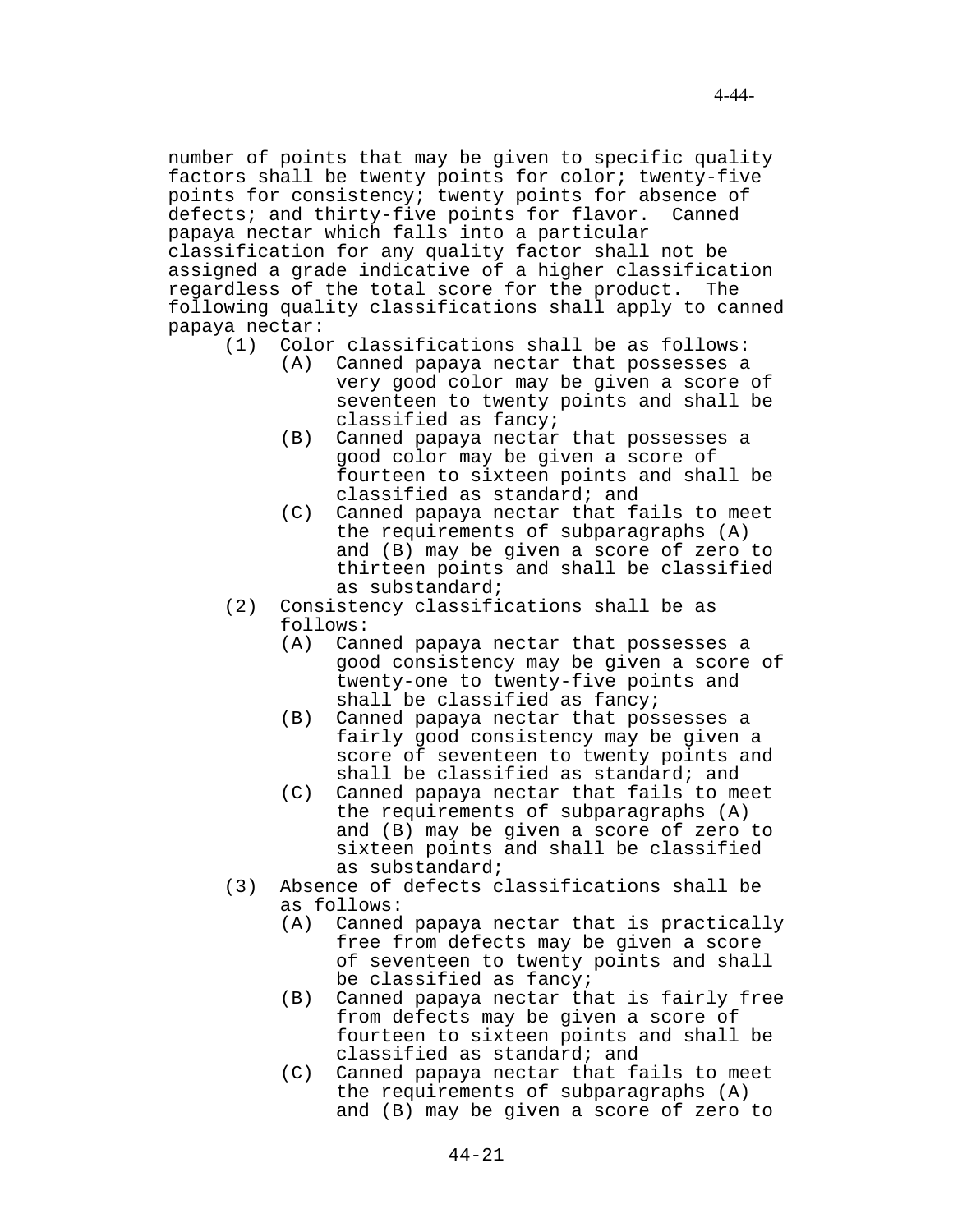number of points that may be given to specific quality factors shall be twenty points for color; twenty-five points for consistency; twenty points for absence of defects; and thirty-five points for flavor. Canned papaya nectar which falls into a particular classification for any quality factor shall not be assigned a grade indicative of a higher classification regardless of the total score for the product. The following quality classifications shall apply to canned papaya nectar:

- (1) Color classifications shall be as follows:
  - (A) Canned papaya nectar that possesses a very good color may be given a score of seventeen to twenty points and shall be classified as fancy;
  - (B) Canned papaya nectar that possesses a good color may be given a score of fourteen to sixteen points and shall be classified as standard; and
  - (C) Canned papaya nectar that fails to meet the requirements of subparagraphs (A) and (B) may be given a score of zero to thirteen points and shall be classified as substandard;
- (2) Consistency classifications shall be as follows:
  - (A) Canned papaya nectar that possesses a good consistency may be given a score of twenty-one to twenty-five points and shall be classified as fancy;
  - (B) Canned papaya nectar that possesses a fairly good consistency may be given a score of seventeen to twenty points and shall be classified as standard; and
  - (C) Canned papaya nectar that fails to meet the requirements of subparagraphs (A) and (B) may be given a score of zero to sixteen points and shall be classified as substandard;
- (3) Absence of defects classifications shall be as follows:
  - (A) Canned papaya nectar that is practically free from defects may be given a score of seventeen to twenty points and shall be classified as fancy;
  - (B) Canned papaya nectar that is fairly free from defects may be given a score of fourteen to sixteen points and shall be classified as standard; and
  - (C) Canned papaya nectar that fails to meet the requirements of subparagraphs (A) and (B) may be given a score of zero to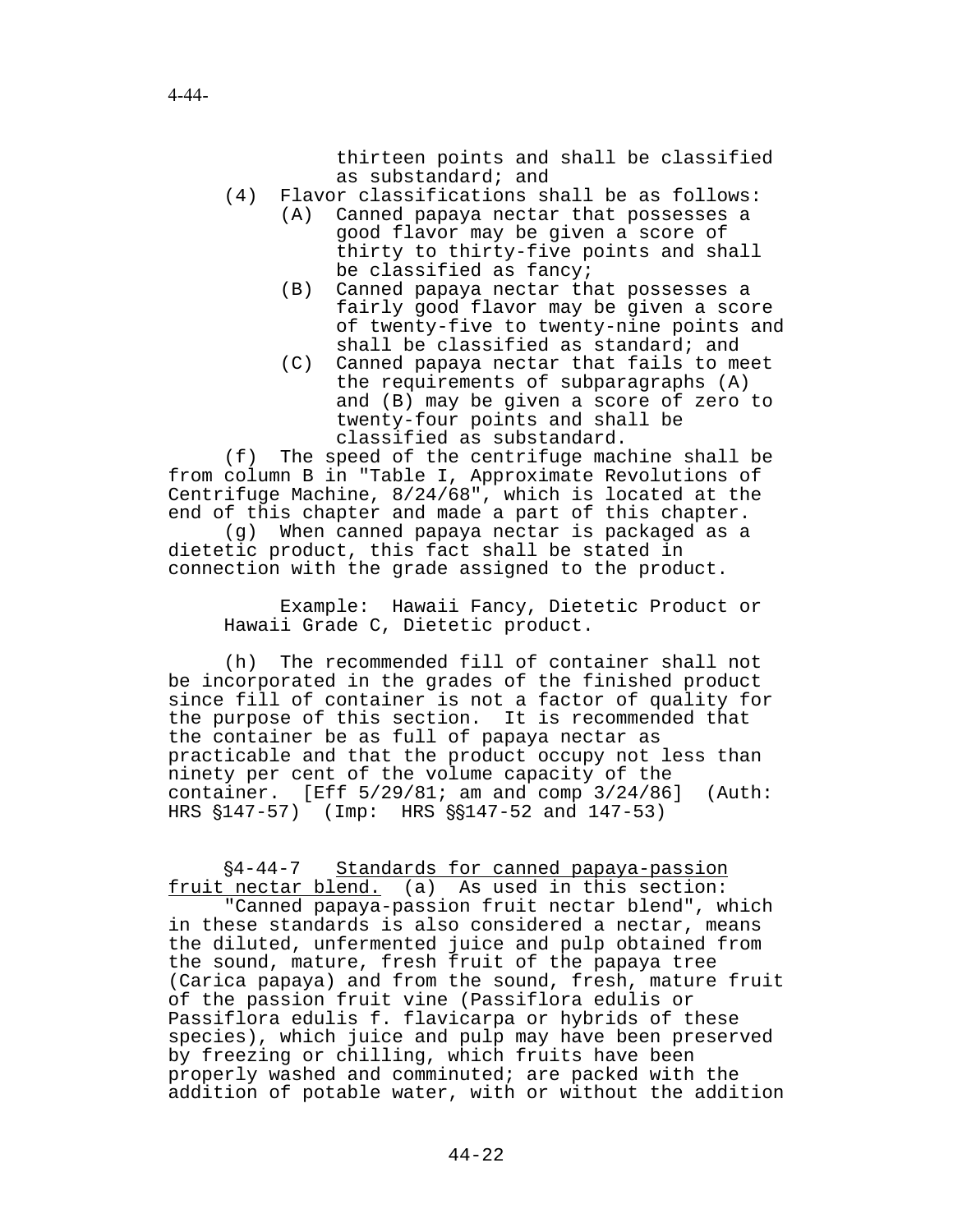thirteen points and shall be classified as substandard; and

(4) Flavor classifications shall be as follows:

(A) Canned papaya nectar that possesses a good flavor may be given a score of thirty to thirty-five points and shall be classified as fancy;

(B) Canned papaya nectar that possesses a fairly good flavor may be given a score of twenty-five to twenty-nine points and shall be classified as standard; and

(C) Canned papaya nectar that fails to meet the requirements of subparagraphs (A) and (B) may be given a score of zero to twenty-four points and shall be classified as substandard.

(f) The speed of the centrifuge machine shall be from column B in "Table I, Approximate Revolutions of Centrifuge Machine, 8/24/68", which is located at the end of this chapter and made a part of this chapter.

(g) When canned papaya nectar is packaged as a dietetic product, this fact shall be stated in connection with the grade assigned to the product.

Example: Hawaii Fancy, Dietetic Product or Hawaii Grade C, Dietetic product.

(h) The recommended fill of container shall not be incorporated in the grades of the finished product since fill of container is not a factor of quality for the purpose of this section. It is recommended that the container be as full of papaya nectar as practicable and that the product occupy not less than ninety per cent of the volume capacity of the container. [Eff 5/29/81; am and comp 3/24/86] (Auth: HRS §147-57) (Imp: HRS §§147-52 and 147-53)

§4-44-7 Standards for canned papaya-passion fruit nectar blend. (a) As used in this section:

"Canned papaya-passion fruit nectar blend", which in these standards is also considered a nectar, means the diluted, unfermented juice and pulp obtained from the sound, mature, fresh fruit of the papaya tree (Carica papaya) and from the sound, fresh, mature fruit of the passion fruit vine (Passiflora edulis or Passiflora edulis f. flavicarpa or hybrids of these species), which juice and pulp may have been preserved by freezing or chilling, which fruits have been properly washed and comminuted; are packed with the addition of potable water, with or without the addition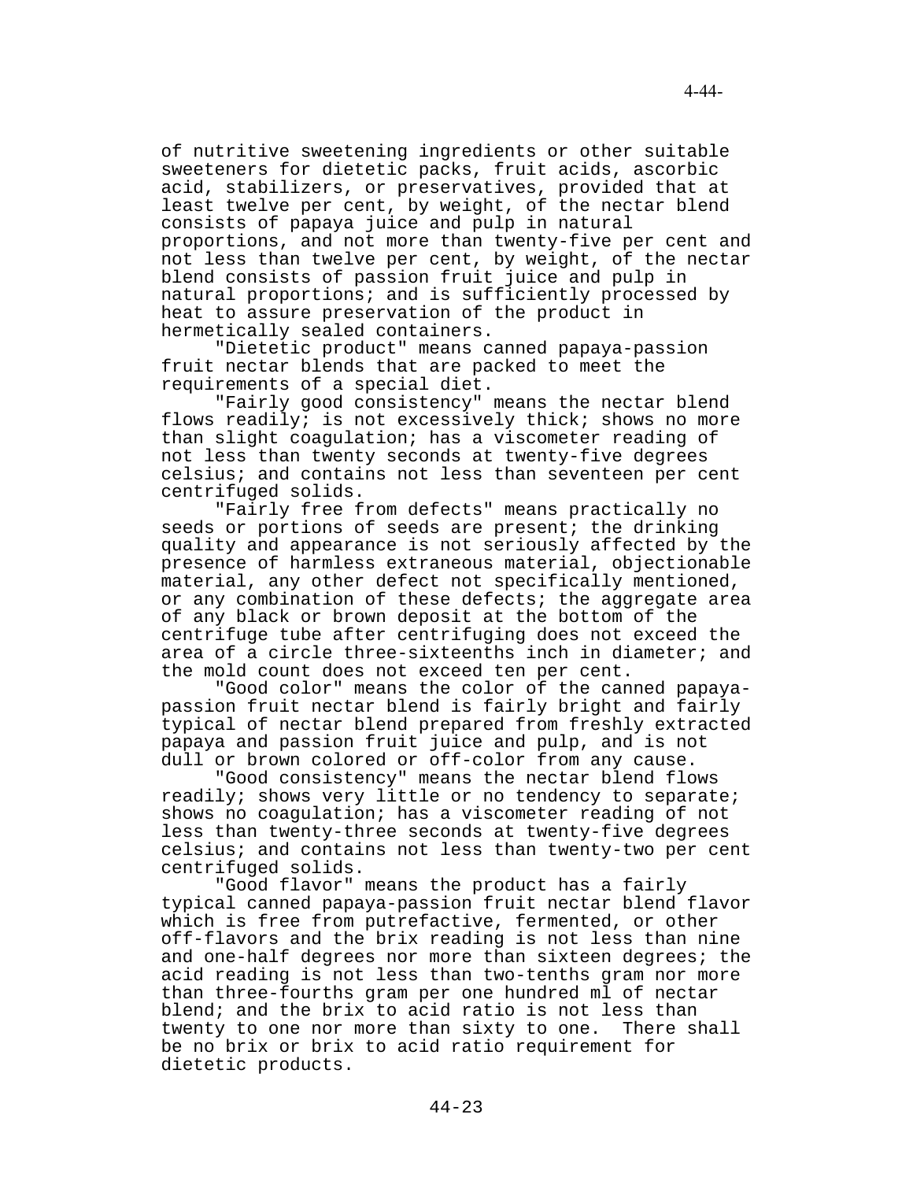of nutritive sweetening ingredients or other suitable sweeteners for dietetic packs, fruit acids, ascorbic acid, stabilizers, or preservatives, provided that at least twelve per cent, by weight, of the nectar blend consists of papaya juice and pulp in natural proportions, and not more than twenty-five per cent and not less than twelve per cent, by weight, of the nectar blend consists of passion fruit juice and pulp in natural proportions; and is sufficiently processed by heat to assure preservation of the product in hermetically sealed containers.

"Dietetic product" means canned papaya-passion fruit nectar blends that are packed to meet the requirements of a special diet.

"Fairly good consistency" means the nectar blend flows readily; is not excessively thick; shows no more than slight coagulation; has a viscometer reading of not less than twenty seconds at twenty-five degrees celsius; and contains not less than seventeen per cent centrifuged solids.

"Fairly free from defects" means practically no seeds or portions of seeds are present; the drinking quality and appearance is not seriously affected by the presence of harmless extraneous material, objectionable material, any other defect not specifically mentioned, or any combination of these defects; the aggregate area of any black or brown deposit at the bottom of the centrifuge tube after centrifuging does not exceed the area of a circle three-sixteenths inch in diameter; and the mold count does not exceed ten per cent.

"Good color" means the color of the canned papaya-passion fruit nectar blend is fairly bright and fairly typical of nectar blend prepared from freshly extracted papaya and passion fruit juice and pulp, and is not dull or brown colored or off-color from any cause.

"Good consistency" means the nectar blend flows readily; shows very little or no tendency to separate; shows no coagulation; has a viscometer reading of not less than twenty-three seconds at twenty-five degrees celsius; and contains not less than twenty-two per cent centrifuged solids.

"Good flavor" means the product has a fairly typical canned papaya-passion fruit nectar blend flavor which is free from putrefactive, fermented, or other off-flavors and the brix reading is not less than nine and one-half degrees nor more than sixteen degrees; the acid reading is not less than two-tenths gram nor more than three-fourths gram per one hundred ml of nectar blend; and the brix to acid ratio is not less than twenty to one nor more than sixty to one. There shall be no brix or brix to acid ratio requirement for dietetic products.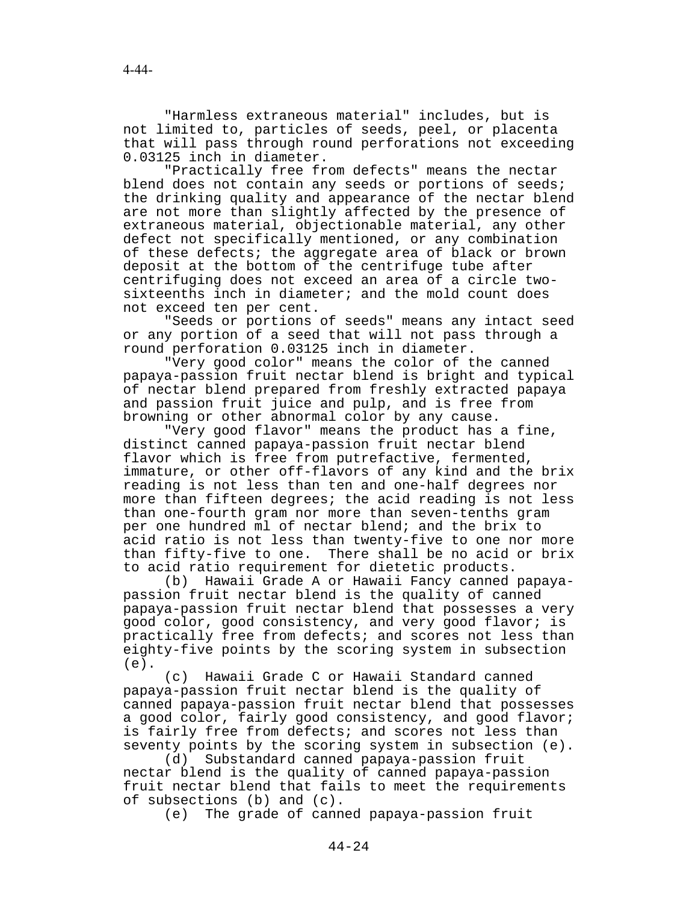"Harmless extraneous material" includes, but is not limited to, particles of seeds, peel, or placenta that will pass through round perforations not exceeding 0.03125 inch in diameter.

"Practically free from defects" means the nectar blend does not contain any seeds or portions of seeds; the drinking quality and appearance of the nectar blend are not more than slightly affected by the presence of extraneous material, objectionable material, any other defect not specifically mentioned, or any combination of these defects; the aggregate area of black or brown deposit at the bottom of the centrifuge tube after centrifuging does not exceed an area of a circle two-sixteenths inch in diameter; and the mold count does not exceed ten per cent.

"Seeds or portions of seeds" means any intact seed or any portion of a seed that will not pass through a round perforation 0.03125 inch in diameter.

"Very good color" means the color of the canned papaya-passion fruit nectar blend is bright and typical of nectar blend prepared from freshly extracted papaya and passion fruit juice and pulp, and is free from browning or other abnormal color by any cause.

"Very good flavor" means the product has a fine, distinct canned papaya-passion fruit nectar blend flavor which is free from putrefactive, fermented, immature, or other off-flavors of any kind and the brix reading is not less than ten and one-half degrees nor more than fifteen degrees; the acid reading is not less than one-fourth gram nor more than seven-tenths gram per one hundred ml of nectar blend; and the brix to acid ratio is not less than twenty-five to one nor more than fifty-five to one. There shall be no acid or brix to acid ratio requirement for dietetic products.

(b) Hawaii Grade A or Hawaii Fancy canned papaya-passion fruit nectar blend is the quality of canned papaya-passion fruit nectar blend that possesses a very good color, good consistency, and very good flavor; is practically free from defects; and scores not less than eighty-five points by the scoring system in subsection (e).

(c) Hawaii Grade C or Hawaii Standard canned papaya-passion fruit nectar blend is the quality of canned papaya-passion fruit nectar blend that possesses a good color, fairly good consistency, and good flavor; is fairly free from defects; and scores not less than seventy points by the scoring system in subsection (e).

(d) Substandard canned papaya-passion fruit nectar blend is the quality of canned papaya-passion fruit nectar blend that fails to meet the requirements of subsections (b) and (c).

(e) The grade of canned papaya-passion fruit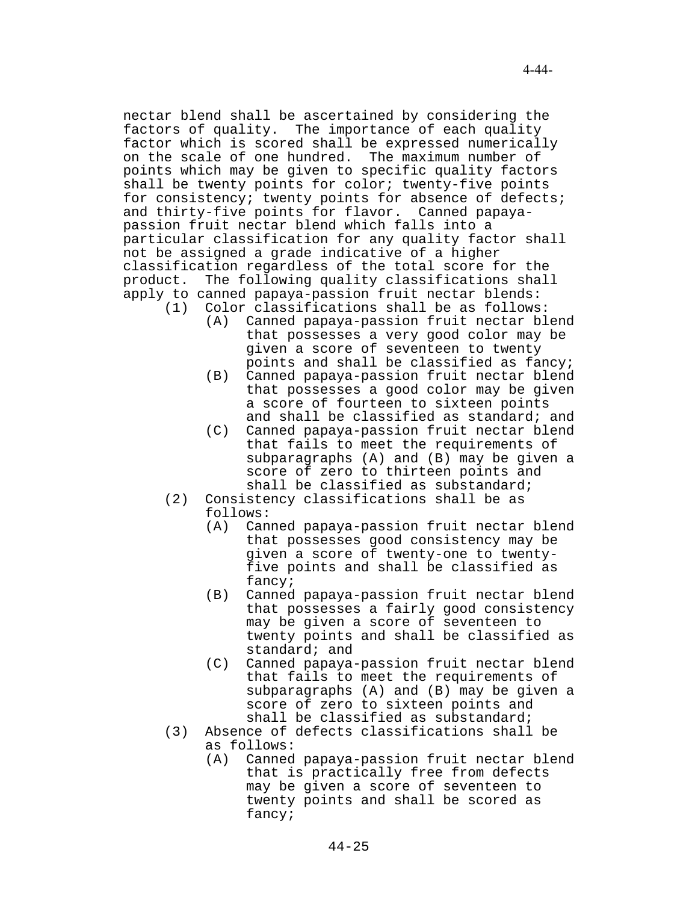nectar blend shall be ascertained by considering the factors of quality. The importance of each quality factor which is scored shall be expressed numerically on the scale of one hundred. The maximum number of points which may be given to specific quality factors shall be twenty points for color; twenty-five points for consistency; twenty points for absence of defects; and thirty-five points for flavor. Canned papaya-passion fruit nectar blend which falls into a particular classification for any quality factor shall not be assigned a grade indicative of a higher classification regardless of the total score for the product. The following quality classifications shall apply to canned papaya-passion fruit nectar blends:

(1) Color classifications shall be as follows:

  (A) Canned papaya-passion fruit nectar blend that possesses a very good color may be given a score of seventeen to twenty points and shall be classified as fancy;

  (B) Canned papaya-passion fruit nectar blend that possesses a good color may be given a score of fourteen to sixteen points and shall be classified as standard; and

  (C) Canned papaya-passion fruit nectar blend that fails to meet the requirements of subparagraphs (A) and (B) may be given a score of zero to thirteen points and shall be classified as substandard;

(2) Consistency classifications shall be as follows:

  (A) Canned papaya-passion fruit nectar blend that possesses good consistency may be given a score of twenty-one to twenty-five points and shall be classified as fancy;

  (B) Canned papaya-passion fruit nectar blend that possesses a fairly good consistency may be given a score of seventeen to twenty points and shall be classified as standard; and

  (C) Canned papaya-passion fruit nectar blend that fails to meet the requirements of subparagraphs (A) and (B) may be given a score of zero to sixteen points and shall be classified as substandard;

(3) Absence of defects classifications shall be as follows:

  (A) Canned papaya-passion fruit nectar blend that is practically free from defects may be given a score of seventeen to twenty points and shall be scored as fancy;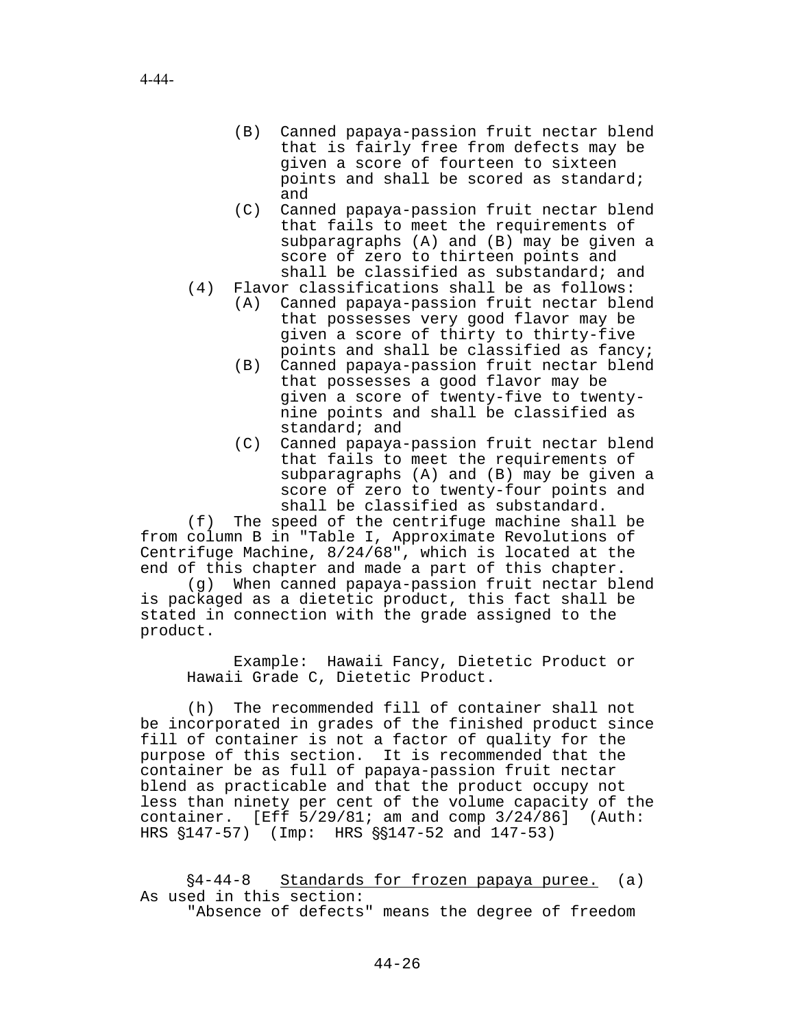(B) Canned papaya-passion fruit nectar blend that is fairly free from defects may be given a score of fourteen to sixteen points and shall be scored as standard; and

(C) Canned papaya-passion fruit nectar blend that fails to meet the requirements of subparagraphs (A) and (B) may be given a score of zero to thirteen points and shall be classified as substandard; and

(4) Flavor classifications shall be as follows:

(A) Canned papaya-passion fruit nectar blend that possesses very good flavor may be given a score of thirty to thirty-five points and shall be classified as fancy;

(B) Canned papaya-passion fruit nectar blend that possesses a good flavor may be given a score of twenty-five to twenty-nine points and shall be classified as standard; and

(C) Canned papaya-passion fruit nectar blend that fails to meet the requirements of subparagraphs (A) and (B) may be given a score of zero to twenty-four points and shall be classified as substandard.

(f) The speed of the centrifuge machine shall be from column B in "Table I, Approximate Revolutions of Centrifuge Machine, 8/24/68", which is located at the end of this chapter and made a part of this chapter.

(g) When canned papaya-passion fruit nectar blend is packaged as a dietetic product, this fact shall be stated in connection with the grade assigned to the product.

Example: Hawaii Fancy, Dietetic Product or Hawaii Grade C, Dietetic Product.

(h) The recommended fill of container shall not be incorporated in grades of the finished product since fill of container is not a factor of quality for the purpose of this section. It is recommended that the container be as full of papaya-passion fruit nectar blend as practicable and that the product occupy not less than ninety per cent of the volume capacity of the container. [Eff 5/29/81; am and comp 3/24/86] (Auth: HRS §147-57) (Imp: HRS §§147-52 and 147-53)

§4-44-8 Standards for frozen papaya puree. (a) As used in this section:

"Absence of defects" means the degree of freedom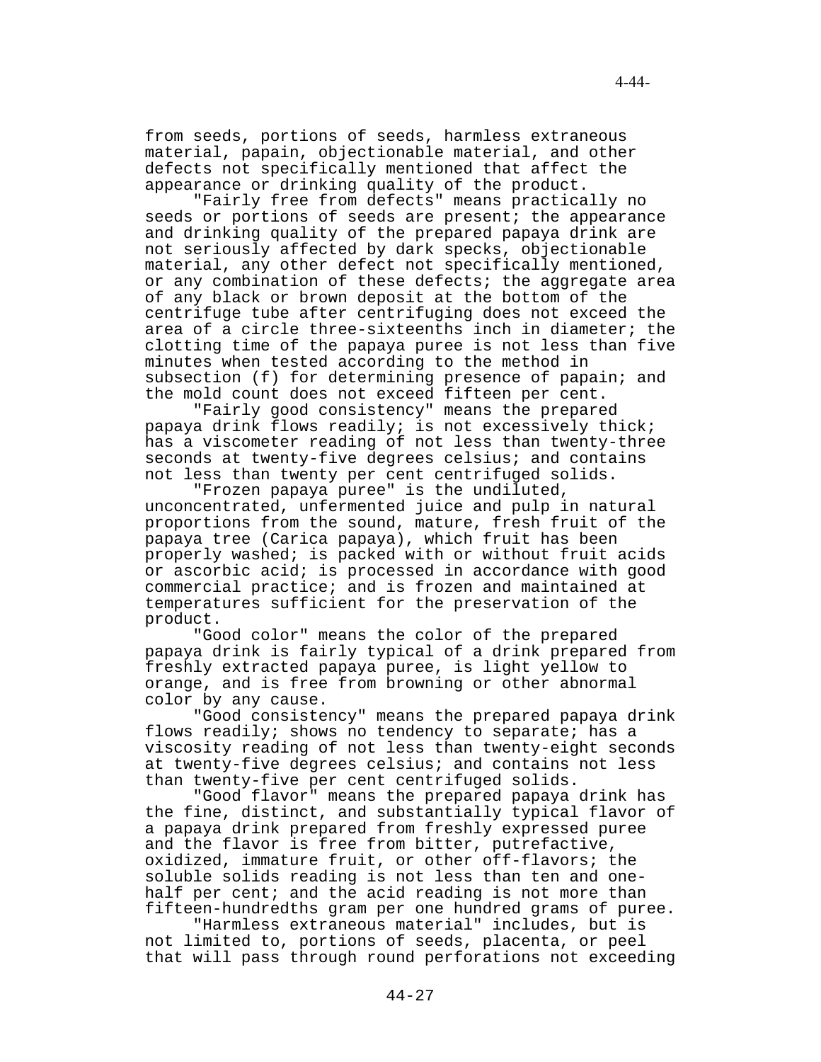from seeds, portions of seeds, harmless extraneous material, papain, objectionable material, and other defects not specifically mentioned that affect the appearance or drinking quality of the product.

"Fairly free from defects" means practically no seeds or portions of seeds are present; the appearance and drinking quality of the prepared papaya drink are not seriously affected by dark specks, objectionable material, any other defect not specifically mentioned, or any combination of these defects; the aggregate area of any black or brown deposit at the bottom of the centrifuge tube after centrifuging does not exceed the area of a circle three-sixteenths inch in diameter; the clotting time of the papaya puree is not less than five minutes when tested according to the method in subsection (f) for determining presence of papain; and the mold count does not exceed fifteen per cent.

"Fairly good consistency" means the prepared papaya drink flows readily; is not excessively thick; has a viscometer reading of not less than twenty-three seconds at twenty-five degrees celsius; and contains not less than twenty per cent centrifuged solids.

"Frozen papaya puree" is the undiluted, unconcentrated, unfermented juice and pulp in natural proportions from the sound, mature, fresh fruit of the papaya tree (Carica papaya), which fruit has been properly washed; is packed with or without fruit acids or ascorbic acid; is processed in accordance with good commercial practice; and is frozen and maintained at temperatures sufficient for the preservation of the product.

"Good color" means the color of the prepared papaya drink is fairly typical of a drink prepared from freshly extracted papaya puree, is light yellow to orange, and is free from browning or other abnormal color by any cause.

"Good consistency" means the prepared papaya drink flows readily; shows no tendency to separate; has a viscosity reading of not less than twenty-eight seconds at twenty-five degrees celsius; and contains not less than twenty-five per cent centrifuged solids.

"Good flavor" means the prepared papaya drink has the fine, distinct, and substantially typical flavor of a papaya drink prepared from freshly expressed puree and the flavor is free from bitter, putrefactive, oxidized, immature fruit, or other off-flavors; the soluble solids reading is not less than ten and one-half per cent; and the acid reading is not more than fifteen-hundredths gram per one hundred grams of puree.

"Harmless extraneous material" includes, but is not limited to, portions of seeds, placenta, or peel that will pass through round perforations not exceeding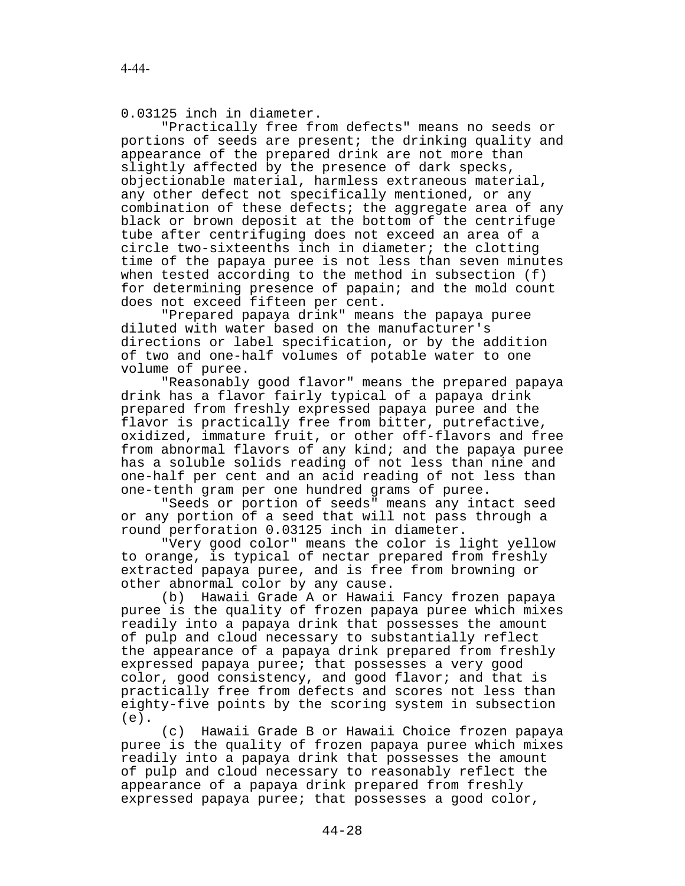0.03125 inch in diameter.

"Practically free from defects" means no seeds or portions of seeds are present; the drinking quality and appearance of the prepared drink are not more than slightly affected by the presence of dark specks, objectionable material, harmless extraneous material, any other defect not specifically mentioned, or any combination of these defects; the aggregate area of any black or brown deposit at the bottom of the centrifuge tube after centrifuging does not exceed an area of a circle two-sixteenths inch in diameter; the clotting time of the papaya puree is not less than seven minutes when tested according to the method in subsection (f) for determining presence of papain; and the mold count does not exceed fifteen per cent.

"Prepared papaya drink" means the papaya puree diluted with water based on the manufacturer's directions or label specification, or by the addition of two and one-half volumes of potable water to one volume of puree.

"Reasonably good flavor" means the prepared papaya drink has a flavor fairly typical of a papaya drink prepared from freshly expressed papaya puree and the flavor is practically free from bitter, putrefactive, oxidized, immature fruit, or other off-flavors and free from abnormal flavors of any kind; and the papaya puree has a soluble solids reading of not less than nine and one-half per cent and an acid reading of not less than one-tenth gram per one hundred grams of puree.

"Seeds or portion of seeds" means any intact seed or any portion of a seed that will not pass through a round perforation 0.03125 inch in diameter.

"Very good color" means the color is light yellow to orange, is typical of nectar prepared from freshly extracted papaya puree, and is free from browning or other abnormal color by any cause.

(b) Hawaii Grade A or Hawaii Fancy frozen papaya puree is the quality of frozen papaya puree which mixes readily into a papaya drink that possesses the amount of pulp and cloud necessary to substantially reflect the appearance of a papaya drink prepared from freshly expressed papaya puree; that possesses a very good color, good consistency, and good flavor; and that is practically free from defects and scores not less than eighty-five points by the scoring system in subsection (e).

(c) Hawaii Grade B or Hawaii Choice frozen papaya puree is the quality of frozen papaya puree which mixes readily into a papaya drink that possesses the amount of pulp and cloud necessary to reasonably reflect the appearance of a papaya drink prepared from freshly expressed papaya puree; that possesses a good color,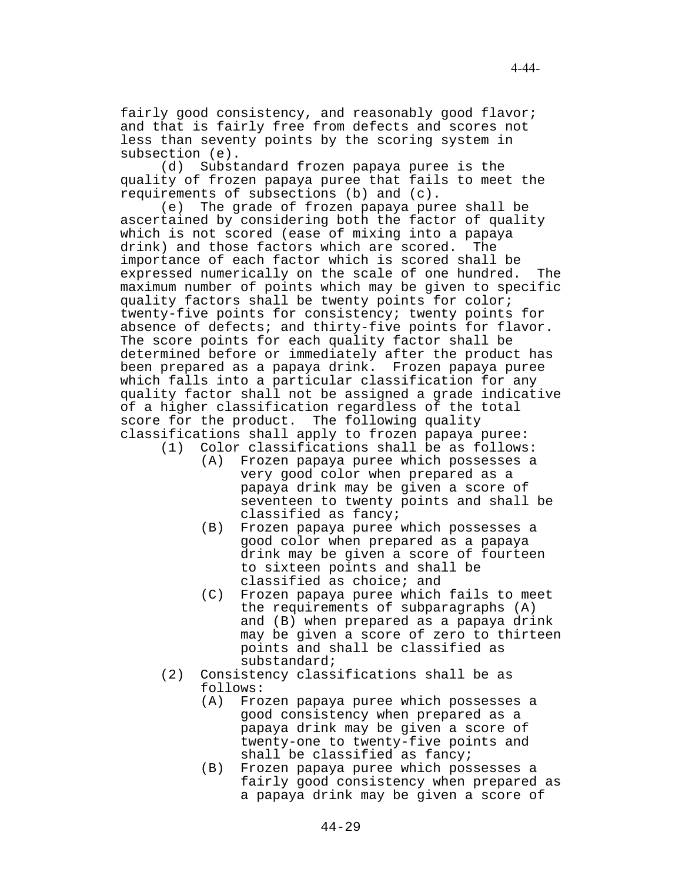fairly good consistency, and reasonably good flavor; and that is fairly free from defects and scores not less than seventy points by the scoring system in subsection (e).

(d) Substandard frozen papaya puree is the quality of frozen papaya puree that fails to meet the requirements of subsections (b) and (c).

(e) The grade of frozen papaya puree shall be ascertained by considering both the factor of quality which is not scored (ease of mixing into a papaya drink) and those factors which are scored. The importance of each factor which is scored shall be expressed numerically on the scale of one hundred. The maximum number of points which may be given to specific quality factors shall be twenty points for color; twenty-five points for consistency; twenty points for absence of defects; and thirty-five points for flavor. The score points for each quality factor shall be determined before or immediately after the product has been prepared as a papaya drink. Frozen papaya puree which falls into a particular classification for any quality factor shall not be assigned a grade indicative of a higher classification regardless of the total score for the product. The following quality classifications shall apply to frozen papaya puree:

(1) Color classifications shall be as follows:

(A) Frozen papaya puree which possesses a very good color when prepared as a papaya drink may be given a score of seventeen to twenty points and shall be classified as fancy;

(B) Frozen papaya puree which possesses a good color when prepared as a papaya drink may be given a score of fourteen to sixteen points and shall be classified as choice; and

(C) Frozen papaya puree which fails to meet the requirements of subparagraphs (A) and (B) when prepared as a papaya drink may be given a score of zero to thirteen points and shall be classified as substandard;

(2) Consistency classifications shall be as follows:

(A) Frozen papaya puree which possesses a good consistency when prepared as a papaya drink may be given a score of twenty-one to twenty-five points and shall be classified as fancy;

(B) Frozen papaya puree which possesses a fairly good consistency when prepared as a papaya drink may be given a score of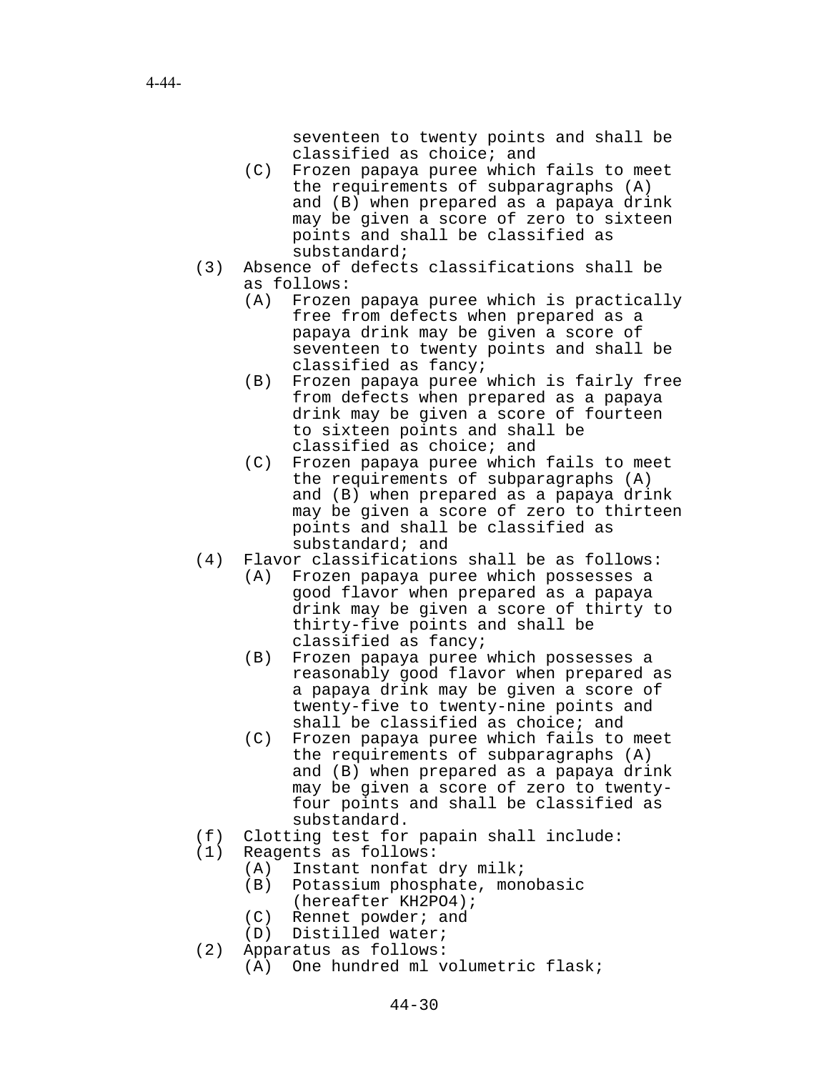seventeen to twenty points and shall be classified as choice; and

(C) Frozen papaya puree which fails to meet the requirements of subparagraphs (A) and (B) when prepared as a papaya drink may be given a score of zero to sixteen points and shall be classified as substandard;

(3) Absence of defects classifications shall be as follows:

(A) Frozen papaya puree which is practically free from defects when prepared as a papaya drink may be given a score of seventeen to twenty points and shall be classified as fancy;

(B) Frozen papaya puree which is fairly free from defects when prepared as a papaya drink may be given a score of fourteen to sixteen points and shall be classified as choice; and

(C) Frozen papaya puree which fails to meet the requirements of subparagraphs (A) and (B) when prepared as a papaya drink may be given a score of zero to thirteen points and shall be classified as substandard; and

(4) Flavor classifications shall be as follows:

(A) Frozen papaya puree which possesses a good flavor when prepared as a papaya drink may be given a score of thirty to thirty-five points and shall be classified as fancy;

(B) Frozen papaya puree which possesses a reasonably good flavor when prepared as a papaya drink may be given a score of twenty-five to twenty-nine points and shall be classified as choice; and

(C) Frozen papaya puree which fails to meet the requirements of subparagraphs (A) and (B) when prepared as a papaya drink may be given a score of zero to twenty-four points and shall be classified as substandard.

(f) Clotting test for papain shall include:

(1) Reagents as follows:

(A) Instant nonfat dry milk;

(B) Potassium phosphate, monobasic (hereafter $KH_2PO_4$);

(C) Rennet powder; and

(D) Distilled water;

(2) Apparatus as follows:

(A) One hundred ml volumetric flask;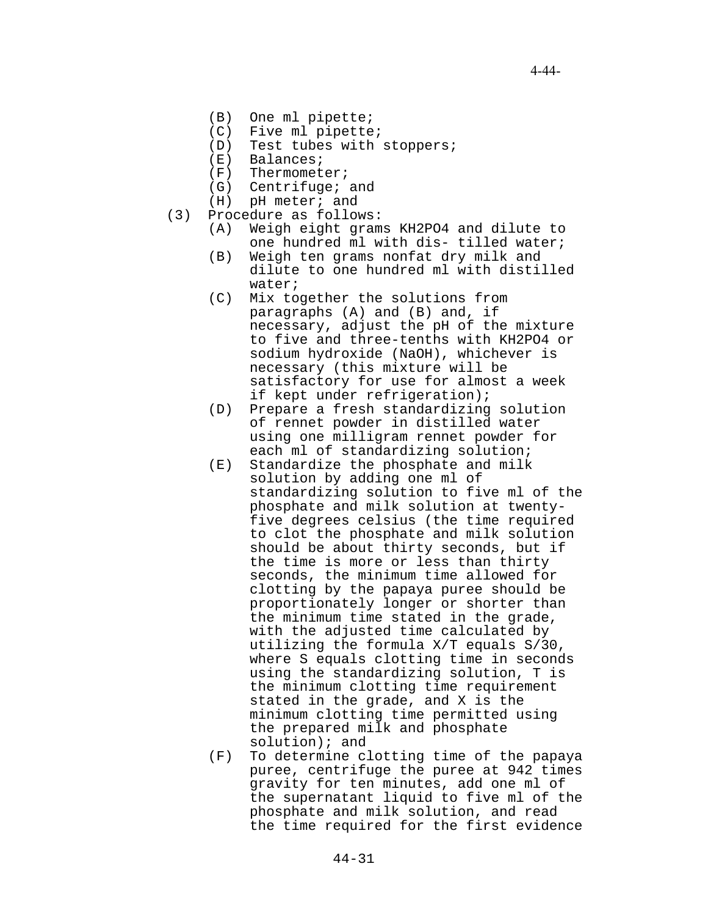(B) One ml pipette;
(C) Five ml pipette;
(D) Test tubes with stoppers;
(E) Balances;
(F) Thermometer;
(G) Centrifuge; and
(H) pH meter; and

(3) Procedure as follows:

(A) Weigh eight grams $KH_2PO_4$ and dilute to one hundred ml with dis- tilled water;

(B) Weigh ten grams nonfat dry milk and dilute to one hundred ml with distilled water;

(C) Mix together the solutions from paragraphs (A) and (B) and, if necessary, adjust the pH of the mixture to five and three-tenths with $KH_2PO_4$ or sodium hydroxide (NaOH), whichever is necessary (this mixture will be satisfactory for use for almost a week if kept under refrigeration);

(D) Prepare a fresh standardizing solution of rennet powder in distilled water using one milligram rennet powder for each ml of standardizing solution;

(E) Standardize the phosphate and milk solution by adding one ml of standardizing solution to five ml of the phosphate and milk solution at twenty-five degrees celsius (the time required to clot the phosphate and milk solution should be about thirty seconds, but if the time is more or less than thirty seconds, the minimum time allowed for clotting by the papaya puree should be proportionately longer or shorter than the minimum time stated in the grade, with the adjusted time calculated by utilizing the formula $X/T$ equals $S/30$, where S equals clotting time in seconds using the standardizing solution, T is the minimum clotting time requirement stated in the grade, and X is the minimum clotting time permitted using the prepared milk and phosphate solution); and

(F) To determine clotting time of the papaya puree, centrifuge the puree at 942 times gravity for ten minutes, add one ml of the supernatant liquid to five ml of the phosphate and milk solution, and read the time required for the first evidence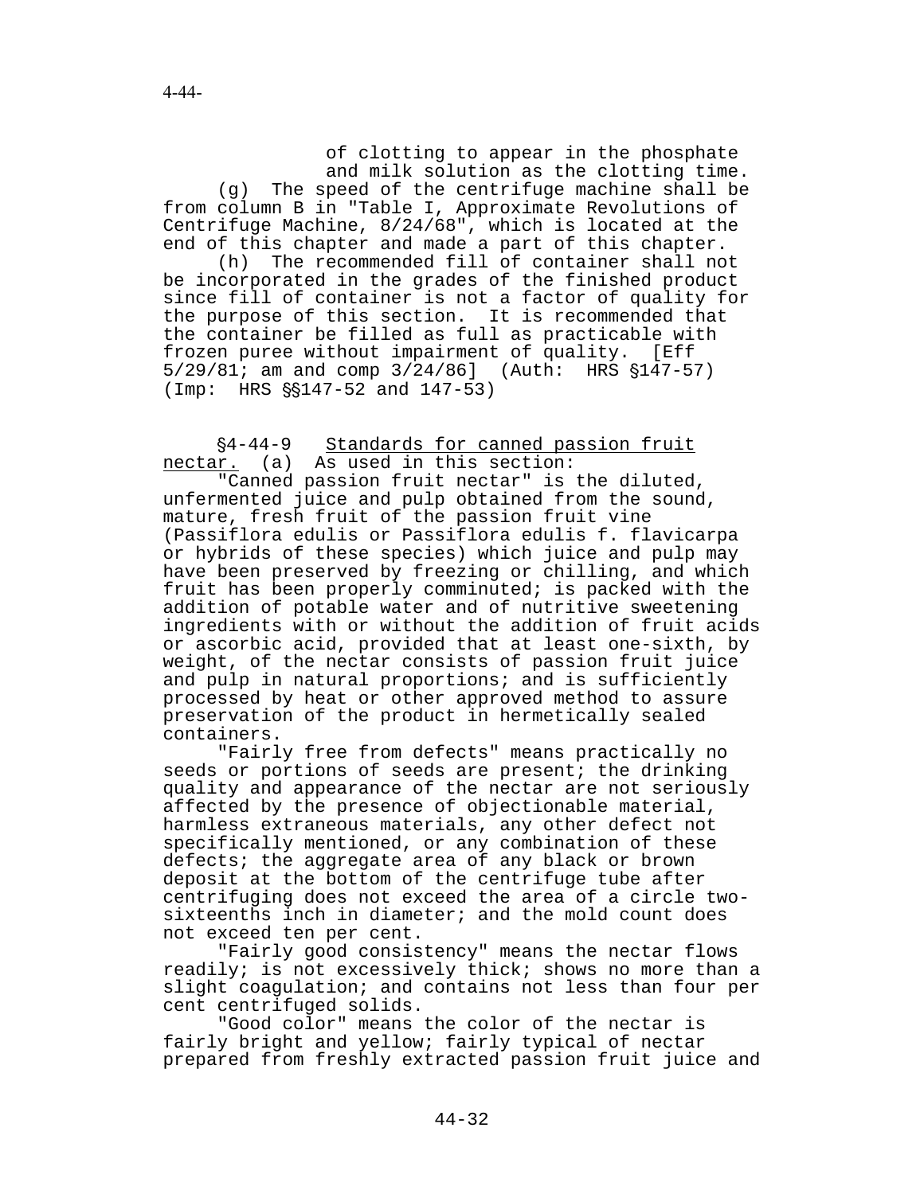of clotting to appear in the phosphate and milk solution as the clotting time.

(g) The speed of the centrifuge machine shall be from column B in "Table I, Approximate Revolutions of Centrifuge Machine, 8/24/68", which is located at the end of this chapter and made a part of this chapter.

(h) The recommended fill of container shall not be incorporated in the grades of the finished product since fill of container is not a factor of quality for the purpose of this section. It is recommended that the container be filled as full as practicable with frozen puree without impairment of quality. [Eff 5/29/81; am and comp 3/24/86] (Auth: HRS §147-57) (Imp: HRS §§147-52 and 147-53)

§4-44-9 Standards for canned passion fruit nectar. (a) As used in this section:

"Canned passion fruit nectar" is the diluted, unfermented juice and pulp obtained from the sound, mature, fresh fruit of the passion fruit vine (Passiflora edulis or Passiflora edulis f. flavicarpa or hybrids of these species) which juice and pulp may have been preserved by freezing or chilling, and which fruit has been properly comminuted; is packed with the addition of potable water and of nutritive sweetening ingredients with or without the addition of fruit acids or ascorbic acid, provided that at least one-sixth, by weight, of the nectar consists of passion fruit juice and pulp in natural proportions; and is sufficiently processed by heat or other approved method to assure preservation of the product in hermetically sealed containers.

"Fairly free from defects" means practically no seeds or portions of seeds are present; the drinking quality and appearance of the nectar are not seriously affected by the presence of objectionable material, harmless extraneous materials, any other defect not specifically mentioned, or any combination of these defects; the aggregate area of any black or brown deposit at the bottom of the centrifuge tube after centrifuging does not exceed the area of a circle two-sixteenths inch in diameter; and the mold count does not exceed ten per cent.

"Fairly good consistency" means the nectar flows readily; is not excessively thick; shows no more than a slight coagulation; and contains not less than four per cent centrifuged solids.

"Good color" means the color of the nectar is fairly bright and yellow; fairly typical of nectar prepared from freshly extracted passion fruit juice and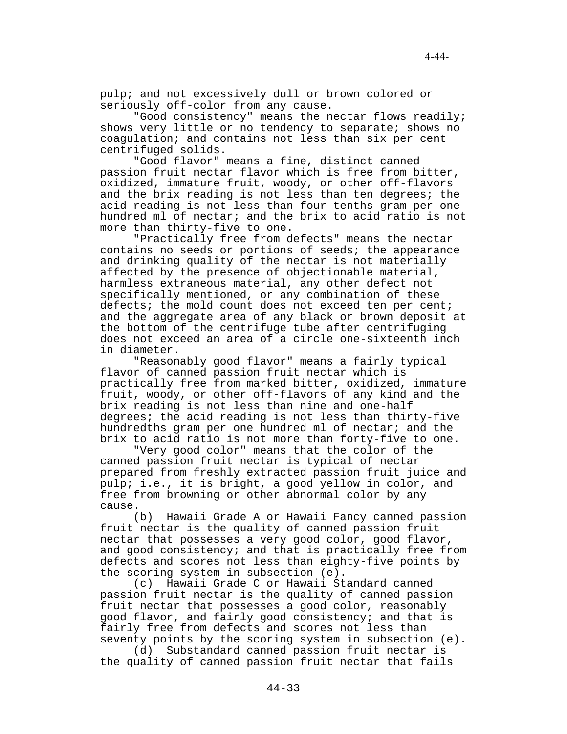pulp; and not excessively dull or brown colored or seriously off-color from any cause.

"Good consistency" means the nectar flows readily; shows very little or no tendency to separate; shows no coagulation; and contains not less than six per cent centrifuged solids.

"Good flavor" means a fine, distinct canned passion fruit nectar flavor which is free from bitter, oxidized, immature fruit, woody, or other off-flavors and the brix reading is not less than ten degrees; the acid reading is not less than four-tenths gram per one hundred ml of nectar; and the brix to acid ratio is not more than thirty-five to one.

"Practically free from defects" means the nectar contains no seeds or portions of seeds; the appearance and drinking quality of the nectar is not materially affected by the presence of objectionable material, harmless extraneous material, any other defect not specifically mentioned, or any combination of these defects; the mold count does not exceed ten per cent; and the aggregate area of any black or brown deposit at the bottom of the centrifuge tube after centrifuging does not exceed an area of a circle one-sixteenth inch in diameter.

"Reasonably good flavor" means a fairly typical flavor of canned passion fruit nectar which is practically free from marked bitter, oxidized, immature fruit, woody, or other off-flavors of any kind and the brix reading is not less than nine and one-half degrees; the acid reading is not less than thirty-five hundredths gram per one hundred ml of nectar; and the brix to acid ratio is not more than forty-five to one.

"Very good color" means that the color of the canned passion fruit nectar is typical of nectar prepared from freshly extracted passion fruit juice and pulp; i.e., it is bright, a good yellow in color, and free from browning or other abnormal color by any cause.

(b) Hawaii Grade A or Hawaii Fancy canned passion fruit nectar is the quality of canned passion fruit nectar that possesses a very good color, good flavor, and good consistency; and that is practically free from defects and scores not less than eighty-five points by the scoring system in subsection (e).

(c) Hawaii Grade C or Hawaii Standard canned passion fruit nectar is the quality of canned passion fruit nectar that possesses a good color, reasonably good flavor, and fairly good consistency; and that is fairly free from defects and scores not less than seventy points by the scoring system in subsection (e).

(d) Substandard canned passion fruit nectar is the quality of canned passion fruit nectar that fails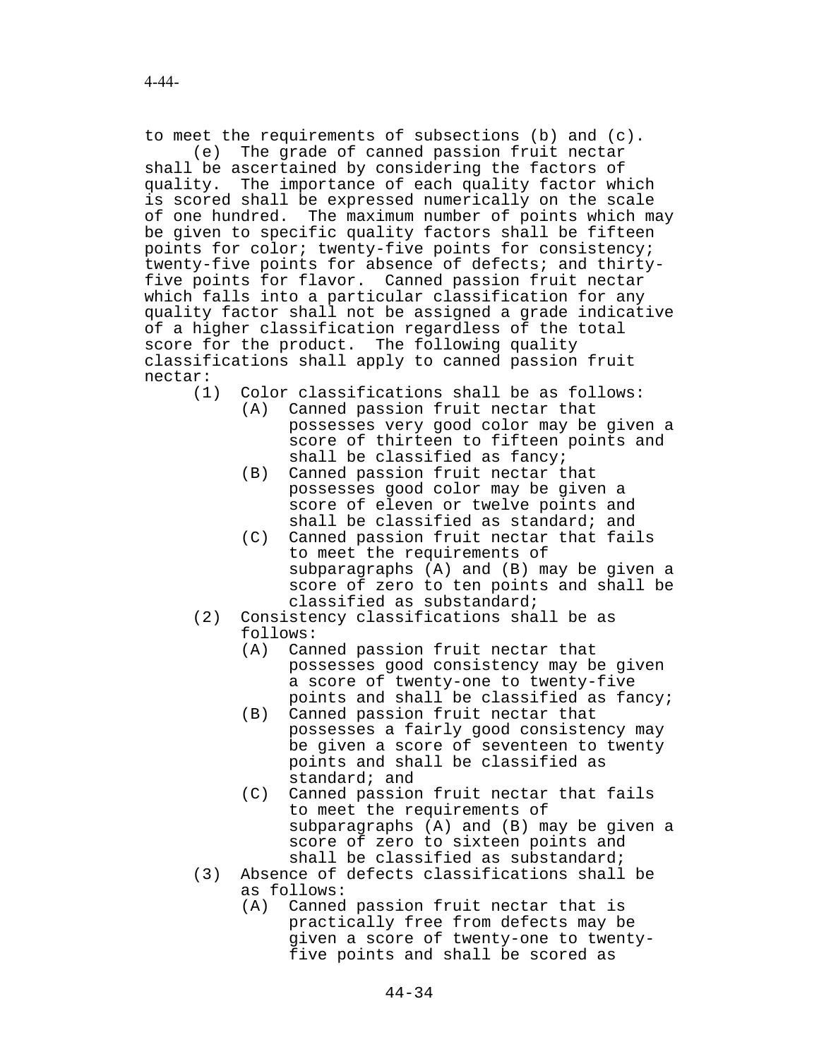to meet the requirements of subsections (b) and (c).

(e) The grade of canned passion fruit nectar shall be ascertained by considering the factors of quality. The importance of each quality factor which is scored shall be expressed numerically on the scale of one hundred. The maximum number of points which may be given to specific quality factors shall be fifteen points for color; twenty-five points for consistency; twenty-five points for absence of defects; and thirty-five points for flavor. Canned passion fruit nectar which falls into a particular classification for any quality factor shall not be assigned a grade indicative of a higher classification regardless of the total score for the product. The following quality classifications shall apply to canned passion fruit nectar:

- (1) Color classifications shall be as follows:
  - (A) Canned passion fruit nectar that possesses very good color may be given a score of thirteen to fifteen points and shall be classified as fancy;
  - (B) Canned passion fruit nectar that possesses good color may be given a score of eleven or twelve points and shall be classified as standard; and
  - (C) Canned passion fruit nectar that fails to meet the requirements of subparagraphs (A) and (B) may be given a score of zero to ten points and shall be classified as substandard;
- (2) Consistency classifications shall be as follows:
  - (A) Canned passion fruit nectar that possesses good consistency may be given a score of twenty-one to twenty-five points and shall be classified as fancy;
  - (B) Canned passion fruit nectar that possesses a fairly good consistency may be given a score of seventeen to twenty points and shall be classified as standard; and
  - (C) Canned passion fruit nectar that fails to meet the requirements of subparagraphs (A) and (B) may be given a score of zero to sixteen points and shall be classified as substandard;
- (3) Absence of defects classifications shall be as follows:
  - (A) Canned passion fruit nectar that is practically free from defects may be given a score of twenty-one to twenty-five points and shall be scored as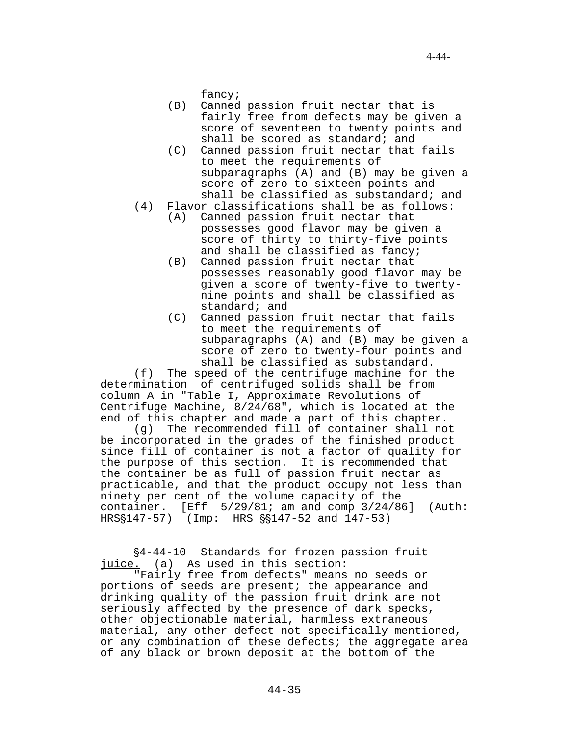fancy;

(B) Canned passion fruit nectar that is fairly free from defects may be given a score of seventeen to twenty points and shall be scored as standard; and

(C) Canned passion fruit nectar that fails to meet the requirements of subparagraphs (A) and (B) may be given a score of zero to sixteen points and shall be classified as substandard; and

(4) Flavor classifications shall be as follows:

(A) Canned passion fruit nectar that possesses good flavor may be given a score of thirty to thirty-five points and shall be classified as fancy;

(B) Canned passion fruit nectar that possesses reasonably good flavor may be given a score of twenty-five to twenty-nine points and shall be classified as standard; and

(C) Canned passion fruit nectar that fails to meet the requirements of subparagraphs (A) and (B) may be given a score of zero to twenty-four points and shall be classified as substandard.

(f) The speed of the centrifuge machine for the determination of centrifuged solids shall be from column A in "Table I, Approximate Revolutions of Centrifuge Machine, 8/24/68", which is located at the end of this chapter and made a part of this chapter.

(g) The recommended fill of container shall not be incorporated in the grades of the finished product since fill of container is not a factor of quality for the purpose of this section. It is recommended that the container be as full of passion fruit nectar as practicable, and that the product occupy not less than ninety per cent of the volume capacity of the container. [Eff 5/29/81; am and comp 3/24/86] (Auth: HRS§147-57) (Imp: HRS §§147-52 and 147-53)

§4-44-10 Standards for frozen passion fruit juice. (a) As used in this section:

"Fairly free from defects" means no seeds or portions of seeds are present; the appearance and drinking quality of the passion fruit drink are not seriously affected by the presence of dark specks, other objectionable material, harmless extraneous material, any other defect not specifically mentioned, or any combination of these defects; the aggregate area of any black or brown deposit at the bottom of the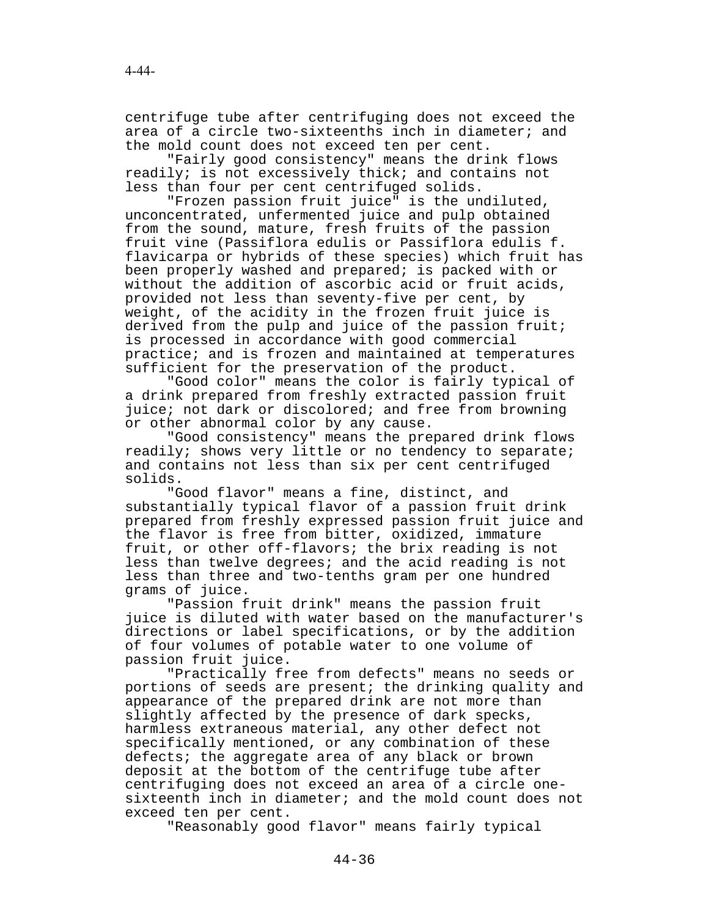centrifuge tube after centrifuging does not exceed the area of a circle two-sixteenths inch in diameter; and the mold count does not exceed ten per cent.

"Fairly good consistency" means the drink flows readily; is not excessively thick; and contains not less than four per cent centrifuged solids.

"Frozen passion fruit juice" is the undiluted, unconcentrated, unfermented juice and pulp obtained from the sound, mature, fresh fruits of the passion fruit vine (Passiflora edulis or Passiflora edulis f. flavicarpa or hybrids of these species) which fruit has been properly washed and prepared; is packed with or without the addition of ascorbic acid or fruit acids, provided not less than seventy-five per cent, by weight, of the acidity in the frozen fruit juice is derived from the pulp and juice of the passion fruit; is processed in accordance with good commercial practice; and is frozen and maintained at temperatures sufficient for the preservation of the product.

"Good color" means the color is fairly typical of a drink prepared from freshly extracted passion fruit juice; not dark or discolored; and free from browning or other abnormal color by any cause.

"Good consistency" means the prepared drink flows readily; shows very little or no tendency to separate; and contains not less than six per cent centrifuged solids.

"Good flavor" means a fine, distinct, and substantially typical flavor of a passion fruit drink prepared from freshly expressed passion fruit juice and the flavor is free from bitter, oxidized, immature fruit, or other off-flavors; the brix reading is not less than twelve degrees; and the acid reading is not less than three and two-tenths gram per one hundred grams of juice.

"Passion fruit drink" means the passion fruit juice is diluted with water based on the manufacturer's directions or label specifications, or by the addition of four volumes of potable water to one volume of passion fruit juice.

"Practically free from defects" means no seeds or portions of seeds are present; the drinking quality and appearance of the prepared drink are not more than slightly affected by the presence of dark specks, harmless extraneous material, any other defect not specifically mentioned, or any combination of these defects; the aggregate area of any black or brown deposit at the bottom of the centrifuge tube after centrifuging does not exceed an area of a circle one-sixteenth inch in diameter; and the mold count does not exceed ten per cent.

"Reasonably good flavor" means fairly typical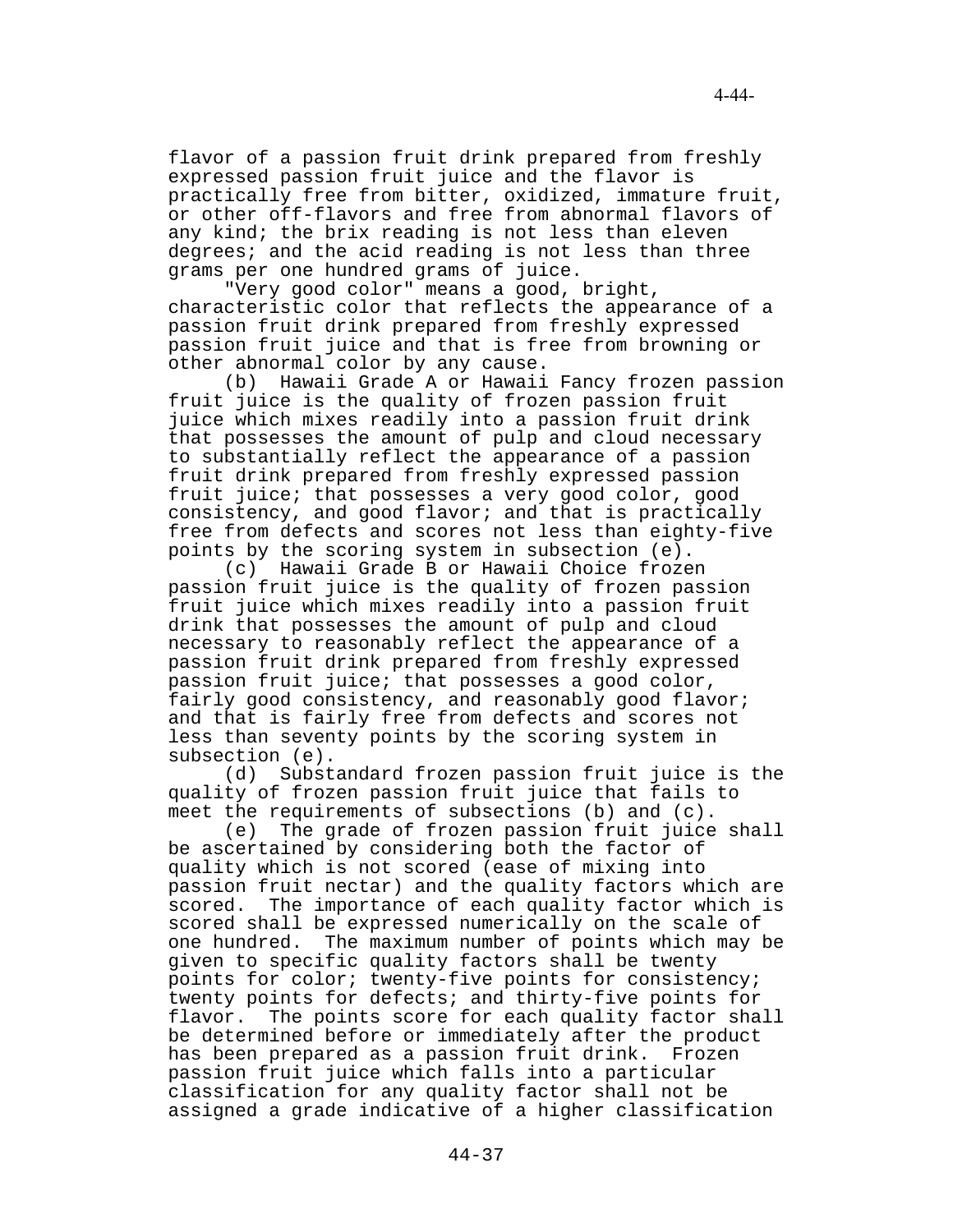flavor of a passion fruit drink prepared from freshly expressed passion fruit juice and the flavor is practically free from bitter, oxidized, immature fruit, or other off-flavors and free from abnormal flavors of any kind; the brix reading is not less than eleven degrees; and the acid reading is not less than three grams per one hundred grams of juice.

"Very good color" means a good, bright, characteristic color that reflects the appearance of a passion fruit drink prepared from freshly expressed passion fruit juice and that is free from browning or other abnormal color by any cause.

(b) Hawaii Grade A or Hawaii Fancy frozen passion fruit juice is the quality of frozen passion fruit juice which mixes readily into a passion fruit drink that possesses the amount of pulp and cloud necessary to substantially reflect the appearance of a passion fruit drink prepared from freshly expressed passion fruit juice; that possesses a very good color, good consistency, and good flavor; and that is practically free from defects and scores not less than eighty-five points by the scoring system in subsection (e).

(c) Hawaii Grade B or Hawaii Choice frozen passion fruit juice is the quality of frozen passion fruit juice which mixes readily into a passion fruit drink that possesses the amount of pulp and cloud necessary to reasonably reflect the appearance of a passion fruit drink prepared from freshly expressed passion fruit juice; that possesses a good color, fairly good consistency, and reasonably good flavor; and that is fairly free from defects and scores not less than seventy points by the scoring system in subsection (e).

(d) Substandard frozen passion fruit juice is the quality of frozen passion fruit juice that fails to meet the requirements of subsections (b) and (c).

(e) The grade of frozen passion fruit juice shall be ascertained by considering both the factor of quality which is not scored (ease of mixing into passion fruit nectar) and the quality factors which are scored. The importance of each quality factor which is scored shall be expressed numerically on the scale of one hundred. The maximum number of points which may be given to specific quality factors shall be twenty points for color; twenty-five points for consistency; twenty points for defects; and thirty-five points for flavor. The points score for each quality factor shall be determined before or immediately after the product has been prepared as a passion fruit drink. Frozen passion fruit juice which falls into a particular classification for any quality factor shall not be assigned a grade indicative of a higher classification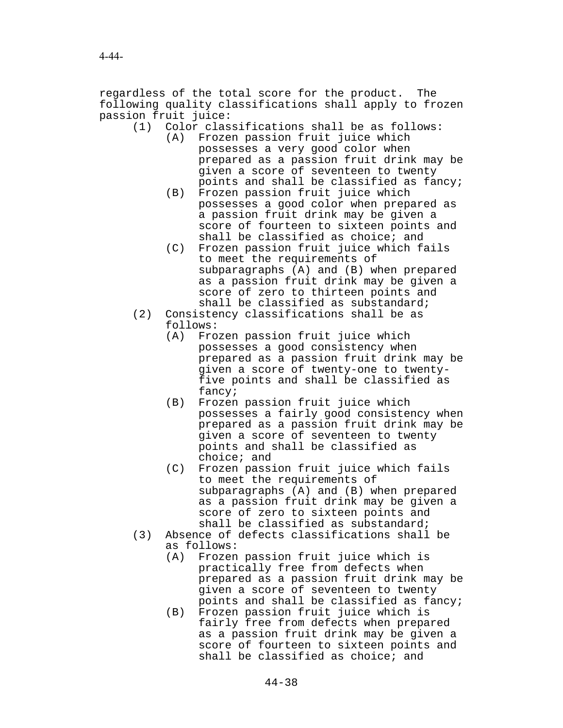regardless of the total score for the product. The following quality classifications shall apply to frozen passion fruit juice:

(1) Color classifications shall be as follows:

  (A) Frozen passion fruit juice which possesses a very good color when prepared as a passion fruit drink may be given a score of seventeen to twenty points and shall be classified as fancy;

  (B) Frozen passion fruit juice which possesses a good color when prepared as a passion fruit drink may be given a score of fourteen to sixteen points and shall be classified as choice; and

  (C) Frozen passion fruit juice which fails to meet the requirements of subparagraphs (A) and (B) when prepared as a passion fruit drink may be given a score of zero to thirteen points and shall be classified as substandard;

(2) Consistency classifications shall be as follows:

  (A) Frozen passion fruit juice which possesses a good consistency when prepared as a passion fruit drink may be given a score of twenty-one to twenty-five points and shall be classified as fancy;

  (B) Frozen passion fruit juice which possesses a fairly good consistency when prepared as a passion fruit drink may be given a score of seventeen to twenty points and shall be classified as choice; and

  (C) Frozen passion fruit juice which fails to meet the requirements of subparagraphs (A) and (B) when prepared as a passion fruit drink may be given a score of zero to sixteen points and shall be classified as substandard;

(3) Absence of defects classifications shall be as follows:

  (A) Frozen passion fruit juice which is practically free from defects when prepared as a passion fruit drink may be given a score of seventeen to twenty points and shall be classified as fancy;

  (B) Frozen passion fruit juice which is fairly free from defects when prepared as a passion fruit drink may be given a score of fourteen to sixteen points and shall be classified as choice; and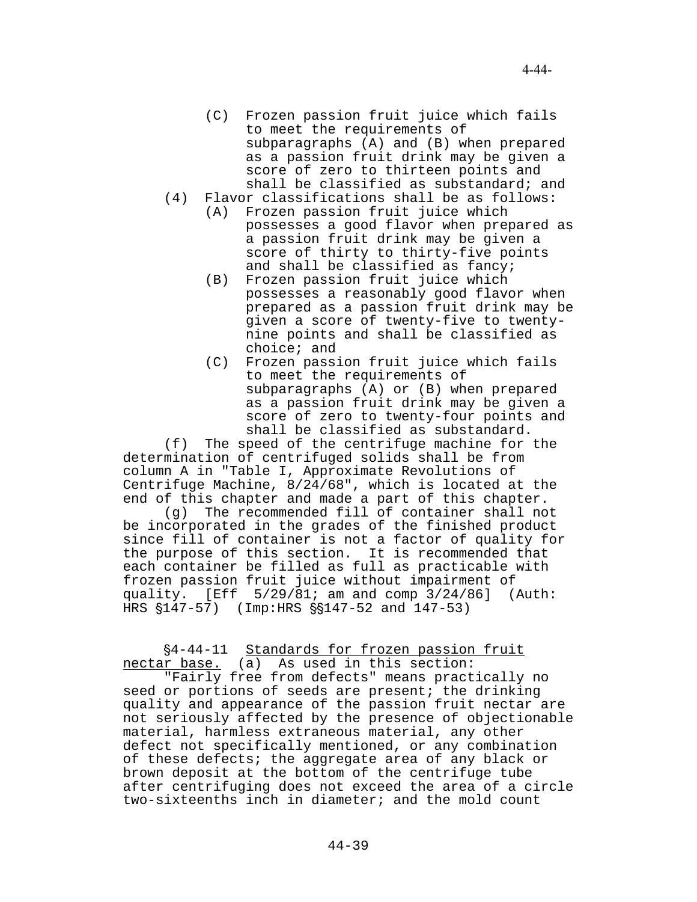(C) Frozen passion fruit juice which fails to meet the requirements of subparagraphs (A) and (B) when prepared as a passion fruit drink may be given a score of zero to thirteen points and shall be classified as substandard; and

(4) Flavor classifications shall be as follows:

(A) Frozen passion fruit juice which possesses a good flavor when prepared as a passion fruit drink may be given a score of thirty to thirty-five points and shall be classified as fancy;

(B) Frozen passion fruit juice which possesses a reasonably good flavor when prepared as a passion fruit drink may be given a score of twenty-five to twenty-nine points and shall be classified as choice; and

(C) Frozen passion fruit juice which fails to meet the requirements of subparagraphs (A) or (B) when prepared as a passion fruit drink may be given a score of zero to twenty-four points and shall be classified as substandard.

(f) The speed of the centrifuge machine for the determination of centrifuged solids shall be from column A in "Table I, Approximate Revolutions of Centrifuge Machine, 8/24/68", which is located at the end of this chapter and made a part of this chapter.

(g) The recommended fill of container shall not be incorporated in the grades of the finished product since fill of container is not a factor of quality for the purpose of this section. It is recommended that each container be filled as full as practicable with frozen passion fruit juice without impairment of quality. [Eff 5/29/81; am and comp 3/24/86] (Auth: HRS §147-57) (Imp:HRS §§147-52 and 147-53)

§4-44-11 Standards for frozen passion fruit nectar base. (a) As used in this section:

"Fairly free from defects" means practically no seed or portions of seeds are present; the drinking quality and appearance of the passion fruit nectar are not seriously affected by the presence of objectionable material, harmless extraneous material, any other defect not specifically mentioned, or any combination of these defects; the aggregate area of any black or brown deposit at the bottom of the centrifuge tube after centrifuging does not exceed the area of a circle two-sixteenths inch in diameter; and the mold count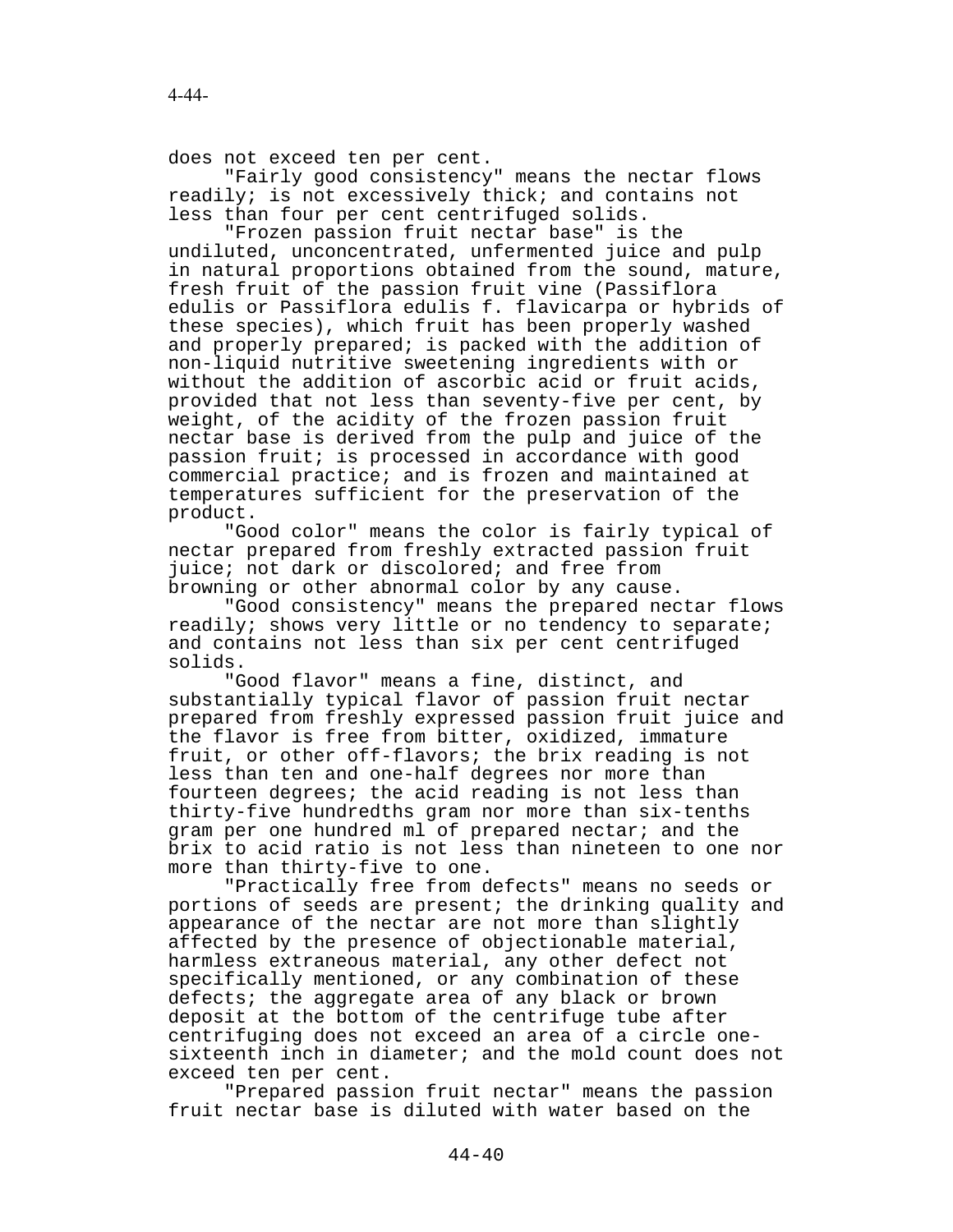does not exceed ten per cent.

"Fairly good consistency" means the nectar flows readily; is not excessively thick; and contains not less than four per cent centrifuged solids.

"Frozen passion fruit nectar base" is the undiluted, unconcentrated, unfermented juice and pulp in natural proportions obtained from the sound, mature, fresh fruit of the passion fruit vine (Passiflora edulis or Passiflora edulis f. flavicarpa or hybrids of these species), which fruit has been properly washed and properly prepared; is packed with the addition of non-liquid nutritive sweetening ingredients with or without the addition of ascorbic acid or fruit acids, provided that not less than seventy-five per cent, by weight, of the acidity of the frozen passion fruit nectar base is derived from the pulp and juice of the passion fruit; is processed in accordance with good commercial practice; and is frozen and maintained at temperatures sufficient for the preservation of the product.

"Good color" means the color is fairly typical of nectar prepared from freshly extracted passion fruit juice; not dark or discolored; and free from browning or other abnormal color by any cause.

"Good consistency" means the prepared nectar flows readily; shows very little or no tendency to separate; and contains not less than six per cent centrifuged solids.

"Good flavor" means a fine, distinct, and substantially typical flavor of passion fruit nectar prepared from freshly expressed passion fruit juice and the flavor is free from bitter, oxidized, immature fruit, or other off-flavors; the brix reading is not less than ten and one-half degrees nor more than fourteen degrees; the acid reading is not less than thirty-five hundredths gram nor more than six-tenths gram per one hundred ml of prepared nectar; and the brix to acid ratio is not less than nineteen to one nor more than thirty-five to one.

"Practically free from defects" means no seeds or portions of seeds are present; the drinking quality and appearance of the nectar are not more than slightly affected by the presence of objectionable material, harmless extraneous material, any other defect not specifically mentioned, or any combination of these defects; the aggregate area of any black or brown deposit at the bottom of the centrifuge tube after centrifuging does not exceed an area of a circle one-sixteenth inch in diameter; and the mold count does not exceed ten per cent.

"Prepared passion fruit nectar" means the passion fruit nectar base is diluted with water based on the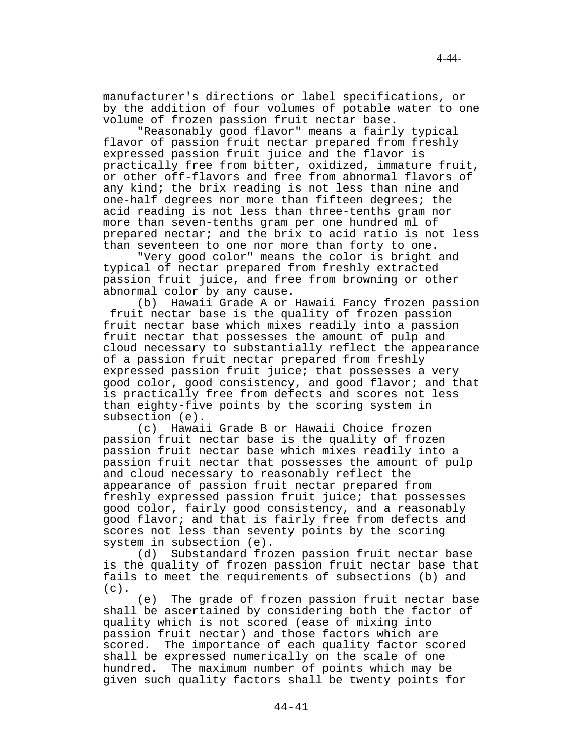manufacturer's directions or label specifications, or by the addition of four volumes of potable water to one volume of frozen passion fruit nectar base.

"Reasonably good flavor" means a fairly typical flavor of passion fruit nectar prepared from freshly expressed passion fruit juice and the flavor is practically free from bitter, oxidized, immature fruit, or other off-flavors and free from abnormal flavors of any kind; the brix reading is not less than nine and one-half degrees nor more than fifteen degrees; the acid reading is not less than three-tenths gram nor more than seven-tenths gram per one hundred ml of prepared nectar; and the brix to acid ratio is not less than seventeen to one nor more than forty to one.

"Very good color" means the color is bright and typical of nectar prepared from freshly extracted passion fruit juice, and free from browning or other abnormal color by any cause.

(b) Hawaii Grade A or Hawaii Fancy frozen passion fruit nectar base is the quality of frozen passion fruit nectar base which mixes readily into a passion fruit nectar that possesses the amount of pulp and cloud necessary to substantially reflect the appearance of a passion fruit nectar prepared from freshly expressed passion fruit juice; that possesses a very good color, good consistency, and good flavor; and that is practically free from defects and scores not less than eighty-five points by the scoring system in subsection (e).

(c) Hawaii Grade B or Hawaii Choice frozen passion fruit nectar base is the quality of frozen passion fruit nectar base which mixes readily into a passion fruit nectar that possesses the amount of pulp and cloud necessary to reasonably reflect the appearance of passion fruit nectar prepared from freshly expressed passion fruit juice; that possesses good color, fairly good consistency, and a reasonably good flavor; and that is fairly free from defects and scores not less than seventy points by the scoring system in subsection (e).

(d) Substandard frozen passion fruit nectar base is the quality of frozen passion fruit nectar base that fails to meet the requirements of subsections (b) and (c).

(e) The grade of frozen passion fruit nectar base shall be ascertained by considering both the factor of quality which is not scored (ease of mixing into passion fruit nectar) and those factors which are scored. The importance of each quality factor scored shall be expressed numerically on the scale of one hundred. The maximum number of points which may be given such quality factors shall be twenty points for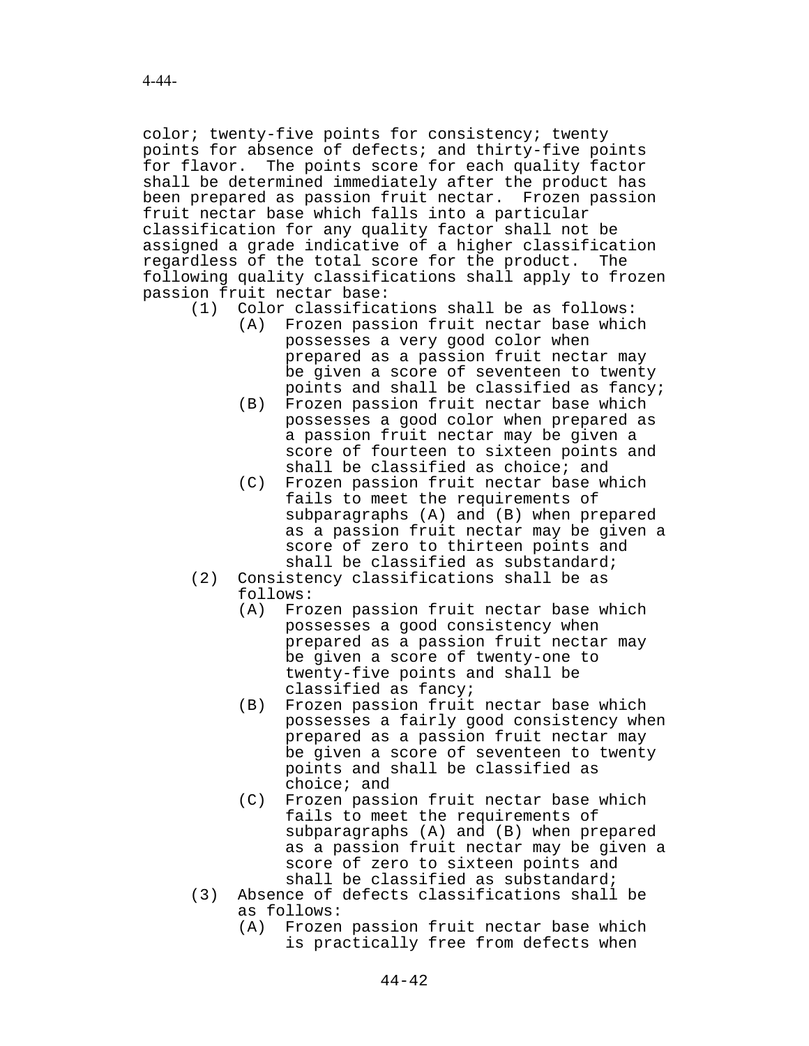color; twenty-five points for consistency; twenty points for absence of defects; and thirty-five points for flavor. The points score for each quality factor shall be determined immediately after the product has been prepared as passion fruit nectar. Frozen passion fruit nectar base which falls into a particular classification for any quality factor shall not be assigned a grade indicative of a higher classification regardless of the total score for the product. The following quality classifications shall apply to frozen passion fruit nectar base:

(1) Color classifications shall be as follows:
   - (A) Frozen passion fruit nectar base which possesses a very good color when prepared as a passion fruit nectar may be given a score of seventeen to twenty points and shall be classified as fancy;
   - (B) Frozen passion fruit nectar base which possesses a good color when prepared as a passion fruit nectar may be given a score of fourteen to sixteen points and shall be classified as choice; and
   - (C) Frozen passion fruit nectar base which fails to meet the requirements of subparagraphs (A) and (B) when prepared as a passion fruit nectar may be given a score of zero to thirteen points and shall be classified as substandard;

(2) Consistency classifications shall be as follows:
   - (A) Frozen passion fruit nectar base which possesses a good consistency when prepared as a passion fruit nectar may be given a score of twenty-one to twenty-five points and shall be classified as fancy;
   - (B) Frozen passion fruit nectar base which possesses a fairly good consistency when prepared as a passion fruit nectar may be given a score of seventeen to twenty points and shall be classified as choice; and
   - (C) Frozen passion fruit nectar base which fails to meet the requirements of subparagraphs (A) and (B) when prepared as a passion fruit nectar may be given a score of zero to sixteen points and shall be classified as substandard;

(3) Absence of defects classifications shall be as follows:
   - (A) Frozen passion fruit nectar base which is practically free from defects when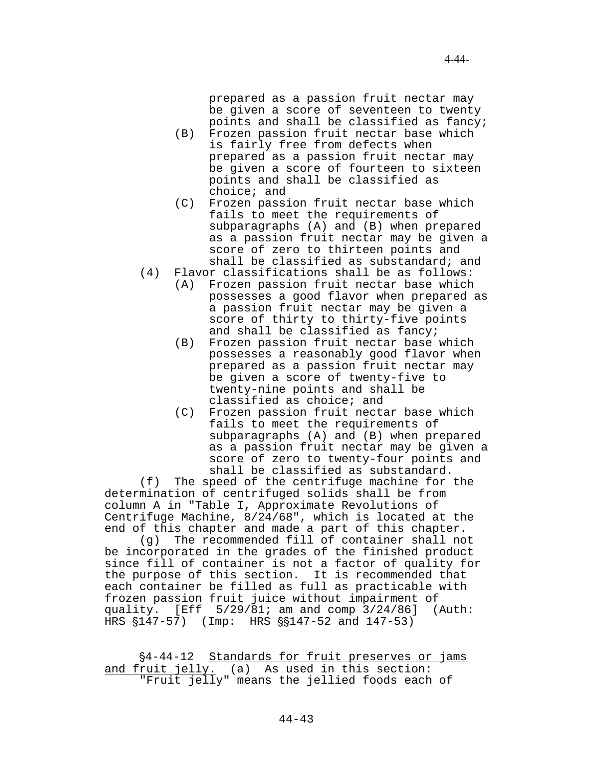prepared as a passion fruit nectar may be given a score of seventeen to twenty points and shall be classified as fancy;

(B) Frozen passion fruit nectar base which is fairly free from defects when prepared as a passion fruit nectar may be given a score of fourteen to sixteen points and shall be classified as choice; and

(C) Frozen passion fruit nectar base which fails to meet the requirements of subparagraphs (A) and (B) when prepared as a passion fruit nectar may be given a score of zero to thirteen points and shall be classified as substandard; and

(4) Flavor classifications shall be as follows:

(A) Frozen passion fruit nectar base which possesses a good flavor when prepared as a passion fruit nectar may be given a score of thirty to thirty-five points and shall be classified as fancy;

(B) Frozen passion fruit nectar base which possesses a reasonably good flavor when prepared as a passion fruit nectar may be given a score of twenty-five to twenty-nine points and shall be classified as choice; and

(C) Frozen passion fruit nectar base which fails to meet the requirements of subparagraphs (A) and (B) when prepared as a passion fruit nectar may be given a score of zero to twenty-four points and shall be classified as substandard.

(f) The speed of the centrifuge machine for the determination of centrifuged solids shall be from column A in "Table I, Approximate Revolutions of Centrifuge Machine, 8/24/68", which is located at the end of this chapter and made a part of this chapter.

(g) The recommended fill of container shall not be incorporated in the grades of the finished product since fill of container is not a factor of quality for the purpose of this section. It is recommended that each container be filled as full as practicable with frozen passion fruit juice without impairment of quality. [Eff 5/29/81; am and comp 3/24/86] (Auth: HRS §147-57) (Imp: HRS §§147-52 and 147-53)

§4-44-12 Standards for fruit preserves or jams and fruit jelly. (a) As used in this section:

"Fruit jelly" means the jellied foods each of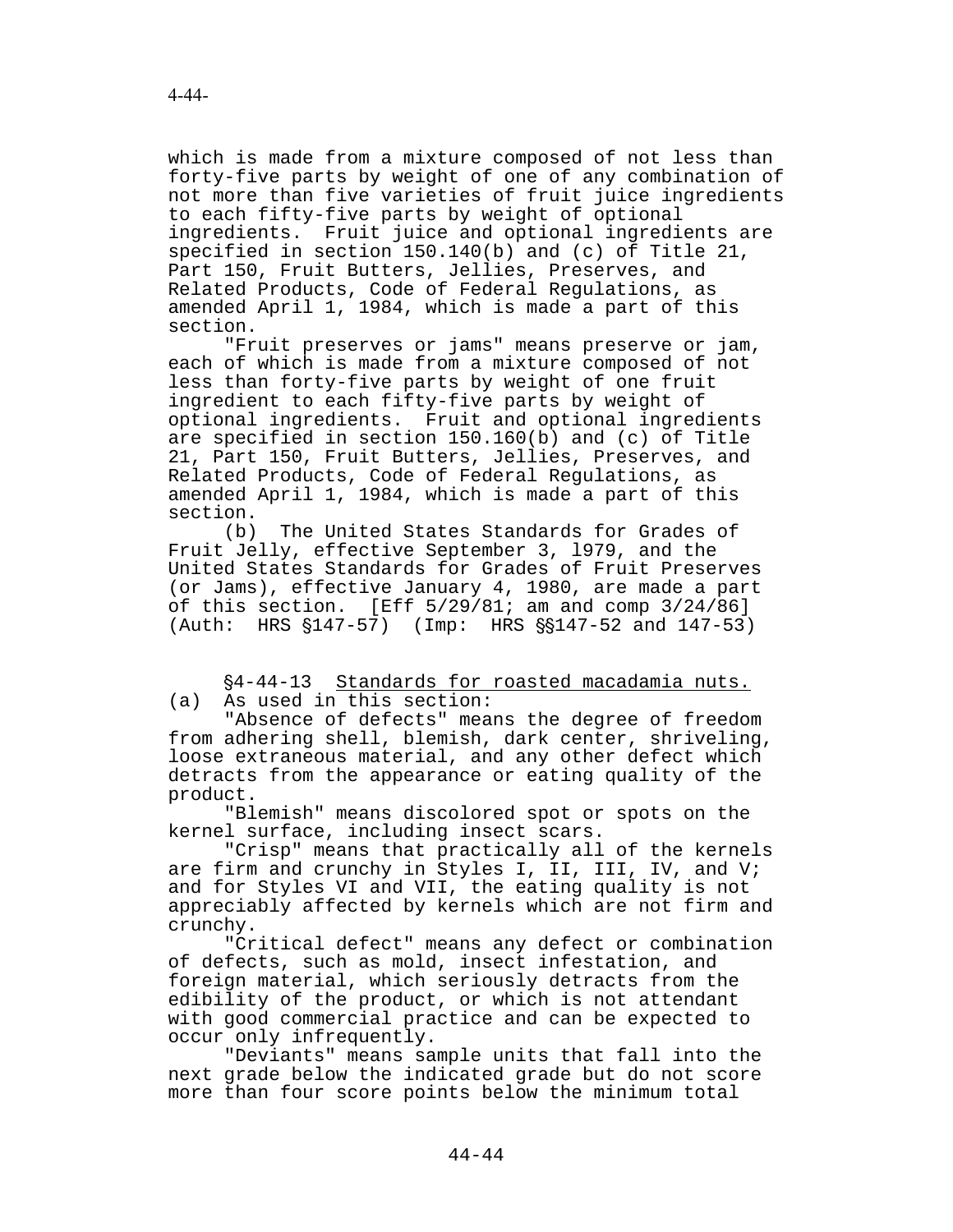which is made from a mixture composed of not less than forty-five parts by weight of one of any combination of not more than five varieties of fruit juice ingredients to each fifty-five parts by weight of optional ingredients. Fruit juice and optional ingredients are specified in section 150.140(b) and (c) of Title 21, Part 150, Fruit Butters, Jellies, Preserves, and Related Products, Code of Federal Regulations, as amended April 1, 1984, which is made a part of this section.

"Fruit preserves or jams" means preserve or jam, each of which is made from a mixture composed of not less than forty-five parts by weight of one fruit ingredient to each fifty-five parts by weight of optional ingredients. Fruit and optional ingredients are specified in section 150.160(b) and (c) of Title 21, Part 150, Fruit Butters, Jellies, Preserves, and Related Products, Code of Federal Regulations, as amended April 1, 1984, which is made a part of this section.

(b) The United States Standards for Grades of Fruit Jelly, effective September 3, 1979, and the United States Standards for Grades of Fruit Preserves (or Jams), effective January 4, 1980, are made a part of this section. [Eff 5/29/81; am and comp 3/24/86] (Auth: HRS §147-57) (Imp: HRS §§147-52 and 147-53)

§4-44-13 Standards for roasted macadamia nuts.

(a) As used in this section:

"Absence of defects" means the degree of freedom from adhering shell, blemish, dark center, shriveling, loose extraneous material, and any other defect which detracts from the appearance or eating quality of the product.

"Blemish" means discolored spot or spots on the kernel surface, including insect scars.

"Crisp" means that practically all of the kernels are firm and crunchy in Styles I, II, III, IV, and V; and for Styles VI and VII, the eating quality is not appreciably affected by kernels which are not firm and crunchy.

"Critical defect" means any defect or combination of defects, such as mold, insect infestation, and foreign material, which seriously detracts from the edibility of the product, or which is not attendant with good commercial practice and can be expected to occur only infrequently.

"Deviants" means sample units that fall into the next grade below the indicated grade but do not score more than four score points below the minimum total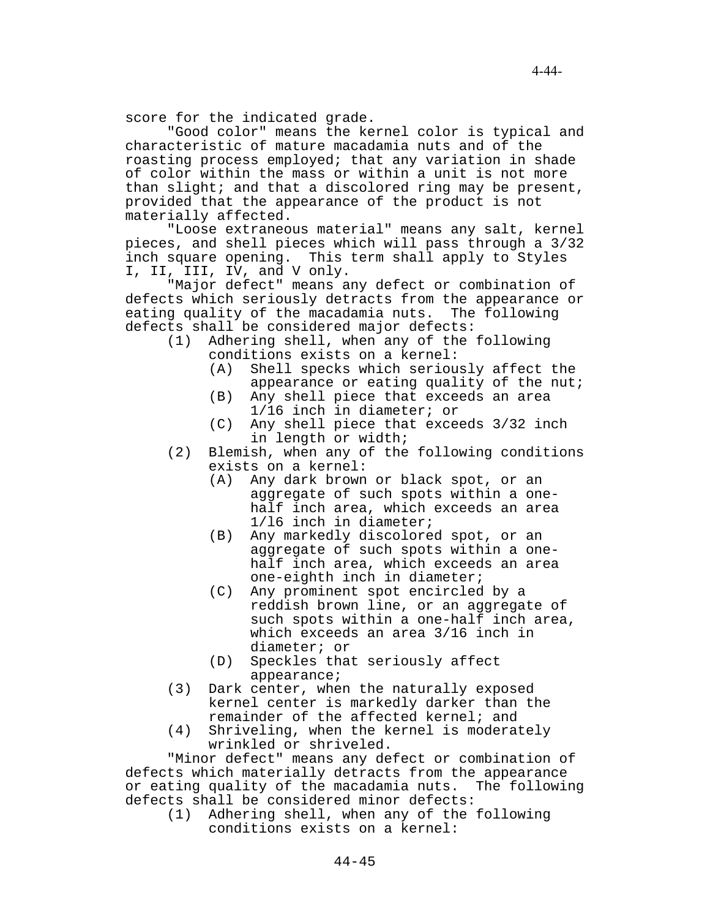score for the indicated grade.

"Good color" means the kernel color is typical and characteristic of mature macadamia nuts and of the roasting process employed; that any variation in shade of color within the mass or within a unit is not more than slight; and that a discolored ring may be present, provided that the appearance of the product is not materially affected.

"Loose extraneous material" means any salt, kernel pieces, and shell pieces which will pass through a 3/32 inch square opening. This term shall apply to Styles I, II, III, IV, and V only.

"Major defect" means any defect or combination of defects which seriously detracts from the appearance or eating quality of the macadamia nuts. The following defects shall be considered major defects:

(1) Adhering shell, when any of the following conditions exists on a kernel:
  - (A) Shell specks which seriously affect the appearance or eating quality of the nut;
  - (B) Any shell piece that exceeds an area 1/16 inch in diameter; or
  - (C) Any shell piece that exceeds 3/32 inch in length or width;

(2) Blemish, when any of the following conditions exists on a kernel:
  - (A) Any dark brown or black spot, or an aggregate of such spots within a one-half inch area, which exceeds an area 1/l6 inch in diameter;
  - (B) Any markedly discolored spot, or an aggregate of such spots within a one-half inch area, which exceeds an area one-eighth inch in diameter;
  - (C) Any prominent spot encircled by a reddish brown line, or an aggregate of such spots within a one-half inch area, which exceeds an area 3/16 inch in diameter; or
  - (D) Speckles that seriously affect appearance;

(3) Dark center, when the naturally exposed kernel center is markedly darker than the remainder of the affected kernel; and

(4) Shriveling, when the kernel is moderately wrinkled or shriveled.

"Minor defect" means any defect or combination of defects which materially detracts from the appearance or eating quality of the macadamia nuts. The following defects shall be considered minor defects:

(1) Adhering shell, when any of the following conditions exists on a kernel: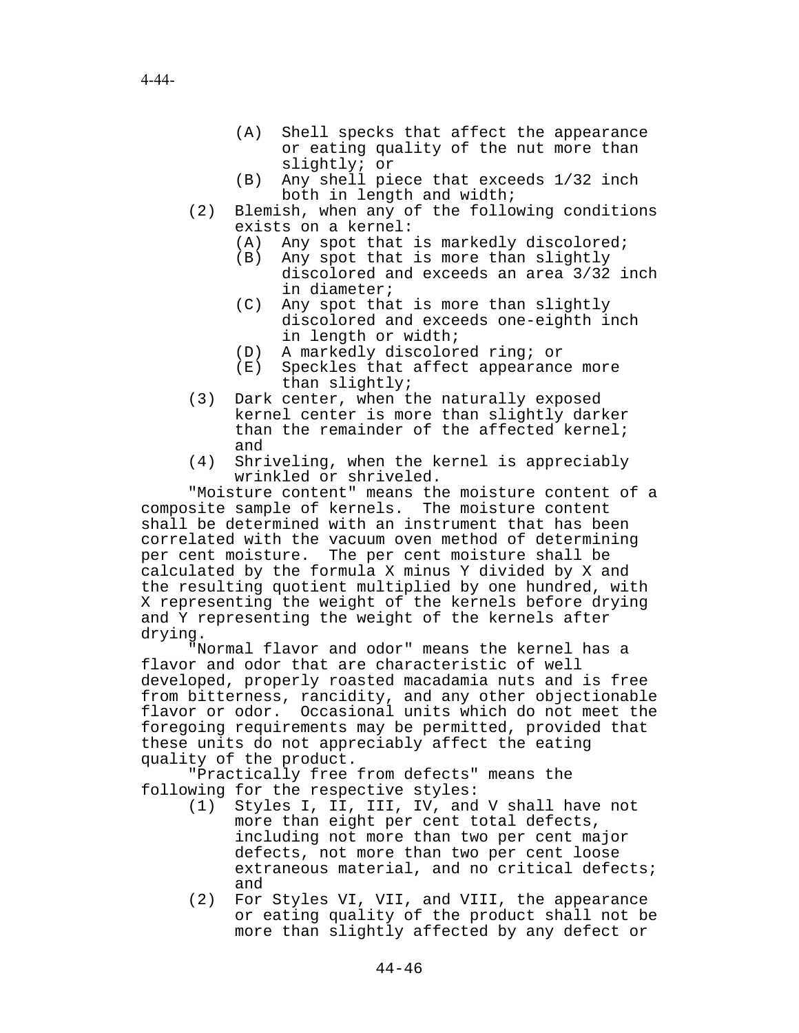- (A) Shell specks that affect the appearance or eating quality of the nut more than slightly; or
- (B) Any shell piece that exceeds 1/32 inch both in length and width;

(2) Blemish, when any of the following conditions exists on a kernel:
- (A) Any spot that is markedly discolored;
- (B) Any spot that is more than slightly discolored and exceeds an area 3/32 inch in diameter;
- (C) Any spot that is more than slightly discolored and exceeds one-eighth inch in length or width;
- (D) A markedly discolored ring; or
- (E) Speckles that affect appearance more than slightly;

(3) Dark center, when the naturally exposed kernel center is more than slightly darker than the remainder of the affected kernel; and

(4) Shriveling, when the kernel is appreciably wrinkled or shriveled.

"Moisture content" means the moisture content of a composite sample of kernels. The moisture content shall be determined with an instrument that has been correlated with the vacuum oven method of determining per cent moisture. The per cent moisture shall be calculated by the formula X minus Y divided by X and the resulting quotient multiplied by one hundred, with X representing the weight of the kernels before drying and Y representing the weight of the kernels after drying.

"Normal flavor and odor" means the kernel has a flavor and odor that are characteristic of well developed, properly roasted macadamia nuts and is free from bitterness, rancidity, and any other objectionable flavor or odor. Occasional units which do not meet the foregoing requirements may be permitted, provided that these units do not appreciably affect the eating quality of the product.

"Practically free from defects" means the following for the respective styles:

(1) Styles I, II, III, IV, and V shall have not more than eight per cent total defects, including not more than two per cent major defects, not more than two per cent loose extraneous material, and no critical defects; and

(2) For Styles VI, VII, and VIII, the appearance or eating quality of the product shall not be more than slightly affected by any defect or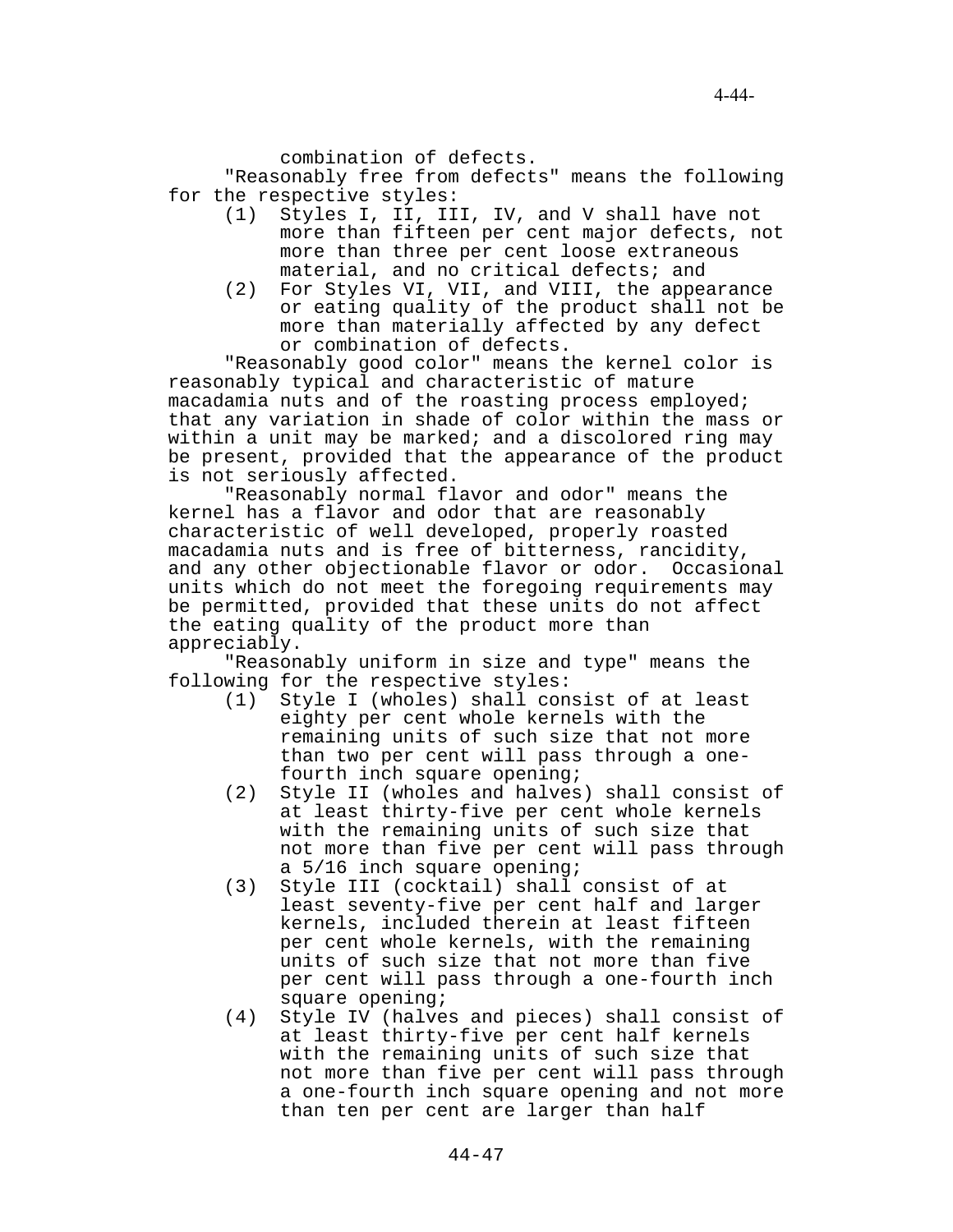combination of defects.

"Reasonably free from defects" means the following for the respective styles:

(1) Styles I, II, III, IV, and V shall have not more than fifteen per cent major defects, not more than three per cent loose extraneous material, and no critical defects; and

(2) For Styles VI, VII, and VIII, the appearance or eating quality of the product shall not be more than materially affected by any defect or combination of defects.

"Reasonably good color" means the kernel color is reasonably typical and characteristic of mature macadamia nuts and of the roasting process employed; that any variation in shade of color within the mass or within a unit may be marked; and a discolored ring may be present, provided that the appearance of the product is not seriously affected.

"Reasonably normal flavor and odor" means the kernel has a flavor and odor that are reasonably characteristic of well developed, properly roasted macadamia nuts and is free of bitterness, rancidity, and any other objectionable flavor or odor. Occasional units which do not meet the foregoing requirements may be permitted, provided that these units do not affect the eating quality of the product more than appreciably.

"Reasonably uniform in size and type" means the following for the respective styles:

(1) Style I (wholes) shall consist of at least eighty per cent whole kernels with the remaining units of such size that not more than two per cent will pass through a one-fourth inch square opening;

(2) Style II (wholes and halves) shall consist of at least thirty-five per cent whole kernels with the remaining units of such size that not more than five per cent will pass through a 5/16 inch square opening;

(3) Style III (cocktail) shall consist of at least seventy-five per cent half and larger kernels, included therein at least fifteen per cent whole kernels, with the remaining units of such size that not more than five per cent will pass through a one-fourth inch square opening;

(4) Style IV (halves and pieces) shall consist of at least thirty-five per cent half kernels with the remaining units of such size that not more than five per cent will pass through a one-fourth inch square opening and not more than ten per cent are larger than half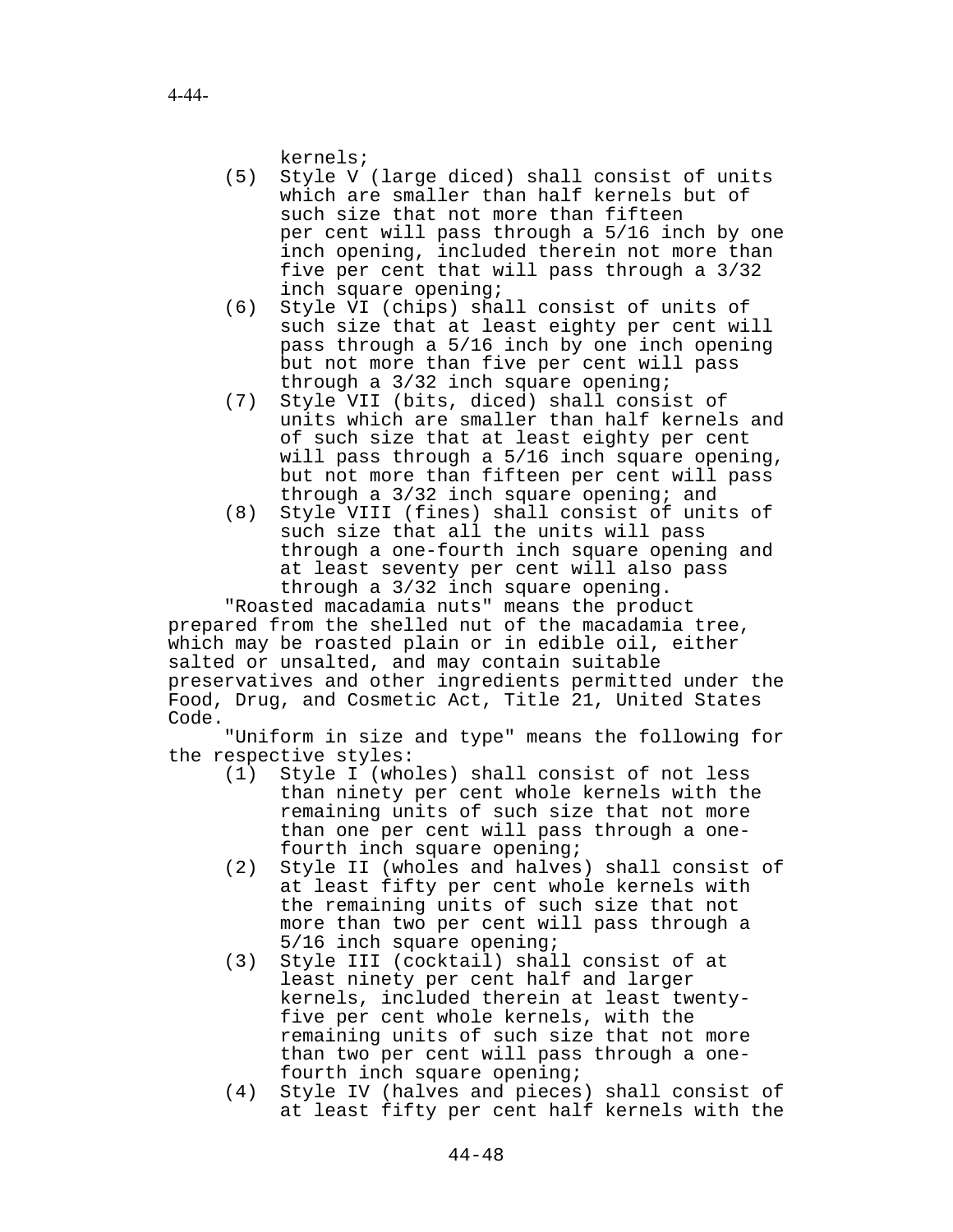kernels;

(5) Style V (large diced) shall consist of units which are smaller than half kernels but of such size that not more than fifteen per cent will pass through a 5/16 inch by one inch opening, included therein not more than five per cent that will pass through a 3/32 inch square opening;

(6) Style VI (chips) shall consist of units of such size that at least eighty per cent will pass through a 5/16 inch by one inch opening but not more than five per cent will pass through a 3/32 inch square opening;

(7) Style VII (bits, diced) shall consist of units which are smaller than half kernels and of such size that at least eighty per cent will pass through a 5/16 inch square opening, but not more than fifteen per cent will pass through a 3/32 inch square opening; and

(8) Style VIII (fines) shall consist of units of such size that all the units will pass through a one-fourth inch square opening and at least seventy per cent will also pass through a 3/32 inch square opening.

"Roasted macadamia nuts" means the product prepared from the shelled nut of the macadamia tree, which may be roasted plain or in edible oil, either salted or unsalted, and may contain suitable preservatives and other ingredients permitted under the Food, Drug, and Cosmetic Act, Title 21, United States Code.

"Uniform in size and type" means the following for the respective styles:

(1) Style I (wholes) shall consist of not less than ninety per cent whole kernels with the remaining units of such size that not more than one per cent will pass through a one-fourth inch square opening;

(2) Style II (wholes and halves) shall consist of at least fifty per cent whole kernels with the remaining units of such size that not more than two per cent will pass through a 5/16 inch square opening;

(3) Style III (cocktail) shall consist of at least ninety per cent half and larger kernels, included therein at least twenty-five per cent whole kernels, with the remaining units of such size that not more than two per cent will pass through a one-fourth inch square opening;

(4) Style IV (halves and pieces) shall consist of at least fifty per cent half kernels with the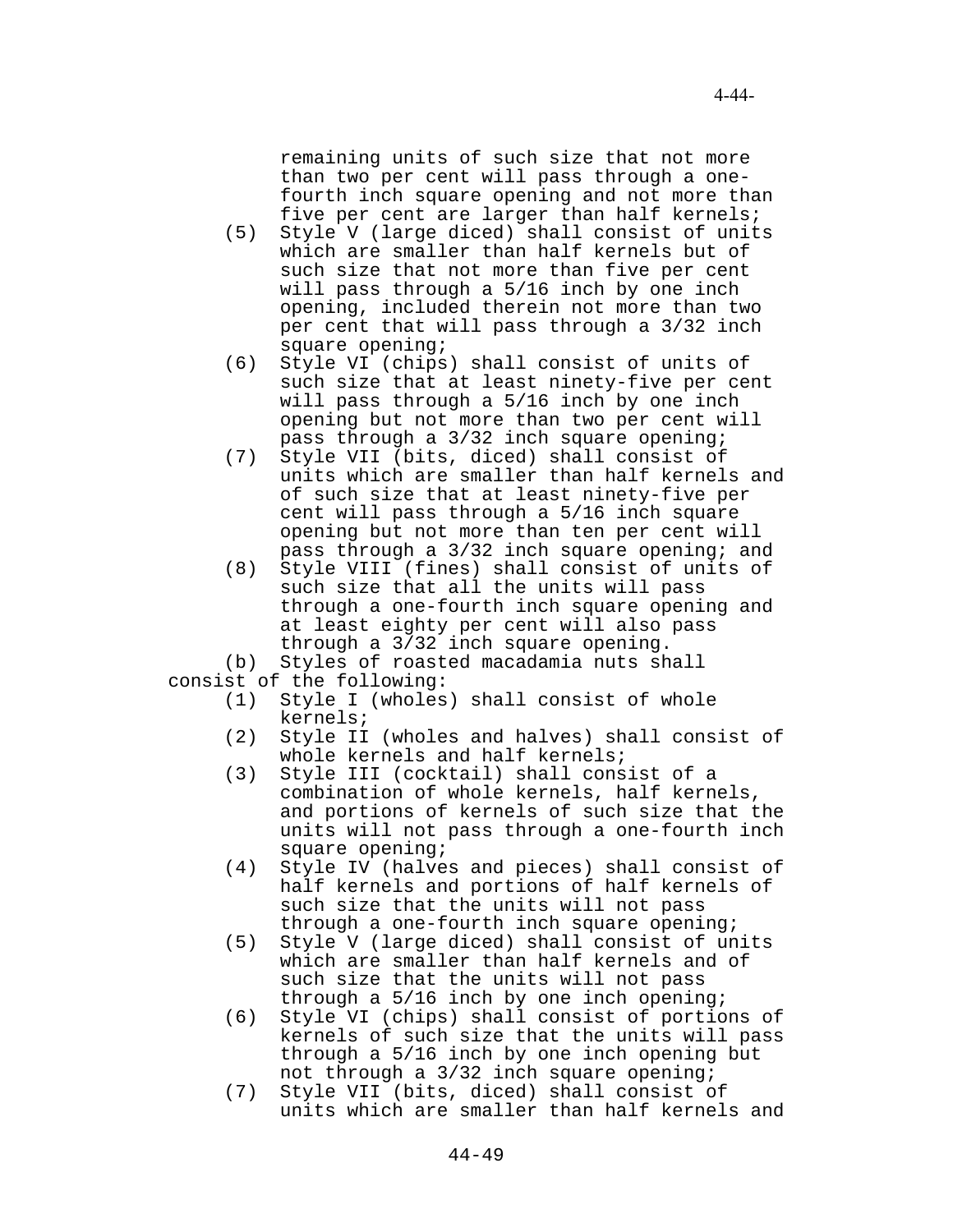remaining units of such size that not more than two per cent will pass through a one-fourth inch square opening and not more than five per cent are larger than half kernels;

(5) Style V (large diced) shall consist of units which are smaller than half kernels but of such size that not more than five per cent will pass through a 5/16 inch by one inch opening, included therein not more than two per cent that will pass through a 3/32 inch square opening;

(6) Style VI (chips) shall consist of units of such size that at least ninety-five per cent will pass through a 5/16 inch by one inch opening but not more than two per cent will pass through a 3/32 inch square opening;

(7) Style VII (bits, diced) shall consist of units which are smaller than half kernels and of such size that at least ninety-five per cent will pass through a 5/16 inch square opening but not more than ten per cent will pass through a 3/32 inch square opening; and

(8) Style VIII (fines) shall consist of units of such size that all the units will pass through a one-fourth inch square opening and at least eighty per cent will also pass through a 3/32 inch square opening.

(b) Styles of roasted macadamia nuts shall consist of the following:

(1) Style I (wholes) shall consist of whole kernels;

(2) Style II (wholes and halves) shall consist of whole kernels and half kernels;

(3) Style III (cocktail) shall consist of a combination of whole kernels, half kernels, and portions of kernels of such size that the units will not pass through a one-fourth inch square opening;

(4) Style IV (halves and pieces) shall consist of half kernels and portions of half kernels of such size that the units will not pass through a one-fourth inch square opening;

(5) Style V (large diced) shall consist of units which are smaller than half kernels and of such size that the units will not pass through a 5/16 inch by one inch opening;

(6) Style VI (chips) shall consist of portions of kernels of such size that the units will pass through a 5/16 inch by one inch opening but not through a 3/32 inch square opening;

(7) Style VII (bits, diced) shall consist of units which are smaller than half kernels and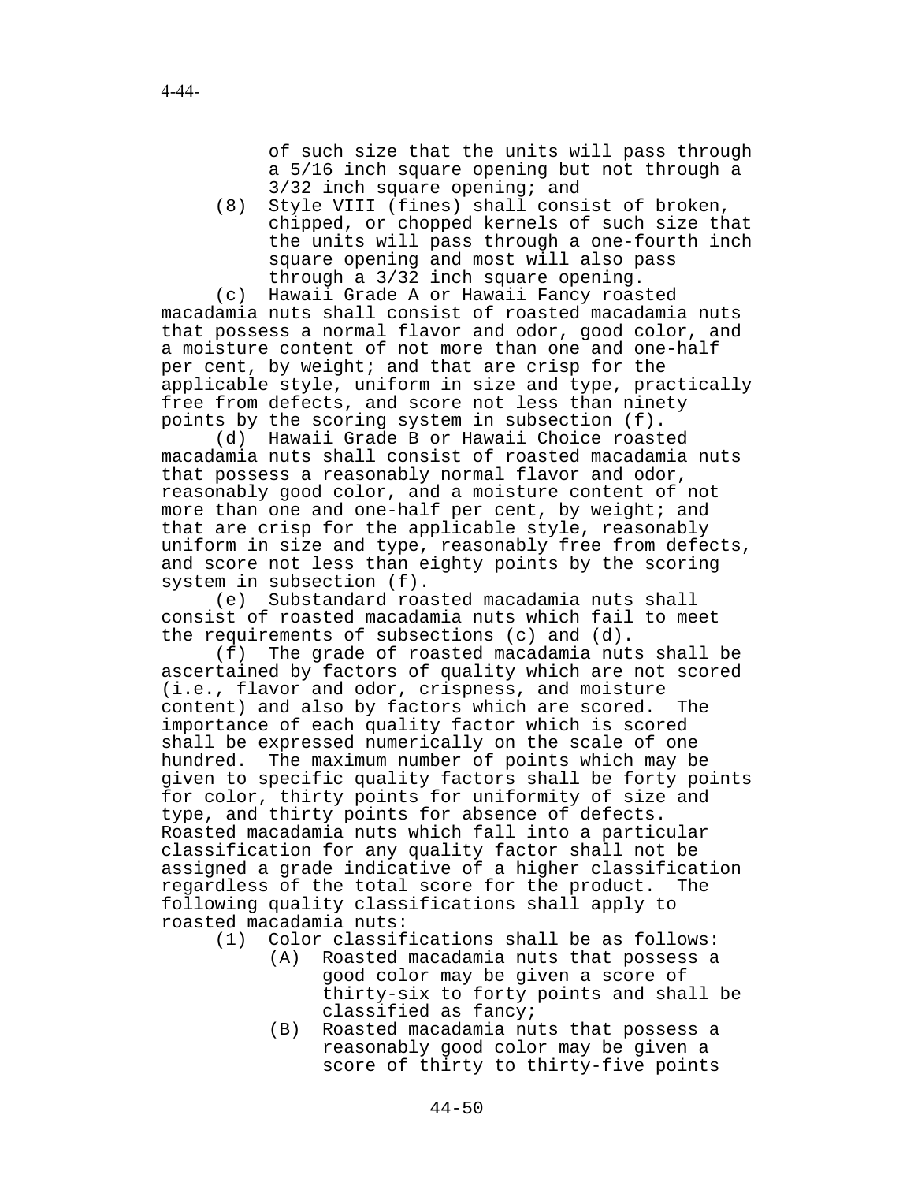of such size that the units will pass through a 5/16 inch square opening but not through a 3/32 inch square opening; and

(8) Style VIII (fines) shall consist of broken, chipped, or chopped kernels of such size that the units will pass through a one-fourth inch square opening and most will also pass through a 3/32 inch square opening.

(c) Hawaii Grade A or Hawaii Fancy roasted macadamia nuts shall consist of roasted macadamia nuts that possess a normal flavor and odor, good color, and a moisture content of not more than one and one-half per cent, by weight; and that are crisp for the applicable style, uniform in size and type, practically free from defects, and score not less than ninety points by the scoring system in subsection (f).

(d) Hawaii Grade B or Hawaii Choice roasted macadamia nuts shall consist of roasted macadamia nuts that possess a reasonably normal flavor and odor, reasonably good color, and a moisture content of not more than one and one-half per cent, by weight; and that are crisp for the applicable style, reasonably uniform in size and type, reasonably free from defects, and score not less than eighty points by the scoring system in subsection (f).

(e) Substandard roasted macadamia nuts shall consist of roasted macadamia nuts which fail to meet the requirements of subsections (c) and (d).

(f) The grade of roasted macadamia nuts shall be ascertained by factors of quality which are not scored (i.e., flavor and odor, crispness, and moisture content) and also by factors which are scored. The importance of each quality factor which is scored shall be expressed numerically on the scale of one hundred. The maximum number of points which may be given to specific quality factors shall be forty points for color, thirty points for uniformity of size and type, and thirty points for absence of defects. Roasted macadamia nuts which fall into a particular classification for any quality factor shall not be assigned a grade indicative of a higher classification regardless of the total score for the product. The following quality classifications shall apply to roasted macadamia nuts:

(1) Color classifications shall be as follows:

(A) Roasted macadamia nuts that possess a good color may be given a score of thirty-six to forty points and shall be classified as fancy;

(B) Roasted macadamia nuts that possess a reasonably good color may be given a score of thirty to thirty-five points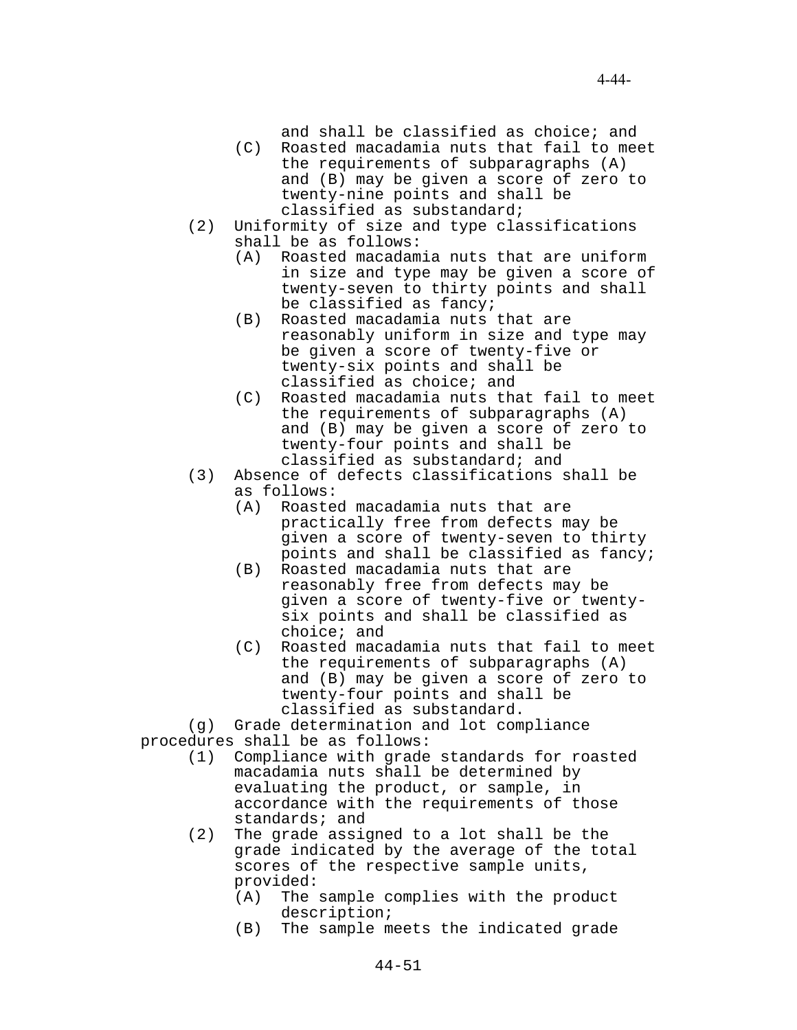and shall be classified as choice; and

(C) Roasted macadamia nuts that fail to meet the requirements of subparagraphs (A) and (B) may be given a score of zero to twenty-nine points and shall be classified as substandard;

(2) Uniformity of size and type classifications shall be as follows:

(A) Roasted macadamia nuts that are uniform in size and type may be given a score of twenty-seven to thirty points and shall be classified as fancy;

(B) Roasted macadamia nuts that are reasonably uniform in size and type may be given a score of twenty-five or twenty-six points and shall be classified as choice; and

(C) Roasted macadamia nuts that fail to meet the requirements of subparagraphs (A) and (B) may be given a score of zero to twenty-four points and shall be classified as substandard; and

(3) Absence of defects classifications shall be as follows:

(A) Roasted macadamia nuts that are practically free from defects may be given a score of twenty-seven to thirty points and shall be classified as fancy;

(B) Roasted macadamia nuts that are reasonably free from defects may be given a score of twenty-five or twenty-six points and shall be classified as choice; and

(C) Roasted macadamia nuts that fail to meet the requirements of subparagraphs (A) and (B) may be given a score of zero to twenty-four points and shall be classified as substandard.

(g) Grade determination and lot compliance procedures shall be as follows:

(1) Compliance with grade standards for roasted macadamia nuts shall be determined by evaluating the product, or sample, in accordance with the requirements of those standards; and

(2) The grade assigned to a lot shall be the grade indicated by the average of the total scores of the respective sample units, provided:

(A) The sample complies with the product description;

(B) The sample meets the indicated grade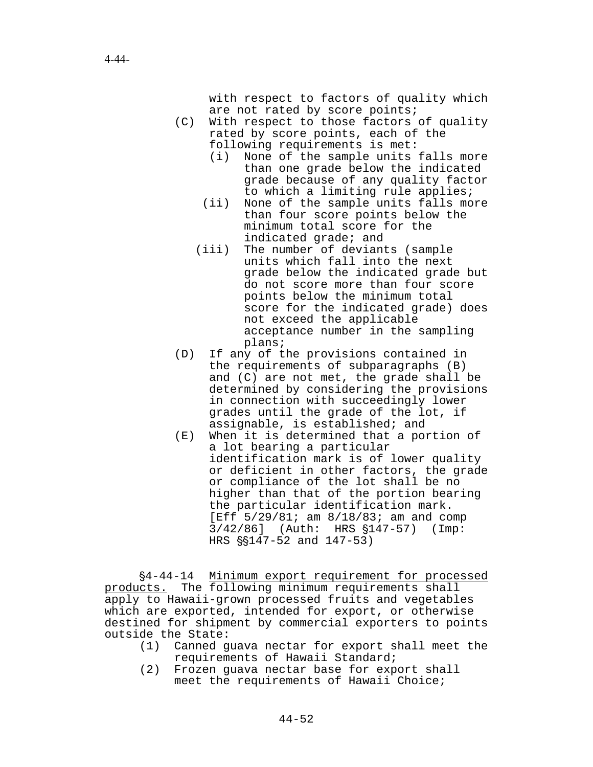with respect to factors of quality which are not rated by score points;

(C) With respect to those factors of quality rated by score points, each of the following requirements is met:

   (i) None of the sample units falls more than one grade below the indicated grade because of any quality factor to which a limiting rule applies;

   (ii) None of the sample units falls more than four score points below the minimum total score for the indicated grade; and

   (iii) The number of deviants (sample units which fall into the next grade below the indicated grade but do not score more than four score points below the minimum total score for the indicated grade) does not exceed the applicable acceptance number in the sampling plans;

(D) If any of the provisions contained in the requirements of subparagraphs (B) and (C) are not met, the grade shall be determined by considering the provisions in connection with succeedingly lower grades until the grade of the lot, if assignable, is established; and

(E) When it is determined that a portion of a lot bearing a particular identification mark is of lower quality or deficient in other factors, the grade or compliance of the lot shall be no higher than that of the portion bearing the particular identification mark. [Eff 5/29/81; am 8/18/83; am and comp 3/42/86] (Auth: HRS §147-57) (Imp: HRS §§147-52 and 147-53)

§4-44-14 <u>Minimum export requirement for processed products.</u> The following minimum requirements shall apply to Hawaii-grown processed fruits and vegetables which are exported, intended for export, or otherwise destined for shipment by commercial exporters to points outside the State:

(1) Canned guava nectar for export shall meet the requirements of Hawaii Standard;

(2) Frozen guava nectar base for export shall meet the requirements of Hawaii Choice;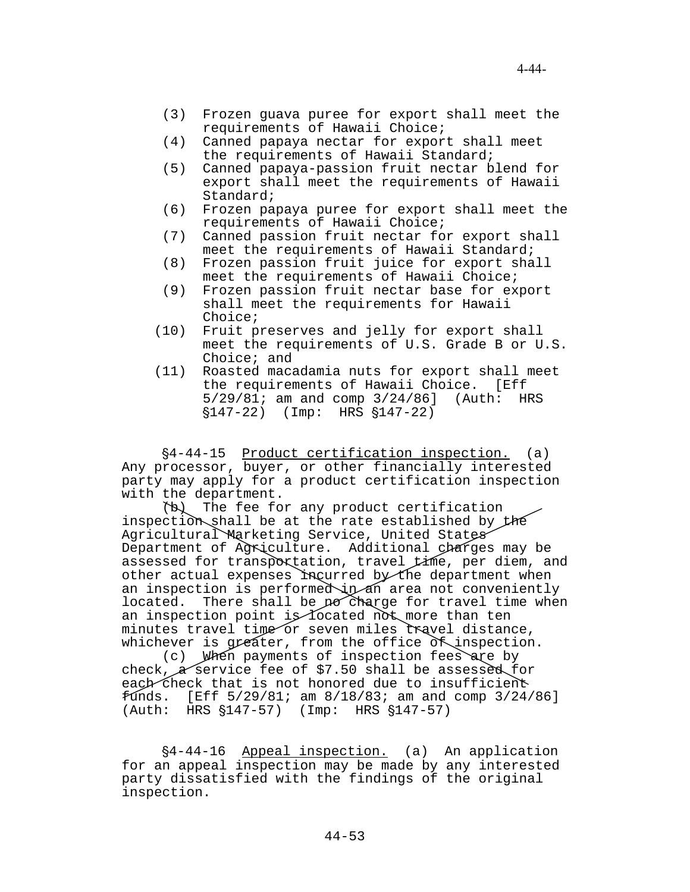(3) Frozen guava puree for export shall meet the requirements of Hawaii Choice;

(4) Canned papaya nectar for export shall meet the requirements of Hawaii Standard;

(5) Canned papaya-passion fruit nectar blend for export shall meet the requirements of Hawaii Standard;

(6) Frozen papaya puree for export shall meet the requirements of Hawaii Choice;

(7) Canned passion fruit nectar for export shall meet the requirements of Hawaii Standard;

(8) Frozen passion fruit juice for export shall meet the requirements of Hawaii Choice;

(9) Frozen passion fruit nectar base for export shall meet the requirements for Hawaii Choice;

(10) Fruit preserves and jelly for export shall meet the requirements of U.S. Grade B or U.S. Choice; and

(11) Roasted macadamia nuts for export shall meet the requirements of Hawaii Choice. [Eff 5/29/81; am and comp 3/24/86] (Auth: HRS §147-22) (Imp: HRS §147-22)

§4-44-15 Product certification inspection. (a) Any processor, buyer, or other financially interested party may apply for a product certification inspection with the department.

(b) The fee for any product certification inspection shall be at the rate established by the Agricultural Marketing Service, United States Department of Agriculture. Additional charges may be assessed for transportation, travel time, per diem, and other actual expenses incurred by the department when an inspection is performed in an area not conveniently located. There shall be no charge for travel time when an inspection point is located not more than ten minutes travel time or seven miles travel distance, whichever is greater, from the office of inspection.

(c) When payments of inspection fees are by check, a service fee of $7.50 shall be assessed for each check that is not honored due to insufficient funds. [Eff 5/29/81; am 8/18/83; am and comp 3/24/86] (Auth: HRS §147-57) (Imp: HRS §147-57)

§4-44-16 Appeal inspection. (a) An application for an appeal inspection may be made by any interested party dissatisfied with the findings of the original inspection.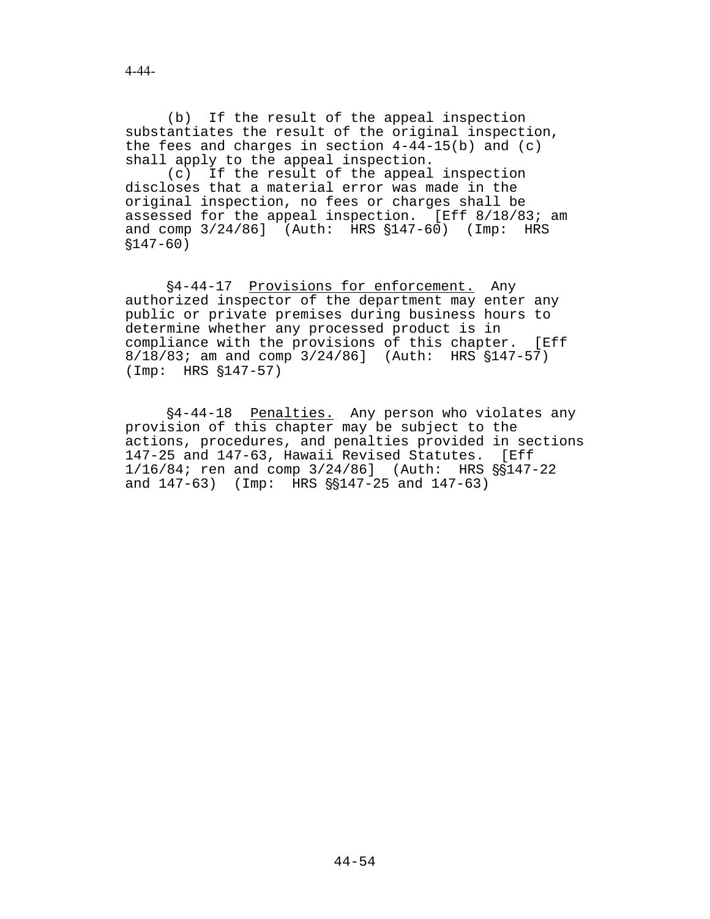(b) If the result of the appeal inspection substantiates the result of the original inspection, the fees and charges in section 4-44-15(b) and (c) shall apply to the appeal inspection.

(c) If the result of the appeal inspection discloses that a material error was made in the original inspection, no fees or charges shall be assessed for the appeal inspection. [Eff 8/18/83; am and comp 3/24/86] (Auth: HRS §147-60) (Imp: HRS §147-60)

§4-44-17 Provisions for enforcement. Any authorized inspector of the department may enter any public or private premises during business hours to determine whether any processed product is in compliance with the provisions of this chapter. [Eff 8/18/83; am and comp 3/24/86] (Auth: HRS §147-57) (Imp: HRS §147-57)

§4-44-18 Penalties. Any person who violates any provision of this chapter may be subject to the actions, procedures, and penalties provided in sections 147-25 and 147-63, Hawaii Revised Statutes. [Eff 1/16/84; ren and comp 3/24/86] (Auth: HRS §§147-22 and 147-63) (Imp: HRS §§147-25 and 147-63)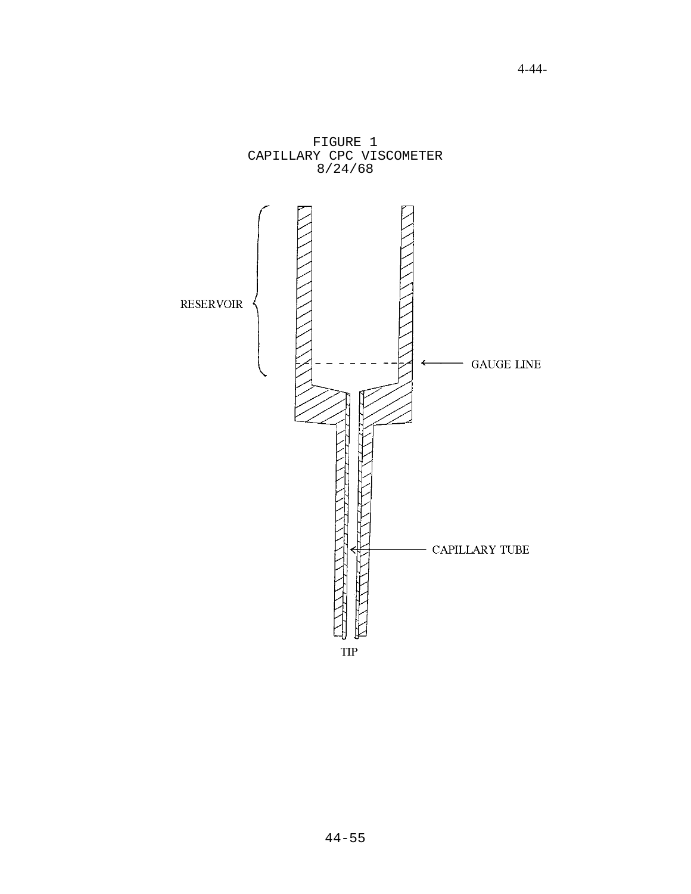FIGURE 1
CAPILLARY CPC VISCOMETER
8/24/68

RESERVOIR

GAUGE LINE

CAPILLARY TUBE

TIP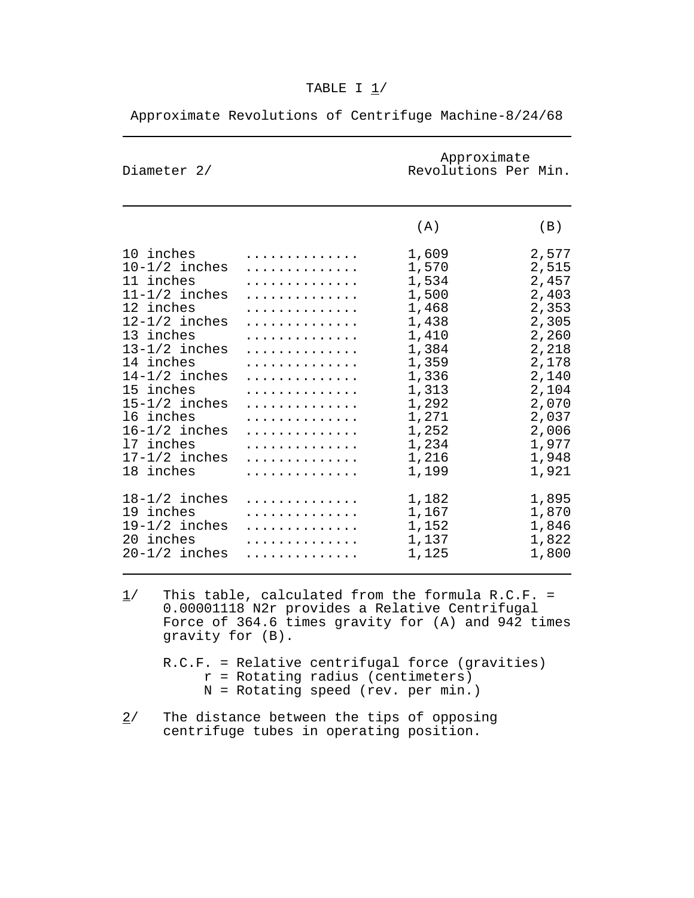# TABLE I 1/

Approximate Revolutions of Centrifuge Machine-8/24/68

| Diameter 2/ | Approximate Revolutions Per Min. (A) | Approximate Revolutions Per Min. (B) |
|---|---|---|
| 10 inches | 1,609 | 2,577 |
| 10-1/2 inches | 1,570 | 2,515 |
| 11 inches | 1,534 | 2,457 |
| 11-1/2 inches | 1,500 | 2,403 |
| 12 inches | 1,468 | 2,353 |
| 12-1/2 inches | 1,438 | 2,305 |
| 13 inches | 1,410 | 2,260 |
| 13-1/2 inches | 1,384 | 2,218 |
| 14 inches | 1,359 | 2,178 |
| 14-1/2 inches | 1,336 | 2,140 |
| 15 inches | 1,313 | 2,104 |
| 15-1/2 inches | 1,292 | 2,070 |
| 16 inches | 1,271 | 2,037 |
| 16-1/2 inches | 1,252 | 2,006 |
| 17 inches | 1,234 | 1,977 |
| 17-1/2 inches | 1,216 | 1,948 |
| 18 inches | 1,199 | 1,921 |
| 18-1/2 inches | 1,182 | 1,895 |
| 19 inches | 1,167 | 1,870 |
| 19-1/2 inches | 1,152 | 1,846 |
| 20 inches | 1,137 | 1,822 |
| 20-1/2 inches | 1,125 | 1,800 |

1/ This table, calculated from the formula R.C.F. = $0.00001118\ N^2 r$ provides a Relative Centrifugal Force of 364.6 times gravity for (A) and 942 times gravity for (B).

R.C.F. = Relative centrifugal force (gravities)
r = Rotating radius (centimeters)
N = Rotating speed (rev. per min.)

2/ The distance between the tips of opposing centrifuge tubes in operating position.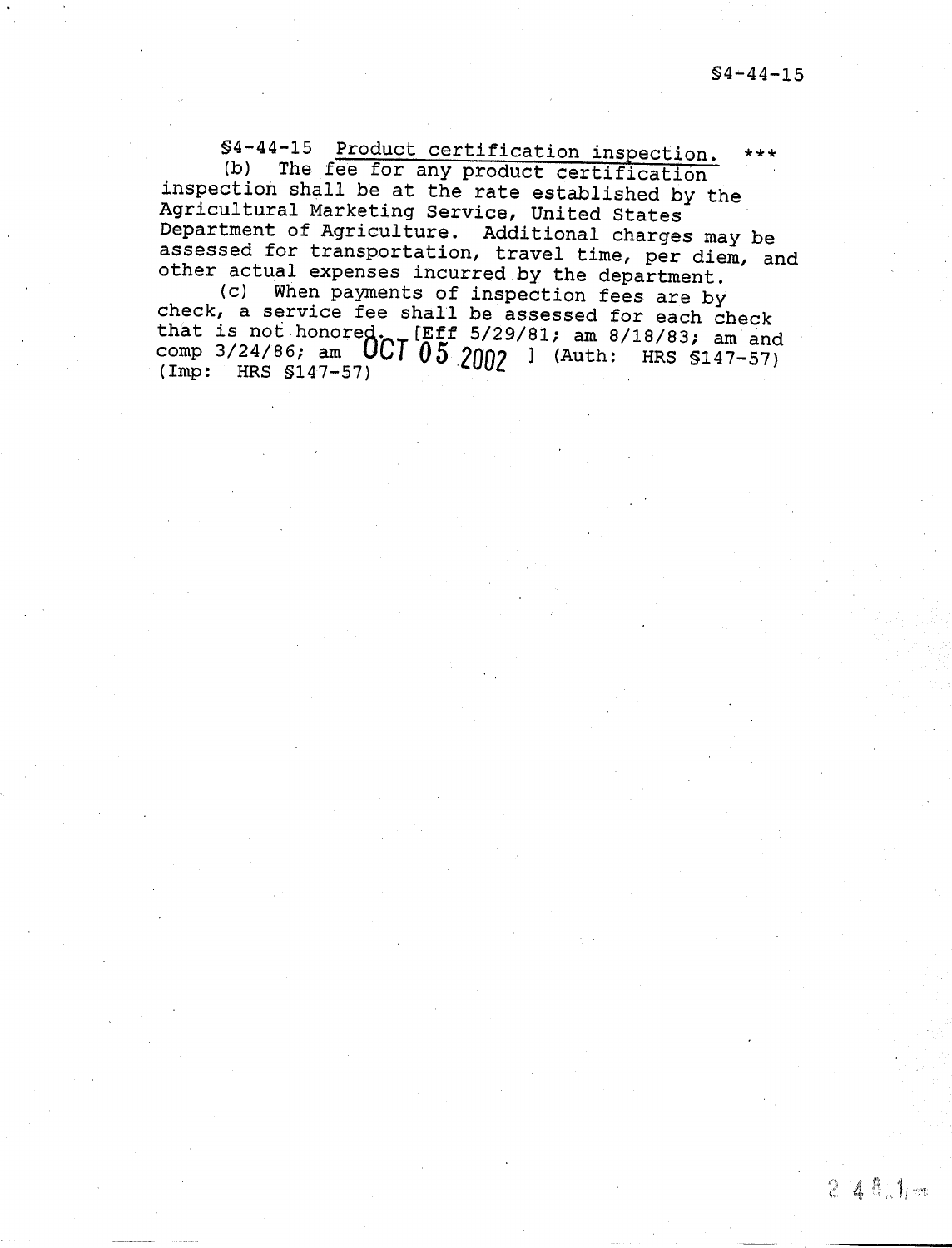§4-44-15 Product certification inspection. ***

(b) The fee for any product certification inspection shall be at the rate established by the Agricultural Marketing Service, United States Department of Agriculture. Additional charges may be assessed for transportation, travel time, per diem, and other actual expenses incurred by the department.

(c) When payments of inspection fees are by check, a service fee shall be assessed for each check that is not honored. [Eff 5/29/81; am 8/18/83; am and comp 3/24/86; am OCT 05 2002 ] (Auth: HRS §147-57) (Imp: HRS §147-57)